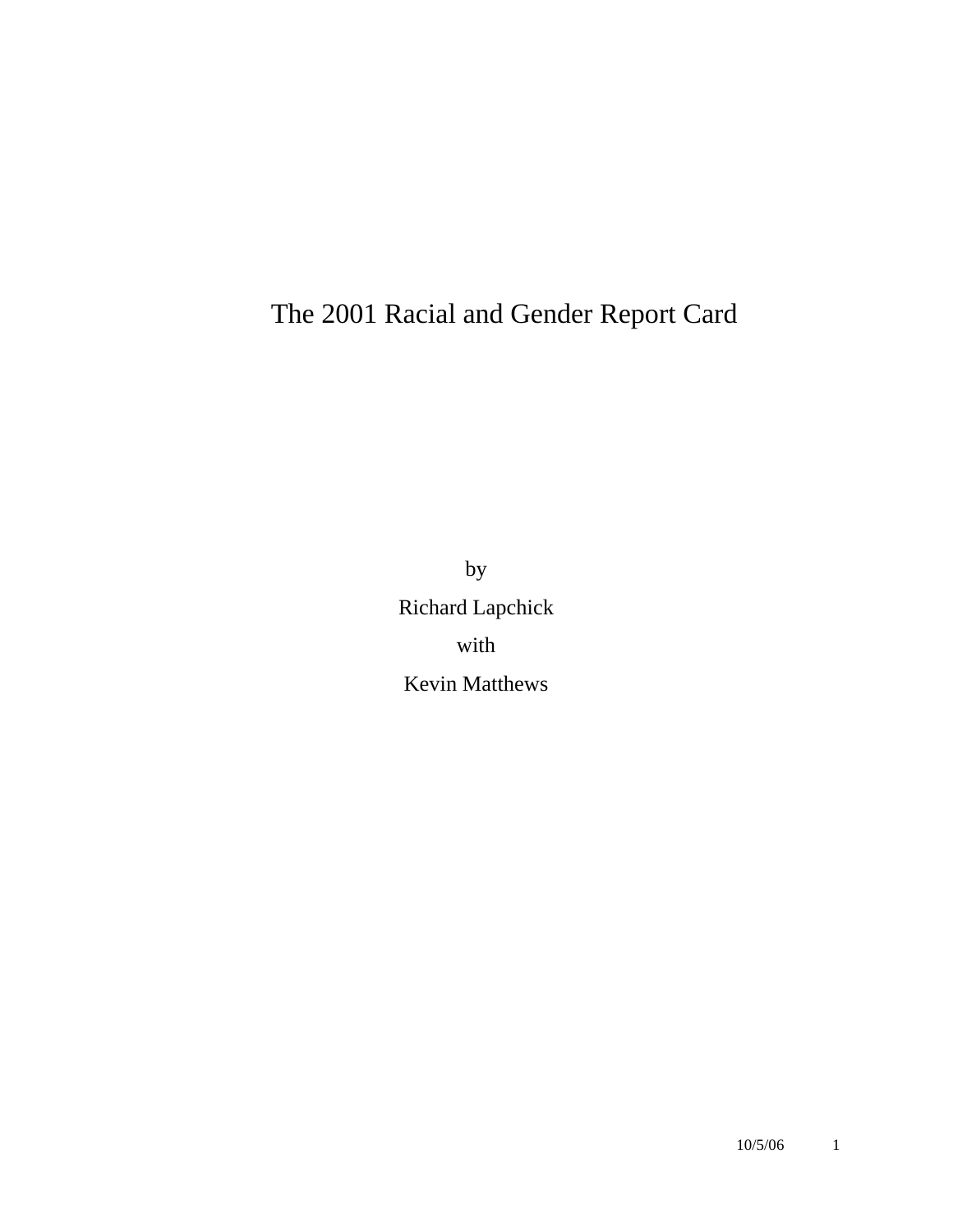# The 2001 Racial and Gender Report Card

by

Richard Lapchick

with

Kevin Matthews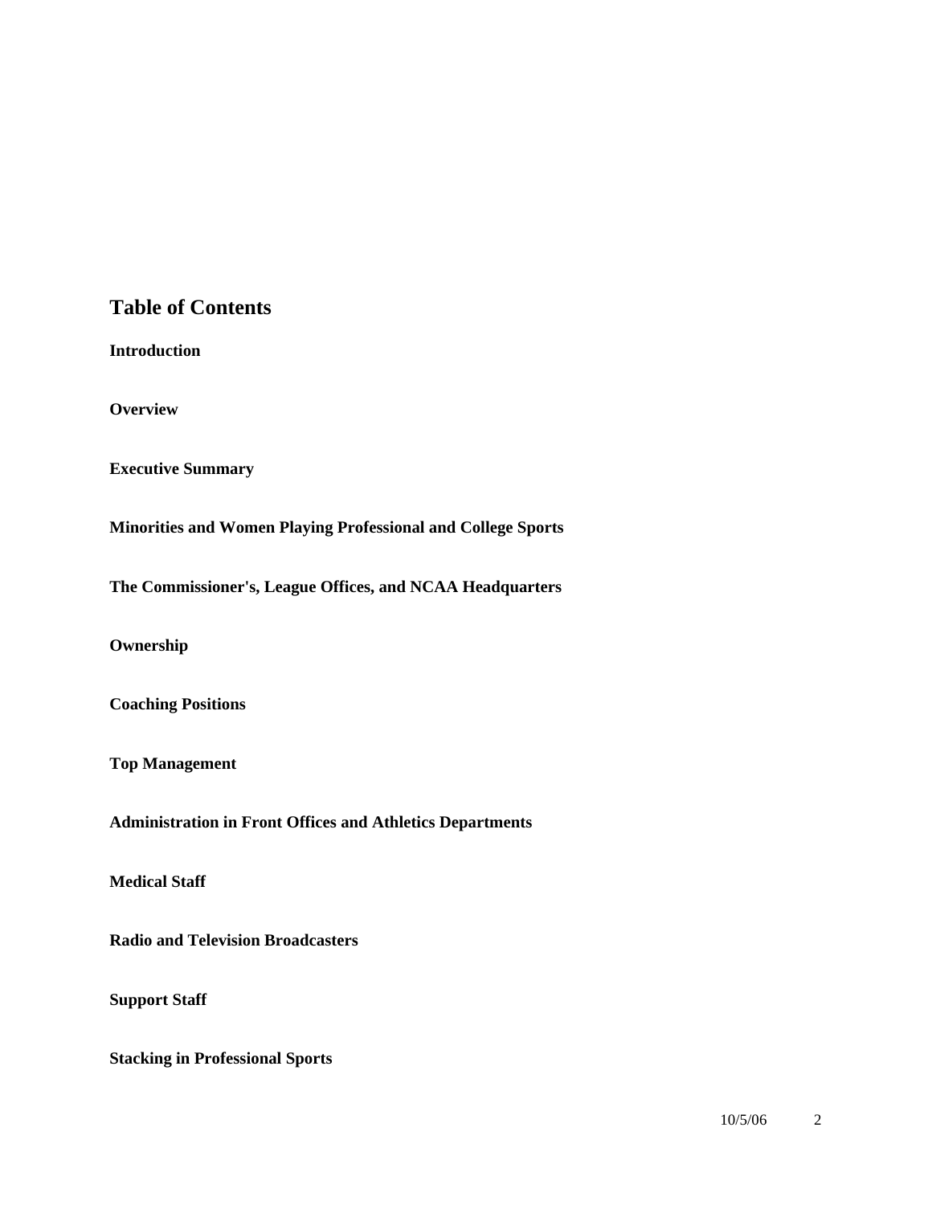## Table of Contents

**Introduction**

**Overview**

**Executive Summary**

**Minorities and Women Playing Professional and College Sports**

**The Commissioner's, League Offices, and NCAA Headquarters**

**Ownership**

**Coaching Positions**

**Top Management**

**Administration in Front Offices and Athletics Departments**

**Medical Staff**

**Radio and Television Broadcasters**

**Support Staff**

**Stacking in Professional Sports**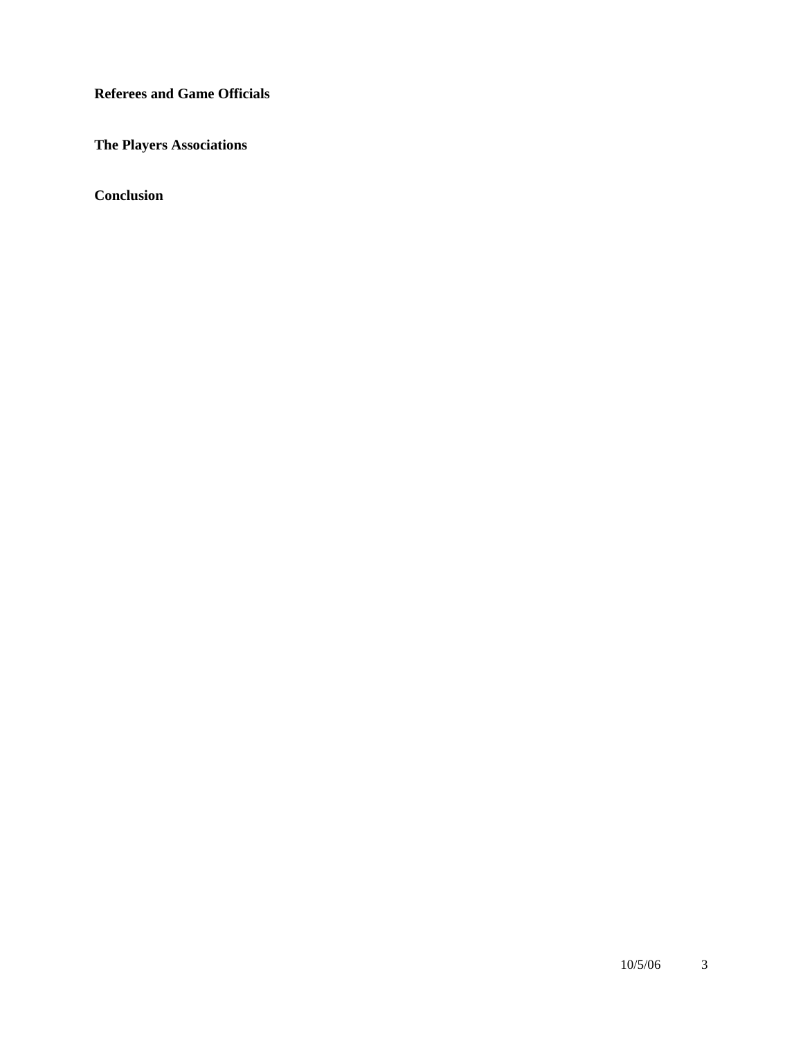**Referees and Game Officials**

**The Players Associations**

**Conclusion**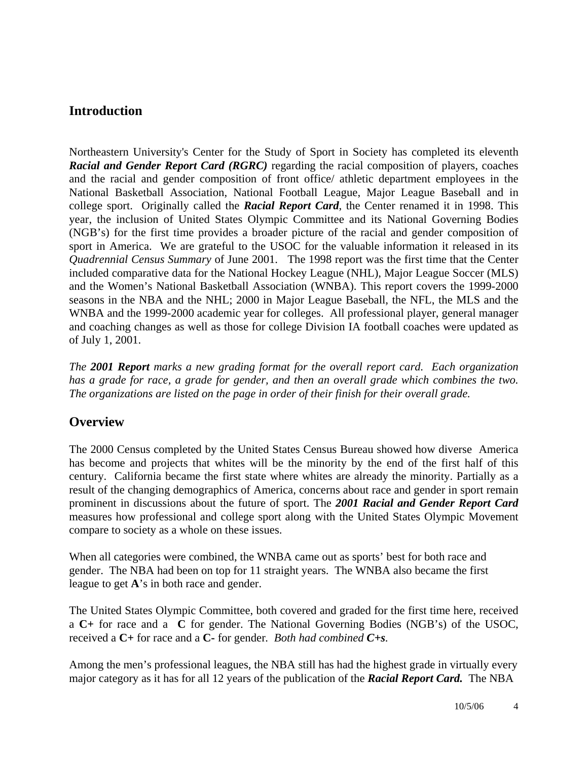## Introduction

Northeastern University's Center for the Study of Sport in Society has completed its eleventh ***Racial and Gender Report Card (RGRC)*** regarding the racial composition of players, coaches and the racial and gender composition of front office/ athletic department employees in the National Basketball Association, National Football League, Major League Baseball and in college sport. Originally called the ***Racial Report Card***, the Center renamed it in 1998. This year, the inclusion of United States Olympic Committee and its National Governing Bodies (NGB's) for the first time provides a broader picture of the racial and gender composition of sport in America. We are grateful to the USOC for the valuable information it released in its *Quadrennial Census Summary* of June 2001. The 1998 report was the first time that the Center included comparative data for the National Hockey League (NHL), Major League Soccer (MLS) and the Women's National Basketball Association (WNBA). This report covers the 1999-2000 seasons in the NBA and the NHL; 2000 in Major League Baseball, the NFL, the MLS and the WNBA and the 1999-2000 academic year for colleges. All professional player, general manager and coaching changes as well as those for college Division IA football coaches were updated as of July 1, 2001.

*The **2001 Report** marks a new grading format for the overall report card. Each organization has a grade for race, a grade for gender, and then an overall grade which combines the two. The organizations are listed on the page in order of their finish for their overall grade.*

## Overview

The 2000 Census completed by the United States Census Bureau showed how diverse America has become and projects that whites will be the minority by the end of the first half of this century. California became the first state where whites are already the minority. Partially as a result of the changing demographics of America, concerns about race and gender in sport remain prominent in discussions about the future of sport. The ***2001 Racial and Gender Report Card*** measures how professional and college sport along with the United States Olympic Movement compare to society as a whole on these issues.

When all categories were combined, the WNBA came out as sports' best for both race and gender. The NBA had been on top for 11 straight years. The WNBA also became the first league to get **A**'s in both race and gender.

The United States Olympic Committee, both covered and graded for the first time here, received a **C+** for race and a **C** for gender. The National Governing Bodies (NGB's) of the USOC, received a **C+** for race and a **C-** for gender. *Both had combined **C+s**.*

Among the men's professional leagues, the NBA still has had the highest grade in virtually every major category as it has for all 12 years of the publication of the ***Racial Report Card.*** The NBA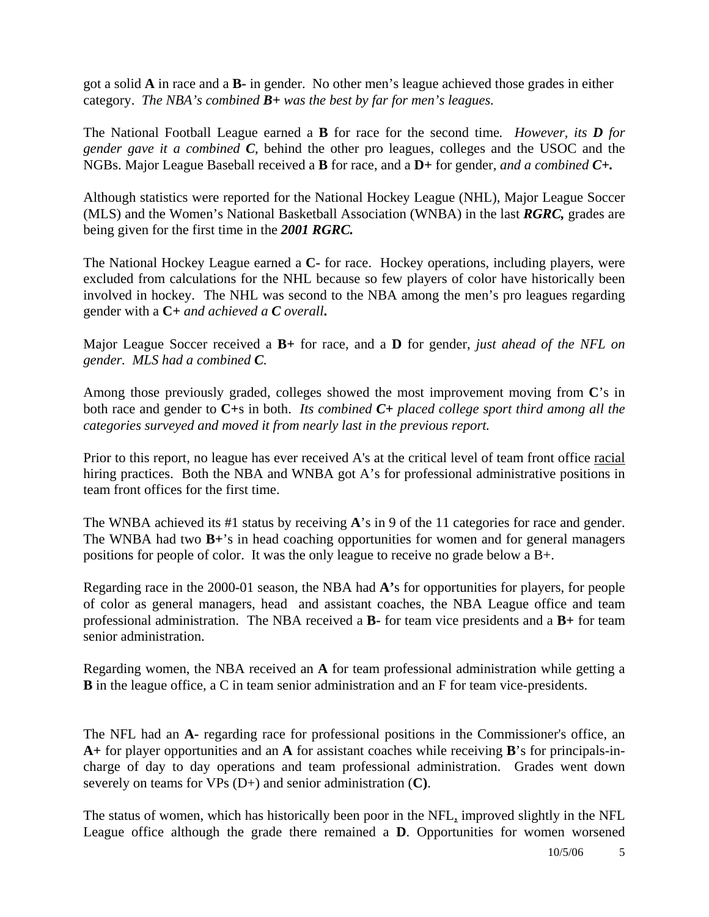got a solid **A** in race and a **B-** in gender. No other men's league achieved those grades in either category. *The NBA's combined **B+** was the best by far for men's leagues.*

The National Football League earned a **B** for race for the second time*. However, its **D** for gender gave it a combined **C**,* behind the other pro leagues, colleges and the USOC and the NGBs. Major League Baseball received a **B** for race, and a **D+** for gender*, and a combined **C+.***

Although statistics were reported for the National Hockey League (NHL), Major League Soccer (MLS) and the Women's National Basketball Association (WNBA) in the last ***RGRC,*** grades are being given for the first time in the ***2001 RGRC.***

The National Hockey League earned a **C-** for race. Hockey operations, including players, were excluded from calculations for the NHL because so few players of color have historically been involved in hockey. The NHL was second to the NBA among the men's pro leagues regarding gender with a **C+** *and achieved a **C** overall**.***

Major League Soccer received a **B+** for race, and a **D** for gender, *just ahead of the NFL on gender. MLS had a combined **C**.*

Among those previously graded, colleges showed the most improvement moving from **C**'s in both race and gender to **C+**s in both. *Its combined **C+** placed college sport third among all the categories surveyed and moved it from nearly last in the previous report.*

Prior to this report, no league has ever received A's at the critical level of team front office <u>racial</u> hiring practices. Both the NBA and WNBA got A's for professional administrative positions in team front offices for the first time.

The WNBA achieved its #1 status by receiving **A**'s in 9 of the 11 categories for race and gender. The WNBA had two **B+**'s in head coaching opportunities for women and for general managers positions for people of color. It was the only league to receive no grade below a B+.

Regarding race in the 2000-01 season, the NBA had **A'**s for opportunities for players, for people of color as general managers, head and assistant coaches, the NBA League office and team professional administration. The NBA received a **B-** for team vice presidents and a **B+** for team senior administration.

Regarding women, the NBA received an **A** for team professional administration while getting a **B** in the league office, a C in team senior administration and an F for team vice-presidents.

The NFL had an **A-** regarding race for professional positions in the Commissioner's office, an **A+** for player opportunities and an **A** for assistant coaches while receiving **B**'s for principals-in-charge of day to day operations and team professional administration. Grades went down severely on teams for VPs (D+) and senior administration (**C)**.

The status of women, which has historically been poor in the NFL, improved slightly in the NFL League office although the grade there remained a **D**. Opportunities for women worsened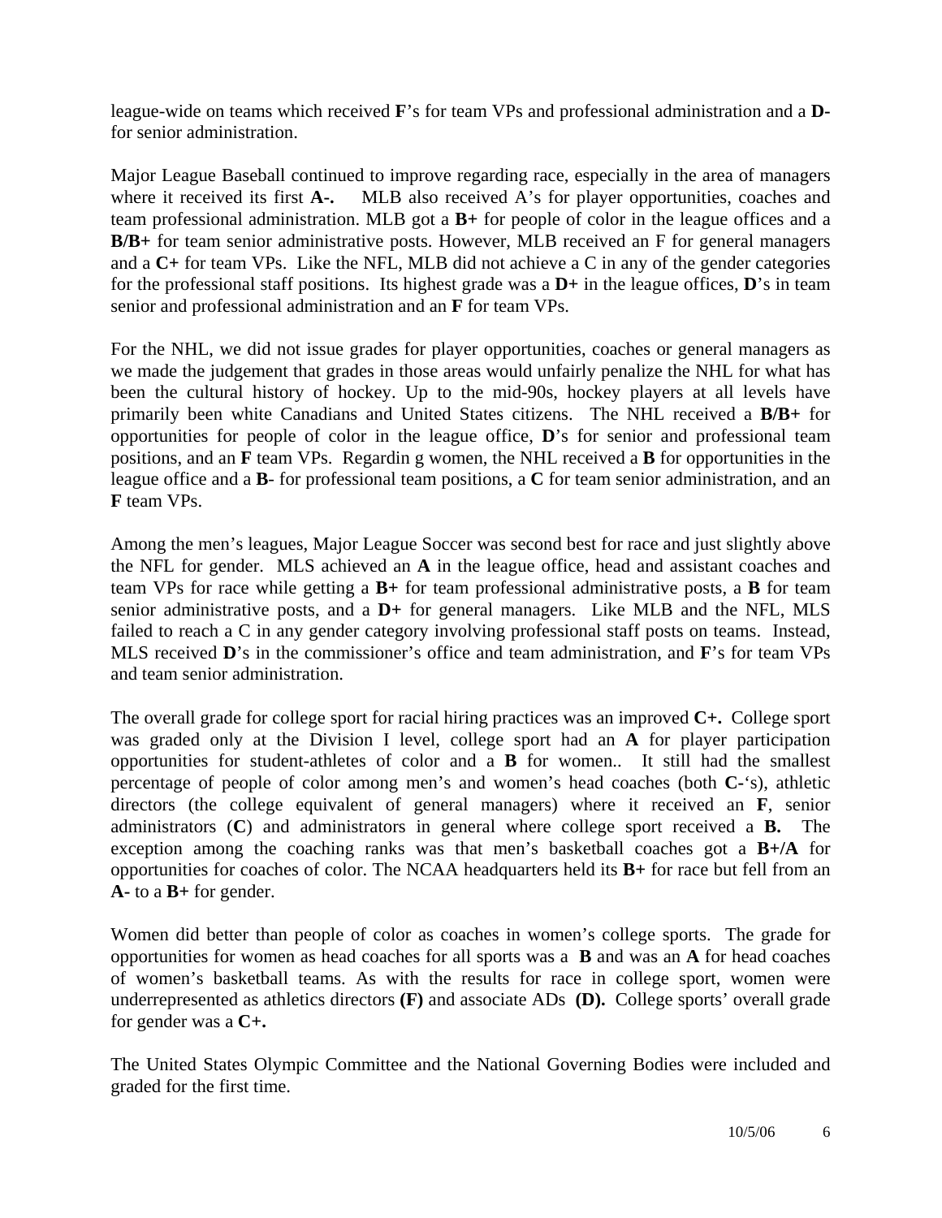league-wide on teams which received **F**'s for team VPs and professional administration and a **D-** for senior administration.

Major League Baseball continued to improve regarding race, especially in the area of managers where it received its first **A-.** MLB also received A's for player opportunities, coaches and team professional administration. MLB got a **B+** for people of color in the league offices and a **B/B+** for team senior administrative posts. However, MLB received an F for general managers and a **C+** for team VPs. Like the NFL, MLB did not achieve a C in any of the gender categories for the professional staff positions. Its highest grade was a **D+** in the league offices, **D**'s in team senior and professional administration and an **F** for team VPs.

For the NHL, we did not issue grades for player opportunities, coaches or general managers as we made the judgement that grades in those areas would unfairly penalize the NHL for what has been the cultural history of hockey. Up to the mid-90s, hockey players at all levels have primarily been white Canadians and United States citizens. The NHL received a **B/B+** for opportunities for people of color in the league office, **D**'s for senior and professional team positions, and an **F** team VPs. Regardin g women, the NHL received a **B** for opportunities in the league office and a **B**- for professional team positions, a **C** for team senior administration, and an **F** team VPs.

Among the men's leagues, Major League Soccer was second best for race and just slightly above the NFL for gender. MLS achieved an **A** in the league office, head and assistant coaches and team VPs for race while getting a **B+** for team professional administrative posts, a **B** for team senior administrative posts, and a **D+** for general managers. Like MLB and the NFL, MLS failed to reach a C in any gender category involving professional staff posts on teams. Instead, MLS received **D**'s in the commissioner's office and team administration, and **F**'s for team VPs and team senior administration.

The overall grade for college sport for racial hiring practices was an improved **C+.** College sport was graded only at the Division I level, college sport had an **A** for player participation opportunities for student-athletes of color and a **B** for women.. It still had the smallest percentage of people of color among men's and women's head coaches (both **C-**'s), athletic directors (the college equivalent of general managers) where it received an **F**, senior administrators (**C**) and administrators in general where college sport received a **B.** The exception among the coaching ranks was that men's basketball coaches got a **B+/A** for opportunities for coaches of color. The NCAA headquarters held its **B+** for race but fell from an **A-** to a **B+** for gender.

Women did better than people of color as coaches in women's college sports. The grade for opportunities for women as head coaches for all sports was a **B** and was an **A** for head coaches of women's basketball teams. As with the results for race in college sport, women were underrepresented as athletics directors **(F)** and associate ADs **(D).** College sports' overall grade for gender was a **C+.**

The United States Olympic Committee and the National Governing Bodies were included and graded for the first time.

10/5/06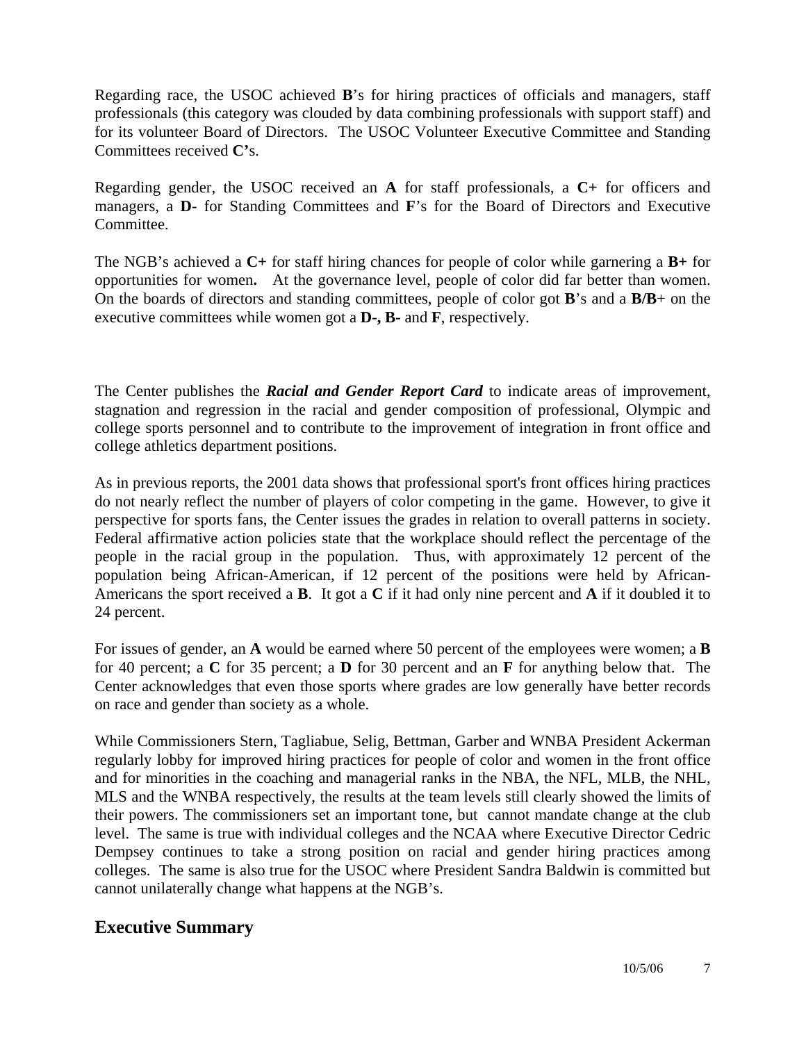Regarding race, the USOC achieved **B**'s for hiring practices of officials and managers, staff professionals (this category was clouded by data combining professionals with support staff) and for its volunteer Board of Directors. The USOC Volunteer Executive Committee and Standing Committees received **C'**s.

Regarding gender, the USOC received an **A** for staff professionals, a **C+** for officers and managers, a **D-** for Standing Committees and **F**'s for the Board of Directors and Executive Committee.

The NGB's achieved a **C+** for staff hiring chances for people of color while garnering a **B+** for opportunities for women**.** At the governance level, people of color did far better than women. On the boards of directors and standing committees, people of color got **B**'s and a **B/B**+ on the executive committees while women got a **D-, B-** and **F**, respectively.

The Center publishes the ***Racial and Gender Report Card*** to indicate areas of improvement, stagnation and regression in the racial and gender composition of professional, Olympic and college sports personnel and to contribute to the improvement of integration in front office and college athletics department positions.

As in previous reports, the 2001 data shows that professional sport's front offices hiring practices do not nearly reflect the number of players of color competing in the game. However, to give it perspective for sports fans, the Center issues the grades in relation to overall patterns in society. Federal affirmative action policies state that the workplace should reflect the percentage of the people in the racial group in the population. Thus, with approximately 12 percent of the population being African-American, if 12 percent of the positions were held by African-Americans the sport received a **B**. It got a **C** if it had only nine percent and **A** if it doubled it to 24 percent.

For issues of gender, an **A** would be earned where 50 percent of the employees were women; a **B** for 40 percent; a **C** for 35 percent; a **D** for 30 percent and an **F** for anything below that. The Center acknowledges that even those sports where grades are low generally have better records on race and gender than society as a whole.

While Commissioners Stern, Tagliabue, Selig, Bettman, Garber and WNBA President Ackerman regularly lobby for improved hiring practices for people of color and women in the front office and for minorities in the coaching and managerial ranks in the NBA, the NFL, MLB, the NHL, MLS and the WNBA respectively, the results at the team levels still clearly showed the limits of their powers. The commissioners set an important tone, but cannot mandate change at the club level. The same is true with individual colleges and the NCAA where Executive Director Cedric Dempsey continues to take a strong position on racial and gender hiring practices among colleges. The same is also true for the USOC where President Sandra Baldwin is committed but cannot unilaterally change what happens at the NGB's.

## Executive Summary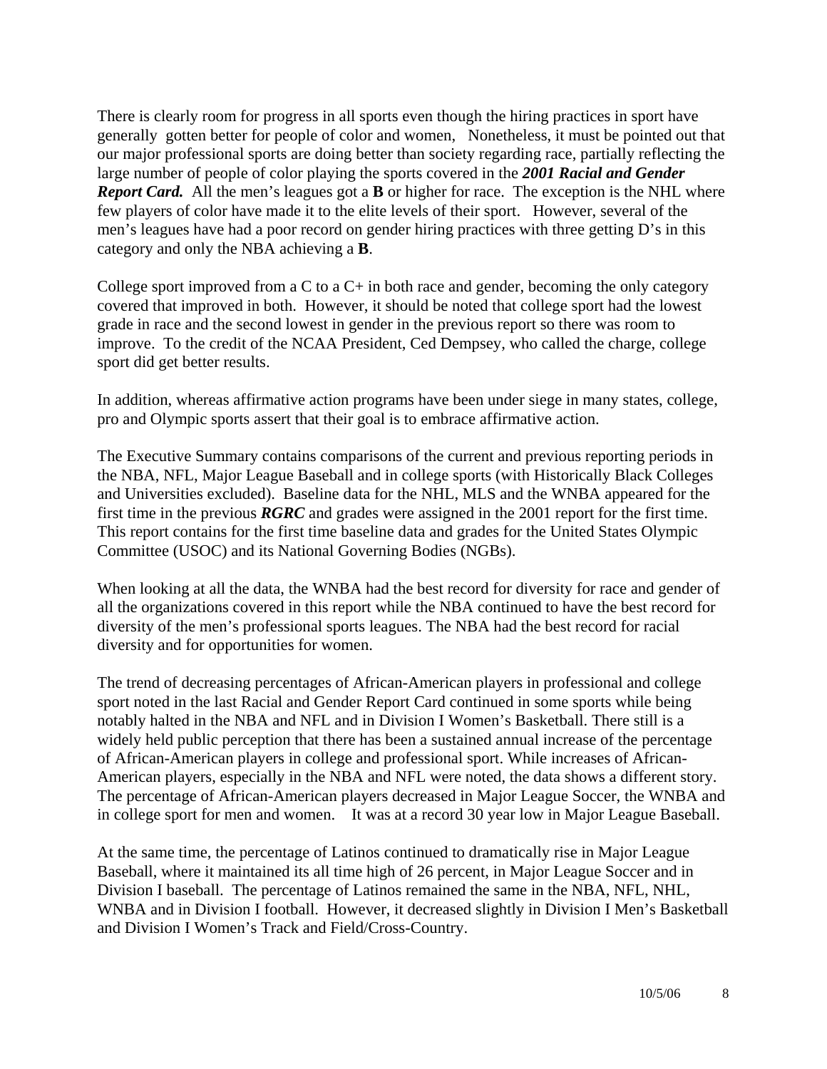There is clearly room for progress in all sports even though the hiring practices in sport have generally gotten better for people of color and women, Nonetheless, it must be pointed out that our major professional sports are doing better than society regarding race, partially reflecting the large number of people of color playing the sports covered in the ***2001 Racial and Gender Report Card.*** All the men's leagues got a **B** or higher for race. The exception is the NHL where few players of color have made it to the elite levels of their sport. However, several of the men's leagues have had a poor record on gender hiring practices with three getting D's in this category and only the NBA achieving a **B**.

College sport improved from a C to a C+ in both race and gender, becoming the only category covered that improved in both. However, it should be noted that college sport had the lowest grade in race and the second lowest in gender in the previous report so there was room to improve. To the credit of the NCAA President, Ced Dempsey, who called the charge, college sport did get better results.

In addition, whereas affirmative action programs have been under siege in many states, college, pro and Olympic sports assert that their goal is to embrace affirmative action.

The Executive Summary contains comparisons of the current and previous reporting periods in the NBA, NFL, Major League Baseball and in college sports (with Historically Black Colleges and Universities excluded). Baseline data for the NHL, MLS and the WNBA appeared for the first time in the previous ***RGRC*** and grades were assigned in the 2001 report for the first time. This report contains for the first time baseline data and grades for the United States Olympic Committee (USOC) and its National Governing Bodies (NGBs).

When looking at all the data, the WNBA had the best record for diversity for race and gender of all the organizations covered in this report while the NBA continued to have the best record for diversity of the men's professional sports leagues. The NBA had the best record for racial diversity and for opportunities for women.

The trend of decreasing percentages of African-American players in professional and college sport noted in the last Racial and Gender Report Card continued in some sports while being notably halted in the NBA and NFL and in Division I Women's Basketball. There still is a widely held public perception that there has been a sustained annual increase of the percentage of African-American players in college and professional sport. While increases of African-American players, especially in the NBA and NFL were noted, the data shows a different story. The percentage of African-American players decreased in Major League Soccer, the WNBA and in college sport for men and women. It was at a record 30 year low in Major League Baseball.

At the same time, the percentage of Latinos continued to dramatically rise in Major League Baseball, where it maintained its all time high of 26 percent, in Major League Soccer and in Division I baseball. The percentage of Latinos remained the same in the NBA, NFL, NHL, WNBA and in Division I football. However, it decreased slightly in Division I Men's Basketball and Division I Women's Track and Field/Cross-Country.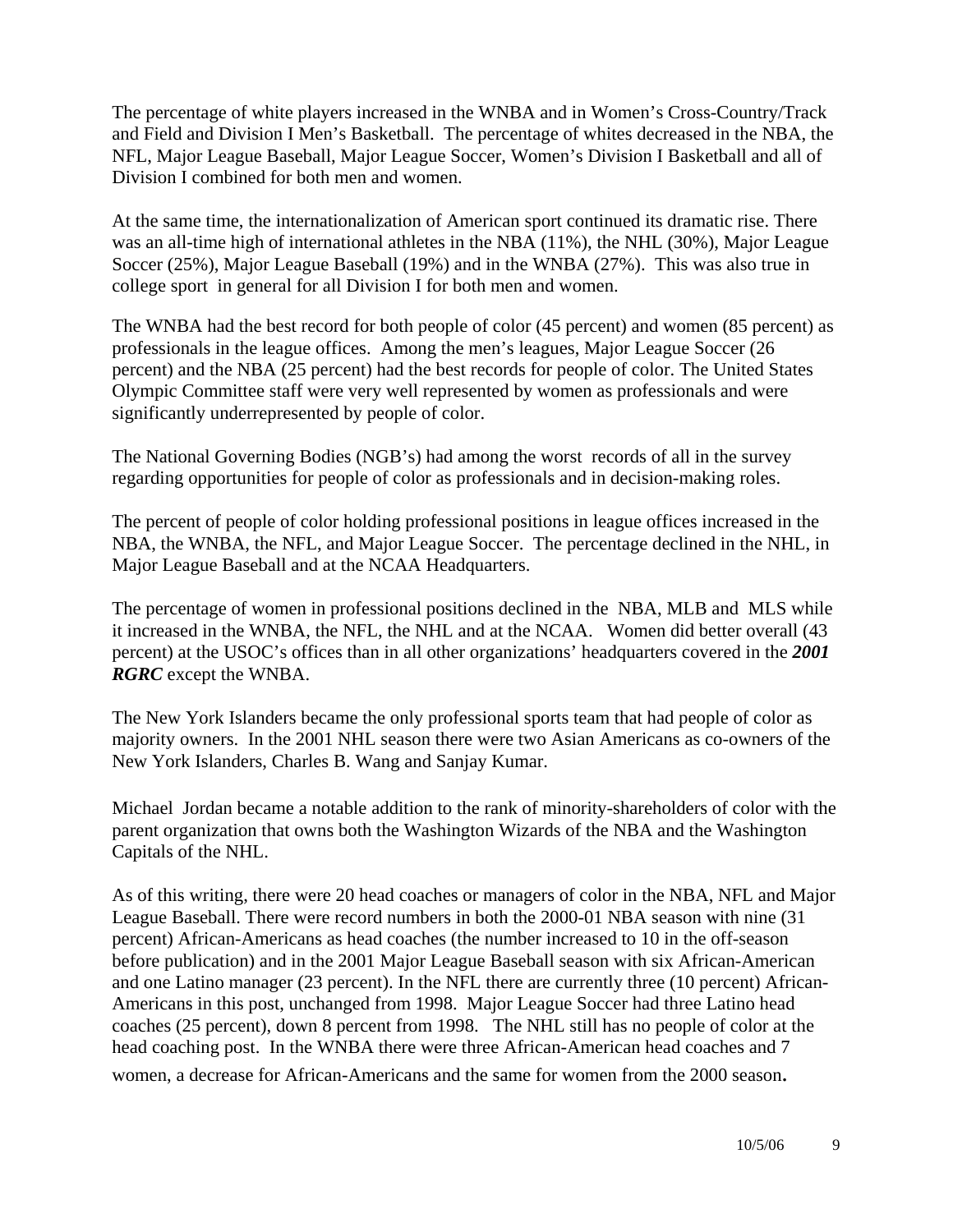The percentage of white players increased in the WNBA and in Women's Cross-Country/Track and Field and Division I Men's Basketball. The percentage of whites decreased in the NBA, the NFL, Major League Baseball, Major League Soccer, Women's Division I Basketball and all of Division I combined for both men and women.

At the same time, the internationalization of American sport continued its dramatic rise. There was an all-time high of international athletes in the NBA (11%), the NHL (30%), Major League Soccer (25%), Major League Baseball (19%) and in the WNBA (27%). This was also true in college sport in general for all Division I for both men and women.

The WNBA had the best record for both people of color (45 percent) and women (85 percent) as professionals in the league offices. Among the men's leagues, Major League Soccer (26 percent) and the NBA (25 percent) had the best records for people of color. The United States Olympic Committee staff were very well represented by women as professionals and were significantly underrepresented by people of color.

The National Governing Bodies (NGB's) had among the worst records of all in the survey regarding opportunities for people of color as professionals and in decision-making roles.

The percent of people of color holding professional positions in league offices increased in the NBA, the WNBA, the NFL, and Major League Soccer. The percentage declined in the NHL, in Major League Baseball and at the NCAA Headquarters.

The percentage of women in professional positions declined in the NBA, MLB and MLS while it increased in the WNBA, the NFL, the NHL and at the NCAA. Women did better overall (43 percent) at the USOC's offices than in all other organizations' headquarters covered in the ***2001 RGRC*** except the WNBA.

The New York Islanders became the only professional sports team that had people of color as majority owners. In the 2001 NHL season there were two Asian Americans as co-owners of the New York Islanders, Charles B. Wang and Sanjay Kumar.

Michael Jordan became a notable addition to the rank of minority-shareholders of color with the parent organization that owns both the Washington Wizards of the NBA and the Washington Capitals of the NHL.

As of this writing, there were 20 head coaches or managers of color in the NBA, NFL and Major League Baseball. There were record numbers in both the 2000-01 NBA season with nine (31 percent) African-Americans as head coaches (the number increased to 10 in the off-season before publication) and in the 2001 Major League Baseball season with six African-American and one Latino manager (23 percent). In the NFL there are currently three (10 percent) African-Americans in this post, unchanged from 1998. Major League Soccer had three Latino head coaches (25 percent), down 8 percent from 1998. The NHL still has no people of color at the head coaching post. In the WNBA there were three African-American head coaches and 7 women, a decrease for African-Americans and the same for women from the 2000 season.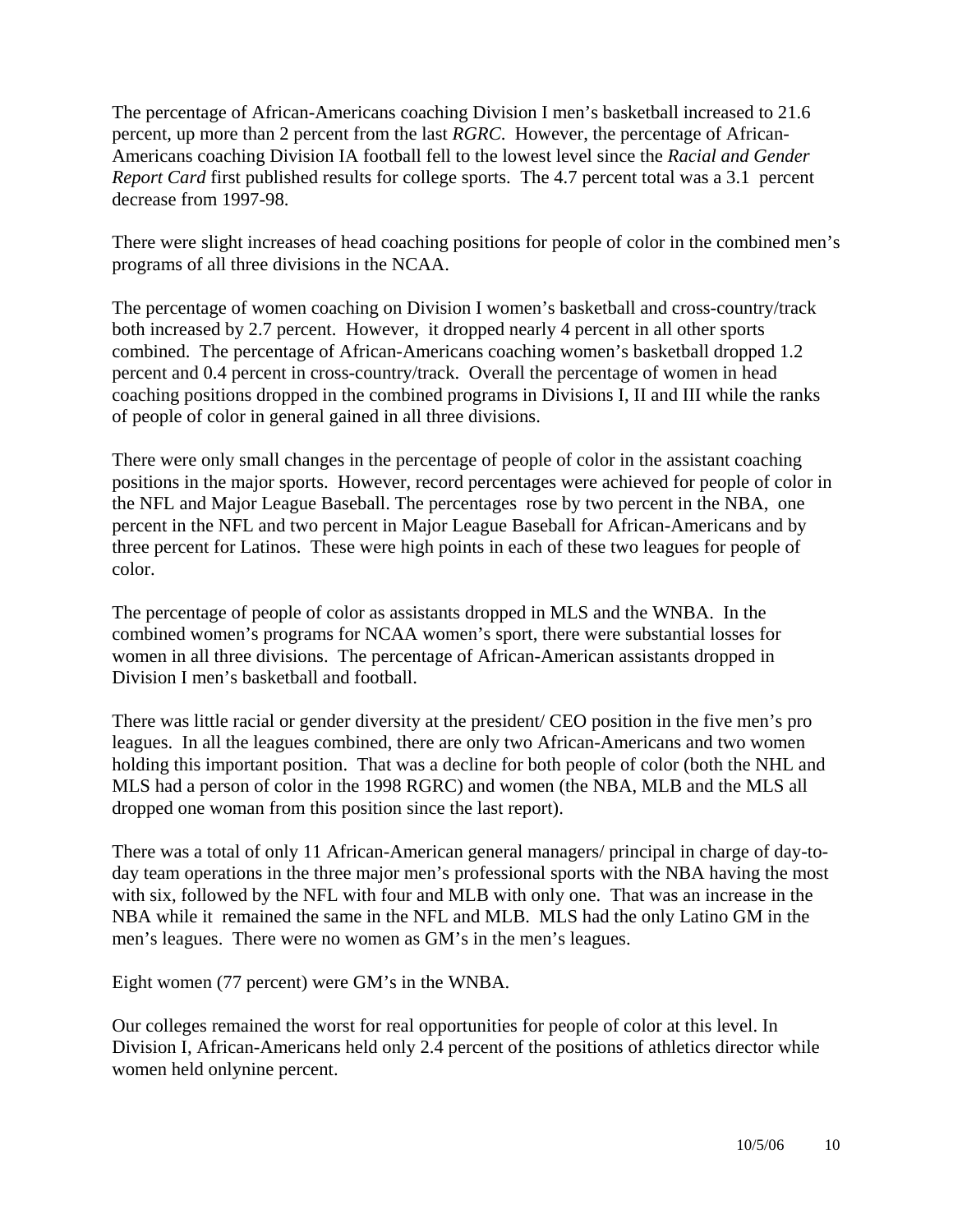The percentage of African-Americans coaching Division I men's basketball increased to 21.6 percent, up more than 2 percent from the last *RGRC*. However, the percentage of African-Americans coaching Division IA football fell to the lowest level since the *Racial and Gender Report Card* first published results for college sports. The 4.7 percent total was a 3.1 percent decrease from 1997-98.

There were slight increases of head coaching positions for people of color in the combined men's programs of all three divisions in the NCAA.

The percentage of women coaching on Division I women's basketball and cross-country/track both increased by 2.7 percent. However, it dropped nearly 4 percent in all other sports combined. The percentage of African-Americans coaching women's basketball dropped 1.2 percent and 0.4 percent in cross-country/track. Overall the percentage of women in head coaching positions dropped in the combined programs in Divisions I, II and III while the ranks of people of color in general gained in all three divisions.

There were only small changes in the percentage of people of color in the assistant coaching positions in the major sports. However, record percentages were achieved for people of color in the NFL and Major League Baseball. The percentages rose by two percent in the NBA, one percent in the NFL and two percent in Major League Baseball for African-Americans and by three percent for Latinos. These were high points in each of these two leagues for people of color.

The percentage of people of color as assistants dropped in MLS and the WNBA. In the combined women's programs for NCAA women's sport, there were substantial losses for women in all three divisions. The percentage of African-American assistants dropped in Division I men's basketball and football.

There was little racial or gender diversity at the president/ CEO position in the five men's pro leagues. In all the leagues combined, there are only two African-Americans and two women holding this important position. That was a decline for both people of color (both the NHL and MLS had a person of color in the 1998 RGRC) and women (the NBA, MLB and the MLS all dropped one woman from this position since the last report).

There was a total of only 11 African-American general managers/ principal in charge of day-to-day team operations in the three major men's professional sports with the NBA having the most with six, followed by the NFL with four and MLB with only one. That was an increase in the NBA while it remained the same in the NFL and MLB. MLS had the only Latino GM in the men's leagues. There were no women as GM's in the men's leagues.

Eight women (77 percent) were GM's in the WNBA.

Our colleges remained the worst for real opportunities for people of color at this level. In Division I, African-Americans held only 2.4 percent of the positions of athletics director while women held onlynine percent.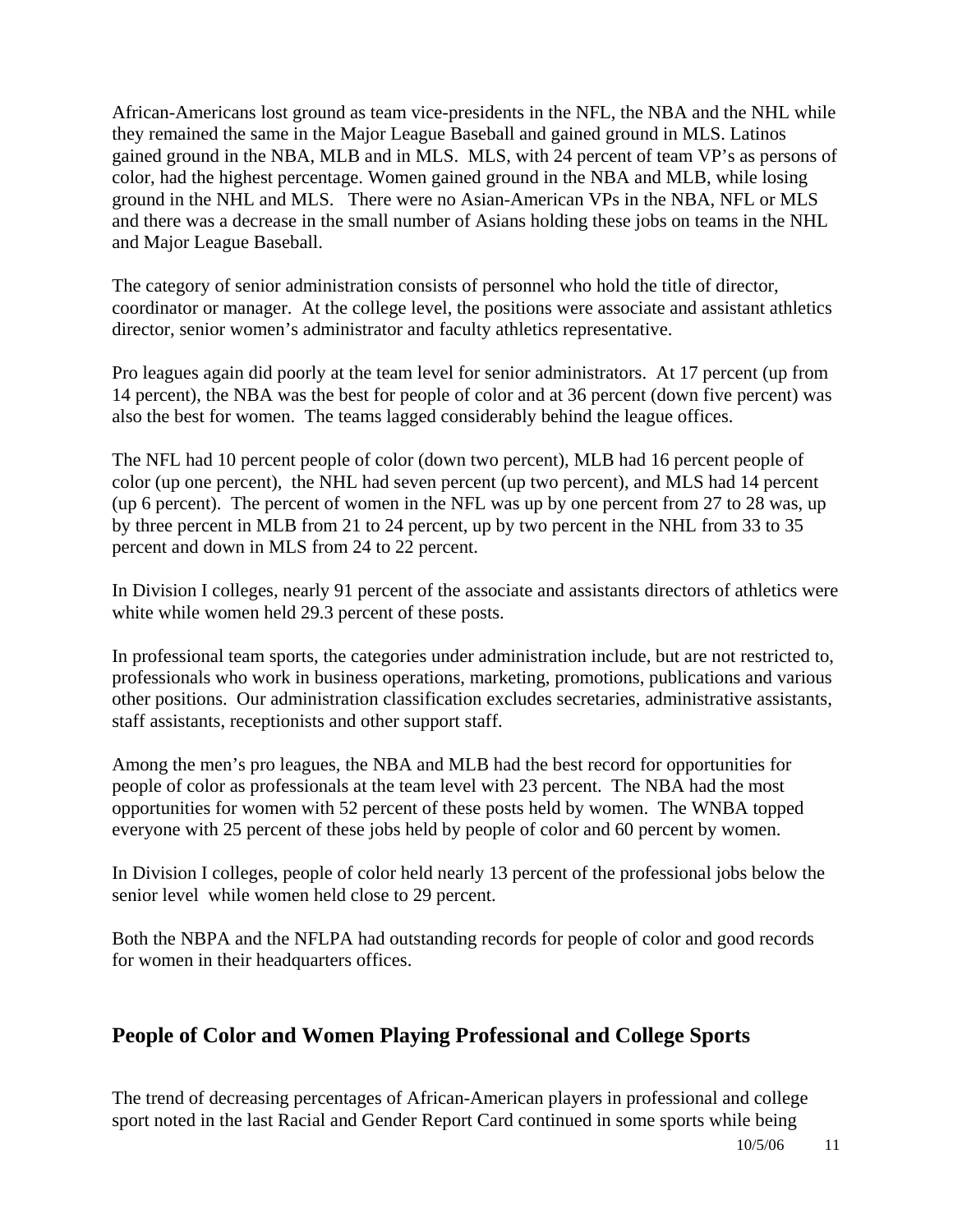African-Americans lost ground as team vice-presidents in the NFL, the NBA and the NHL while they remained the same in the Major League Baseball and gained ground in MLS. Latinos gained ground in the NBA, MLB and in MLS. MLS, with 24 percent of team VP's as persons of color, had the highest percentage. Women gained ground in the NBA and MLB, while losing ground in the NHL and MLS. There were no Asian-American VPs in the NBA, NFL or MLS and there was a decrease in the small number of Asians holding these jobs on teams in the NHL and Major League Baseball.

The category of senior administration consists of personnel who hold the title of director, coordinator or manager. At the college level, the positions were associate and assistant athletics director, senior women's administrator and faculty athletics representative.

Pro leagues again did poorly at the team level for senior administrators. At 17 percent (up from 14 percent), the NBA was the best for people of color and at 36 percent (down five percent) was also the best for women. The teams lagged considerably behind the league offices.

The NFL had 10 percent people of color (down two percent), MLB had 16 percent people of color (up one percent), the NHL had seven percent (up two percent), and MLS had 14 percent (up 6 percent). The percent of women in the NFL was up by one percent from 27 to 28 was, up by three percent in MLB from 21 to 24 percent, up by two percent in the NHL from 33 to 35 percent and down in MLS from 24 to 22 percent.

In Division I colleges, nearly 91 percent of the associate and assistants directors of athletics were white while women held 29.3 percent of these posts.

In professional team sports, the categories under administration include, but are not restricted to, professionals who work in business operations, marketing, promotions, publications and various other positions. Our administration classification excludes secretaries, administrative assistants, staff assistants, receptionists and other support staff.

Among the men's pro leagues, the NBA and MLB had the best record for opportunities for people of color as professionals at the team level with 23 percent. The NBA had the most opportunities for women with 52 percent of these posts held by women. The WNBA topped everyone with 25 percent of these jobs held by people of color and 60 percent by women.

In Division I colleges, people of color held nearly 13 percent of the professional jobs below the senior level while women held close to 29 percent.

Both the NBPA and the NFLPA had outstanding records for people of color and good records for women in their headquarters offices.

## People of Color and Women Playing Professional and College Sports

The trend of decreasing percentages of African-American players in professional and college sport noted in the last Racial and Gender Report Card continued in some sports while being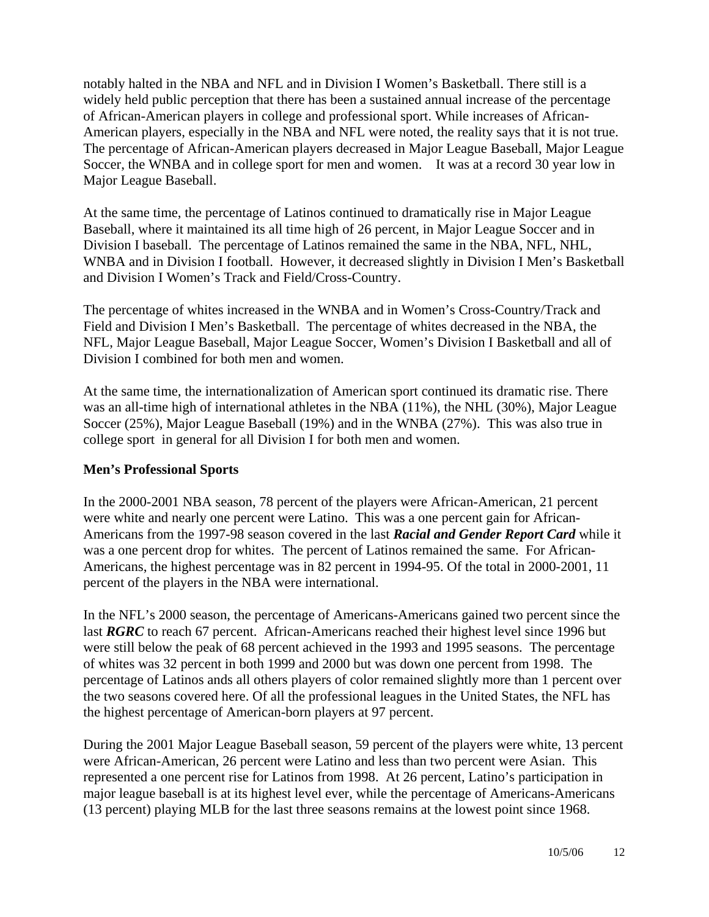notably halted in the NBA and NFL and in Division I Women's Basketball. There still is a widely held public perception that there has been a sustained annual increase of the percentage of African-American players in college and professional sport. While increases of African-American players, especially in the NBA and NFL were noted, the reality says that it is not true. The percentage of African-American players decreased in Major League Baseball, Major League Soccer, the WNBA and in college sport for men and women. It was at a record 30 year low in Major League Baseball.

At the same time, the percentage of Latinos continued to dramatically rise in Major League Baseball, where it maintained its all time high of 26 percent, in Major League Soccer and in Division I baseball. The percentage of Latinos remained the same in the NBA, NFL, NHL, WNBA and in Division I football. However, it decreased slightly in Division I Men's Basketball and Division I Women's Track and Field/Cross-Country.

The percentage of whites increased in the WNBA and in Women's Cross-Country/Track and Field and Division I Men's Basketball. The percentage of whites decreased in the NBA, the NFL, Major League Baseball, Major League Soccer, Women's Division I Basketball and all of Division I combined for both men and women.

At the same time, the internationalization of American sport continued its dramatic rise. There was an all-time high of international athletes in the NBA (11%), the NHL (30%), Major League Soccer (25%), Major League Baseball (19%) and in the WNBA (27%). This was also true in college sport in general for all Division I for both men and women.

**Men's Professional Sports**

In the 2000-2001 NBA season, 78 percent of the players were African-American, 21 percent were white and nearly one percent were Latino. This was a one percent gain for African-Americans from the 1997-98 season covered in the last ***Racial and Gender Report Card*** while it was a one percent drop for whites. The percent of Latinos remained the same. For African-Americans, the highest percentage was in 82 percent in 1994-95. Of the total in 2000-2001, 11 percent of the players in the NBA were international.

In the NFL's 2000 season, the percentage of Americans-Americans gained two percent since the last ***RGRC*** to reach 67 percent. African-Americans reached their highest level since 1996 but were still below the peak of 68 percent achieved in the 1993 and 1995 seasons. The percentage of whites was 32 percent in both 1999 and 2000 but was down one percent from 1998. The percentage of Latinos ands all others players of color remained slightly more than 1 percent over the two seasons covered here. Of all the professional leagues in the United States, the NFL has the highest percentage of American-born players at 97 percent.

During the 2001 Major League Baseball season, 59 percent of the players were white, 13 percent were African-American, 26 percent were Latino and less than two percent were Asian. This represented a one percent rise for Latinos from 1998. At 26 percent, Latino's participation in major league baseball is at its highest level ever, while the percentage of Americans-Americans (13 percent) playing MLB for the last three seasons remains at the lowest point since 1968.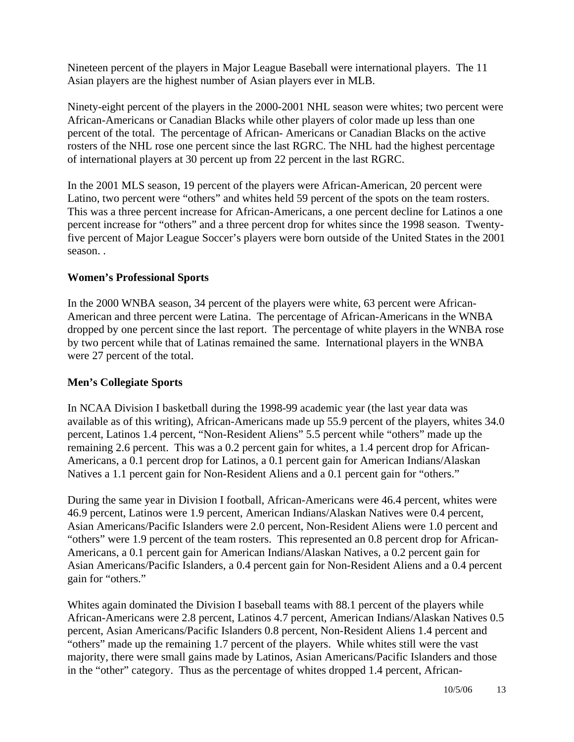Nineteen percent of the players in Major League Baseball were international players. The 11 Asian players are the highest number of Asian players ever in MLB.

Ninety-eight percent of the players in the 2000-2001 NHL season were whites; two percent were African-Americans or Canadian Blacks while other players of color made up less than one percent of the total. The percentage of African- Americans or Canadian Blacks on the active rosters of the NHL rose one percent since the last RGRC. The NHL had the highest percentage of international players at 30 percent up from 22 percent in the last RGRC.

In the 2001 MLS season, 19 percent of the players were African-American, 20 percent were Latino, two percent were "others" and whites held 59 percent of the spots on the team rosters. This was a three percent increase for African-Americans, a one percent decline for Latinos a one percent increase for "others" and a three percent drop for whites since the 1998 season. Twenty-five percent of Major League Soccer's players were born outside of the United States in the 2001 season. .

**Women's Professional Sports**

In the 2000 WNBA season, 34 percent of the players were white, 63 percent were African-American and three percent were Latina. The percentage of African-Americans in the WNBA dropped by one percent since the last report. The percentage of white players in the WNBA rose by two percent while that of Latinas remained the same. International players in the WNBA were 27 percent of the total.

**Men's Collegiate Sports**

In NCAA Division I basketball during the 1998-99 academic year (the last year data was available as of this writing), African-Americans made up 55.9 percent of the players, whites 34.0 percent, Latinos 1.4 percent, "Non-Resident Aliens" 5.5 percent while "others" made up the remaining 2.6 percent. This was a 0.2 percent gain for whites, a 1.4 percent drop for African-Americans, a 0.1 percent drop for Latinos, a 0.1 percent gain for American Indians/Alaskan Natives a 1.1 percent gain for Non-Resident Aliens and a 0.1 percent gain for "others."

During the same year in Division I football, African-Americans were 46.4 percent, whites were 46.9 percent, Latinos were 1.9 percent, American Indians/Alaskan Natives were 0.4 percent, Asian Americans/Pacific Islanders were 2.0 percent, Non-Resident Aliens were 1.0 percent and "others" were 1.9 percent of the team rosters. This represented an 0.8 percent drop for African-Americans, a 0.1 percent gain for American Indians/Alaskan Natives, a 0.2 percent gain for Asian Americans/Pacific Islanders, a 0.4 percent gain for Non-Resident Aliens and a 0.4 percent gain for "others."

Whites again dominated the Division I baseball teams with 88.1 percent of the players while African-Americans were 2.8 percent, Latinos 4.7 percent, American Indians/Alaskan Natives 0.5 percent, Asian Americans/Pacific Islanders 0.8 percent, Non-Resident Aliens 1.4 percent and "others" made up the remaining 1.7 percent of the players. While whites still were the vast majority, there were small gains made by Latinos, Asian Americans/Pacific Islanders and those in the "other" category. Thus as the percentage of whites dropped 1.4 percent, African-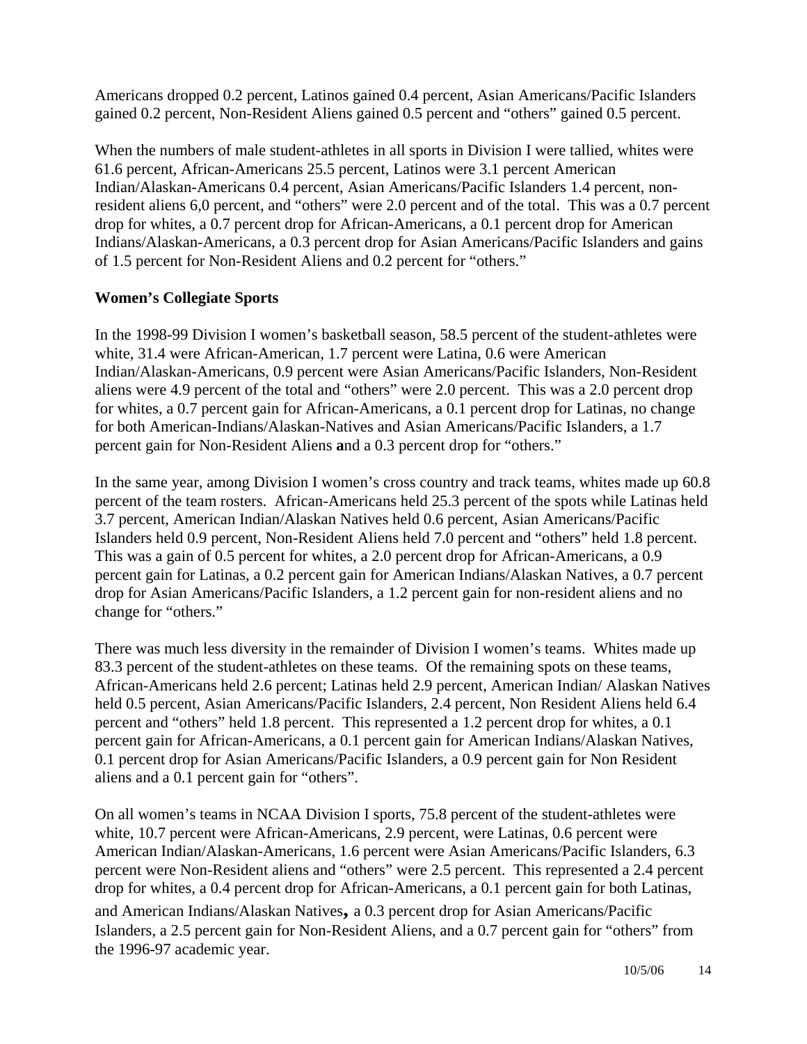Americans dropped 0.2 percent, Latinos gained 0.4 percent, Asian Americans/Pacific Islanders gained 0.2 percent, Non-Resident Aliens gained 0.5 percent and "others" gained 0.5 percent.

When the numbers of male student-athletes in all sports in Division I were tallied, whites were 61.6 percent, African-Americans 25.5 percent, Latinos were 3.1 percent American Indian/Alaskan-Americans 0.4 percent, Asian Americans/Pacific Islanders 1.4 percent, non-resident aliens 6,0 percent, and "others" were 2.0 percent and of the total. This was a 0.7 percent drop for whites, a 0.7 percent drop for African-Americans, a 0.1 percent drop for American Indians/Alaskan-Americans, a 0.3 percent drop for Asian Americans/Pacific Islanders and gains of 1.5 percent for Non-Resident Aliens and 0.2 percent for "others."

**Women's Collegiate Sports**

In the 1998-99 Division I women's basketball season, 58.5 percent of the student-athletes were white, 31.4 were African-American, 1.7 percent were Latina, 0.6 were American Indian/Alaskan-Americans, 0.9 percent were Asian Americans/Pacific Islanders, Non-Resident aliens were 4.9 percent of the total and "others" were 2.0 percent. This was a 2.0 percent drop for whites, a 0.7 percent gain for African-Americans, a 0.1 percent drop for Latinas, no change for both American-Indians/Alaskan-Natives and Asian Americans/Pacific Islanders, a 1.7 percent gain for Non-Resident Aliens **a**nd a 0.3 percent drop for "others."

In the same year, among Division I women's cross country and track teams, whites made up 60.8 percent of the team rosters. African-Americans held 25.3 percent of the spots while Latinas held 3.7 percent, American Indian/Alaskan Natives held 0.6 percent, Asian Americans/Pacific Islanders held 0.9 percent, Non-Resident Aliens held 7.0 percent and "others" held 1.8 percent. This was a gain of 0.5 percent for whites, a 2.0 percent drop for African-Americans, a 0.9 percent gain for Latinas, a 0.2 percent gain for American Indians/Alaskan Natives, a 0.7 percent drop for Asian Americans/Pacific Islanders, a 1.2 percent gain for non-resident aliens and no change for "others."

There was much less diversity in the remainder of Division I women's teams. Whites made up 83.3 percent of the student-athletes on these teams. Of the remaining spots on these teams, African-Americans held 2.6 percent; Latinas held 2.9 percent, American Indian/ Alaskan Natives held 0.5 percent, Asian Americans/Pacific Islanders, 2.4 percent, Non Resident Aliens held 6.4 percent and "others" held 1.8 percent. This represented a 1.2 percent drop for whites, a 0.1 percent gain for African-Americans, a 0.1 percent gain for American Indians/Alaskan Natives, 0.1 percent drop for Asian Americans/Pacific Islanders, a 0.9 percent gain for Non Resident aliens and a 0.1 percent gain for "others".

On all women's teams in NCAA Division I sports, 75.8 percent of the student-athletes were white, 10.7 percent were African-Americans, 2.9 percent, were Latinas, 0.6 percent were American Indian/Alaskan-Americans, 1.6 percent were Asian Americans/Pacific Islanders, 6.3 percent were Non-Resident aliens and "others" were 2.5 percent. This represented a 2.4 percent drop for whites, a 0.4 percent drop for African-Americans, a 0.1 percent gain for both Latinas, and American Indians/Alaskan Natives**,** a 0.3 percent drop for Asian Americans/Pacific Islanders, a 2.5 percent gain for Non-Resident Aliens, and a 0.7 percent gain for "others" from the 1996-97 academic year.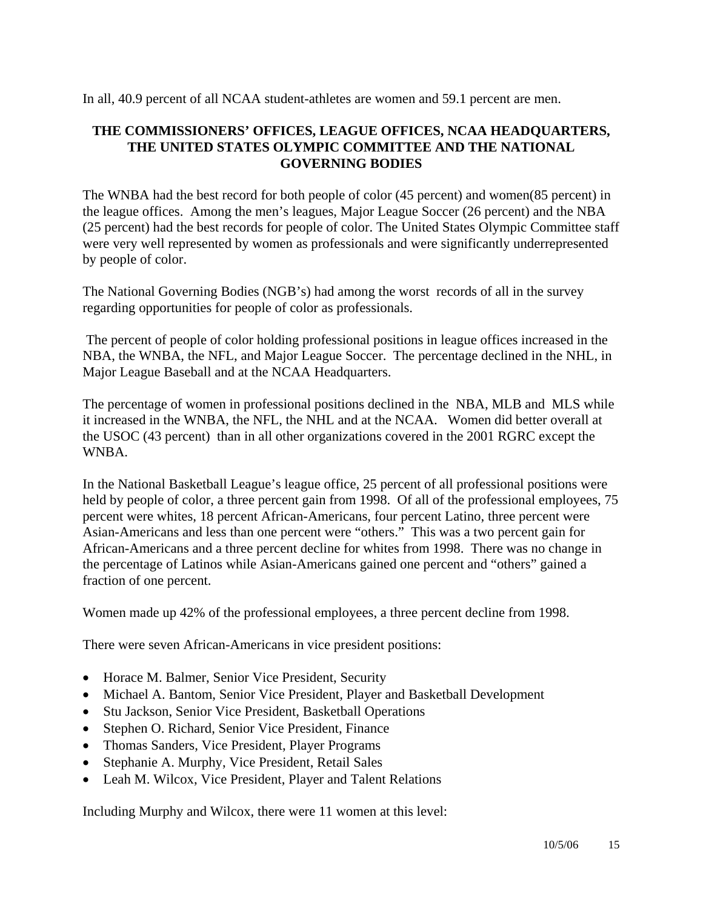In all, 40.9 percent of all NCAA student-athletes are women and 59.1 percent are men.

## THE COMMISSIONERS' OFFICES, LEAGUE OFFICES, NCAA HEADQUARTERS, THE UNITED STATES OLYMPIC COMMITTEE AND THE NATIONAL GOVERNING BODIES

The WNBA had the best record for both people of color (45 percent) and women(85 percent) in the league offices. Among the men's leagues, Major League Soccer (26 percent) and the NBA (25 percent) had the best records for people of color. The United States Olympic Committee staff were very well represented by women as professionals and were significantly underrepresented by people of color.

The National Governing Bodies (NGB's) had among the worst records of all in the survey regarding opportunities for people of color as professionals.

The percent of people of color holding professional positions in league offices increased in the NBA, the WNBA, the NFL, and Major League Soccer. The percentage declined in the NHL, in Major League Baseball and at the NCAA Headquarters.

The percentage of women in professional positions declined in the NBA, MLB and MLS while it increased in the WNBA, the NFL, the NHL and at the NCAA. Women did better overall at the USOC (43 percent) than in all other organizations covered in the 2001 RGRC except the WNBA.

In the National Basketball League's league office, 25 percent of all professional positions were held by people of color, a three percent gain from 1998. Of all of the professional employees, 75 percent were whites, 18 percent African-Americans, four percent Latino, three percent were Asian-Americans and less than one percent were "others." This was a two percent gain for African-Americans and a three percent decline for whites from 1998. There was no change in the percentage of Latinos while Asian-Americans gained one percent and "others" gained a fraction of one percent.

Women made up 42% of the professional employees, a three percent decline from 1998.

There were seven African-Americans in vice president positions:

- Horace M. Balmer, Senior Vice President, Security
- Michael A. Bantom, Senior Vice President, Player and Basketball Development
- Stu Jackson, Senior Vice President, Basketball Operations
- Stephen O. Richard, Senior Vice President, Finance
- Thomas Sanders, Vice President, Player Programs
- Stephanie A. Murphy, Vice President, Retail Sales
- Leah M. Wilcox, Vice President, Player and Talent Relations

Including Murphy and Wilcox, there were 11 women at this level: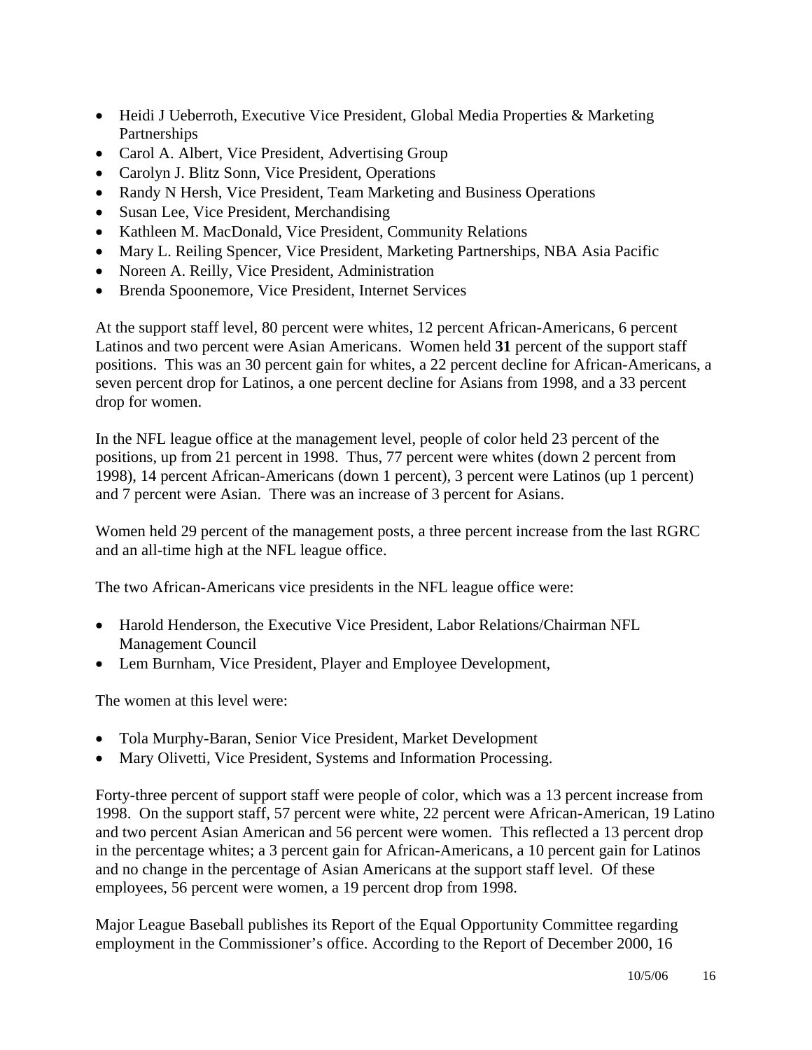- Heidi J Ueberroth, Executive Vice President, Global Media Properties & Marketing Partnerships
- Carol A. Albert, Vice President, Advertising Group
- Carolyn J. Blitz Sonn, Vice President, Operations
- Randy N Hersh, Vice President, Team Marketing and Business Operations
- Susan Lee, Vice President, Merchandising
- Kathleen M. MacDonald, Vice President, Community Relations
- Mary L. Reiling Spencer, Vice President, Marketing Partnerships, NBA Asia Pacific
- Noreen A. Reilly, Vice President, Administration
- Brenda Spoonemore, Vice President, Internet Services

At the support staff level, 80 percent were whites, 12 percent African-Americans, 6 percent Latinos and two percent were Asian Americans. Women held **31** percent of the support staff positions. This was an 30 percent gain for whites, a 22 percent decline for African-Americans, a seven percent drop for Latinos, a one percent decline for Asians from 1998, and a 33 percent drop for women.

In the NFL league office at the management level, people of color held 23 percent of the positions, up from 21 percent in 1998. Thus, 77 percent were whites (down 2 percent from 1998), 14 percent African-Americans (down 1 percent), 3 percent were Latinos (up 1 percent) and 7 percent were Asian. There was an increase of 3 percent for Asians.

Women held 29 percent of the management posts, a three percent increase from the last RGRC and an all-time high at the NFL league office.

The two African-Americans vice presidents in the NFL league office were:

- Harold Henderson, the Executive Vice President, Labor Relations/Chairman NFL Management Council
- Lem Burnham, Vice President, Player and Employee Development,

The women at this level were:

- Tola Murphy-Baran, Senior Vice President, Market Development
- Mary Olivetti, Vice President, Systems and Information Processing.

Forty-three percent of support staff were people of color, which was a 13 percent increase from 1998. On the support staff, 57 percent were white, 22 percent were African-American, 19 Latino and two percent Asian American and 56 percent were women. This reflected a 13 percent drop in the percentage whites; a 3 percent gain for African-Americans, a 10 percent gain for Latinos and no change in the percentage of Asian Americans at the support staff level. Of these employees, 56 percent were women, a 19 percent drop from 1998.

Major League Baseball publishes its Report of the Equal Opportunity Committee regarding employment in the Commissioner's office. According to the Report of December 2000, 16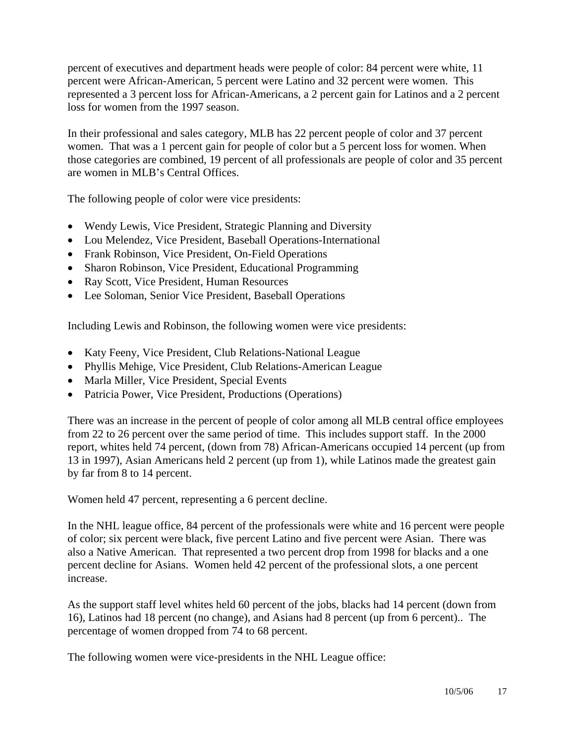percent of executives and department heads were people of color: 84 percent were white, 11 percent were African-American, 5 percent were Latino and 32 percent were women. This represented a 3 percent loss for African-Americans, a 2 percent gain for Latinos and a 2 percent loss for women from the 1997 season.

In their professional and sales category, MLB has 22 percent people of color and 37 percent women. That was a 1 percent gain for people of color but a 5 percent loss for women. When those categories are combined, 19 percent of all professionals are people of color and 35 percent are women in MLB's Central Offices.

The following people of color were vice presidents:

- Wendy Lewis, Vice President, Strategic Planning and Diversity
- Lou Melendez, Vice President, Baseball Operations-International
- Frank Robinson, Vice President, On-Field Operations
- Sharon Robinson, Vice President, Educational Programming
- Ray Scott, Vice President, Human Resources
- Lee Soloman, Senior Vice President, Baseball Operations

Including Lewis and Robinson, the following women were vice presidents:

- Katy Feeny, Vice President, Club Relations-National League
- Phyllis Mehige, Vice President, Club Relations-American League
- Marla Miller, Vice President, Special Events
- Patricia Power, Vice President, Productions (Operations)

There was an increase in the percent of people of color among all MLB central office employees from 22 to 26 percent over the same period of time. This includes support staff. In the 2000 report, whites held 74 percent, (down from 78) African-Americans occupied 14 percent (up from 13 in 1997), Asian Americans held 2 percent (up from 1), while Latinos made the greatest gain by far from 8 to 14 percent.

Women held 47 percent, representing a 6 percent decline.

In the NHL league office, 84 percent of the professionals were white and 16 percent were people of color; six percent were black, five percent Latino and five percent were Asian. There was also a Native American. That represented a two percent drop from 1998 for blacks and a one percent decline for Asians. Women held 42 percent of the professional slots, a one percent increase.

As the support staff level whites held 60 percent of the jobs, blacks had 14 percent (down from 16), Latinos had 18 percent (no change), and Asians had 8 percent (up from 6 percent).. The percentage of women dropped from 74 to 68 percent.

The following women were vice-presidents in the NHL League office: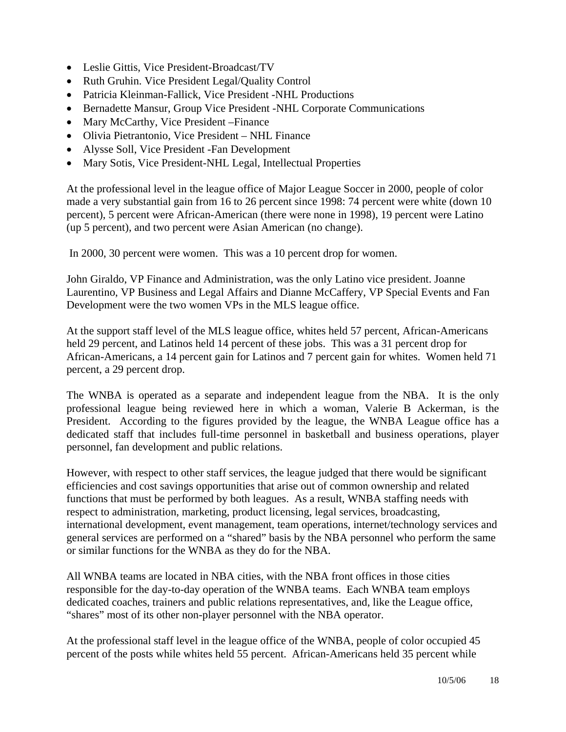- Leslie Gittis, Vice President-Broadcast/TV
- Ruth Gruhin. Vice President Legal/Quality Control
- Patricia Kleinman-Fallick, Vice President -NHL Productions
- Bernadette Mansur, Group Vice President -NHL Corporate Communications
- Mary McCarthy, Vice President –Finance
- Olivia Pietrantonio, Vice President – NHL Finance
- Alysse Soll, Vice President -Fan Development
- Mary Sotis, Vice President-NHL Legal, Intellectual Properties

At the professional level in the league office of Major League Soccer in 2000, people of color made a very substantial gain from 16 to 26 percent since 1998: 74 percent were white (down 10 percent), 5 percent were African-American (there were none in 1998), 19 percent were Latino (up 5 percent), and two percent were Asian American (no change).

In 2000, 30 percent were women. This was a 10 percent drop for women.

John Giraldo, VP Finance and Administration, was the only Latino vice president. Joanne Laurentino, VP Business and Legal Affairs and Dianne McCaffery, VP Special Events and Fan Development were the two women VPs in the MLS league office.

At the support staff level of the MLS league office, whites held 57 percent, African-Americans held 29 percent, and Latinos held 14 percent of these jobs. This was a 31 percent drop for African-Americans, a 14 percent gain for Latinos and 7 percent gain for whites. Women held 71 percent, a 29 percent drop.

The WNBA is operated as a separate and independent league from the NBA. It is the only professional league being reviewed here in which a woman, Valerie B Ackerman, is the President. According to the figures provided by the league, the WNBA League office has a dedicated staff that includes full-time personnel in basketball and business operations, player personnel, fan development and public relations.

However, with respect to other staff services, the league judged that there would be significant efficiencies and cost savings opportunities that arise out of common ownership and related functions that must be performed by both leagues. As a result, WNBA staffing needs with respect to administration, marketing, product licensing, legal services, broadcasting, international development, event management, team operations, internet/technology services and general services are performed on a "shared" basis by the NBA personnel who perform the same or similar functions for the WNBA as they do for the NBA.

All WNBA teams are located in NBA cities, with the NBA front offices in those cities responsible for the day-to-day operation of the WNBA teams. Each WNBA team employs dedicated coaches, trainers and public relations representatives, and, like the League office, "shares" most of its other non-player personnel with the NBA operator.

At the professional staff level in the league office of the WNBA, people of color occupied 45 percent of the posts while whites held 55 percent. African-Americans held 35 percent while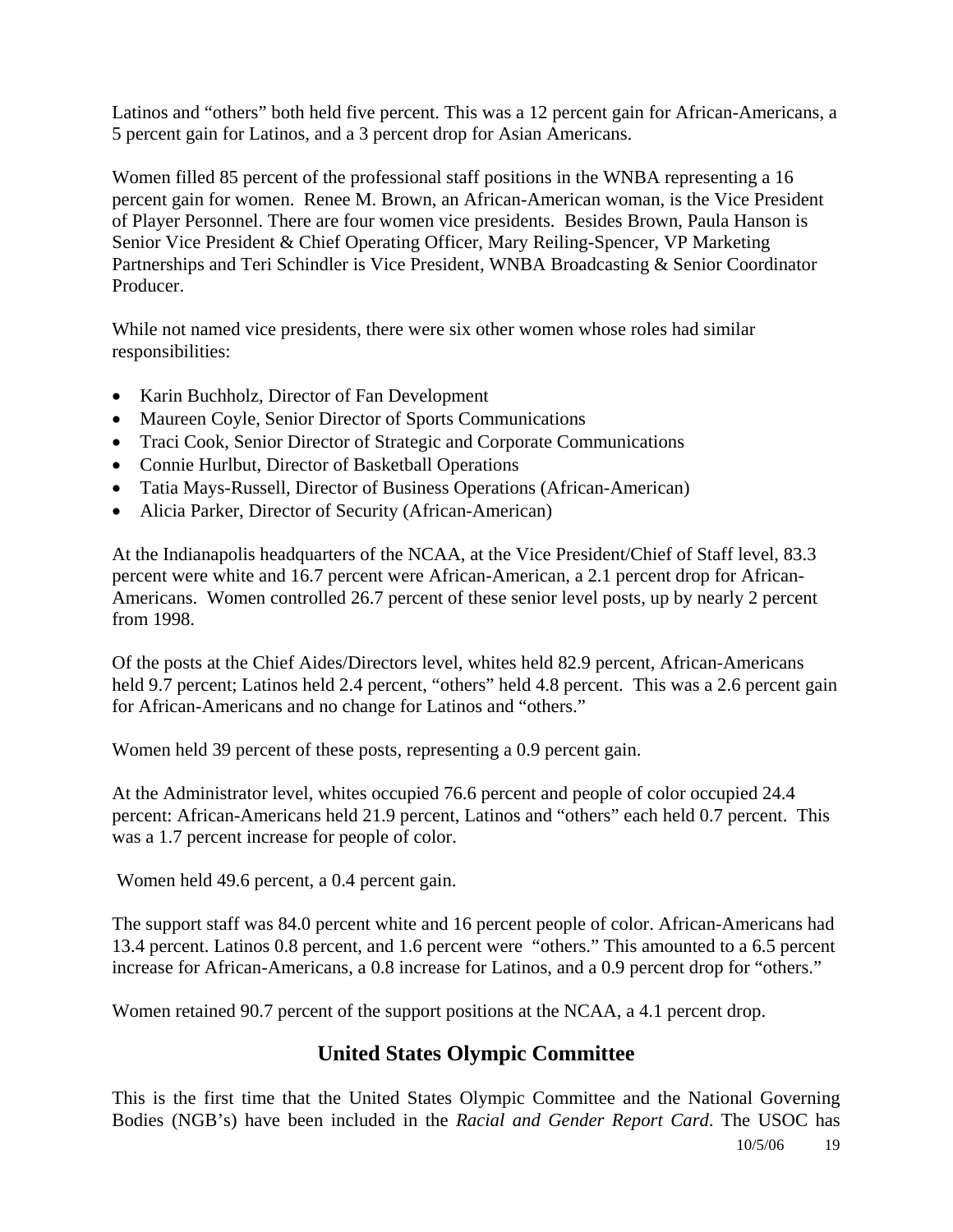Latinos and "others" both held five percent. This was a 12 percent gain for African-Americans, a 5 percent gain for Latinos, and a 3 percent drop for Asian Americans.

Women filled 85 percent of the professional staff positions in the WNBA representing a 16 percent gain for women. Renee M. Brown, an African-American woman, is the Vice President of Player Personnel. There are four women vice presidents. Besides Brown, Paula Hanson is Senior Vice President & Chief Operating Officer, Mary Reiling-Spencer, VP Marketing Partnerships and Teri Schindler is Vice President, WNBA Broadcasting & Senior Coordinator Producer.

While not named vice presidents, there were six other women whose roles had similar responsibilities:

- Karin Buchholz, Director of Fan Development
- Maureen Coyle, Senior Director of Sports Communications
- Traci Cook, Senior Director of Strategic and Corporate Communications
- Connie Hurlbut, Director of Basketball Operations
- Tatia Mays-Russell, Director of Business Operations (African-American)
- Alicia Parker, Director of Security (African-American)

At the Indianapolis headquarters of the NCAA, at the Vice President/Chief of Staff level, 83.3 percent were white and 16.7 percent were African-American, a 2.1 percent drop for African-Americans. Women controlled 26.7 percent of these senior level posts, up by nearly 2 percent from 1998.

Of the posts at the Chief Aides/Directors level, whites held 82.9 percent, African-Americans held 9.7 percent; Latinos held 2.4 percent, "others" held 4.8 percent. This was a 2.6 percent gain for African-Americans and no change for Latinos and "others."

Women held 39 percent of these posts, representing a 0.9 percent gain.

At the Administrator level, whites occupied 76.6 percent and people of color occupied 24.4 percent: African-Americans held 21.9 percent, Latinos and "others" each held 0.7 percent. This was a 1.7 percent increase for people of color.

Women held 49.6 percent, a 0.4 percent gain.

The support staff was 84.0 percent white and 16 percent people of color. African-Americans had 13.4 percent. Latinos 0.8 percent, and 1.6 percent were "others." This amounted to a 6.5 percent increase for African-Americans, a 0.8 increase for Latinos, and a 0.9 percent drop for "others."

Women retained 90.7 percent of the support positions at the NCAA, a 4.1 percent drop.

## United States Olympic Committee

This is the first time that the United States Olympic Committee and the National Governing Bodies (NGB's) have been included in the *Racial and Gender Report Card*. The USOC has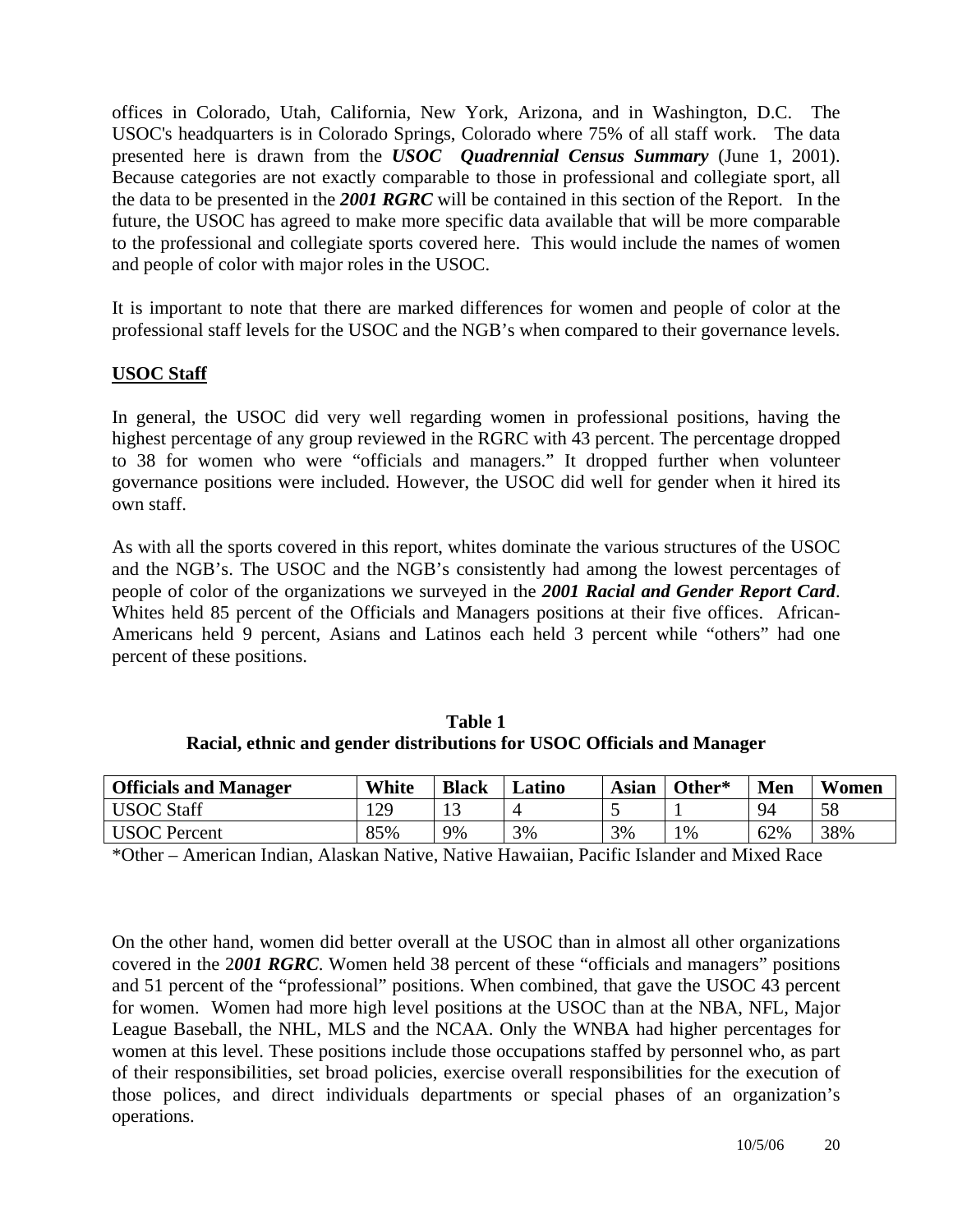offices in Colorado, Utah, California, New York, Arizona, and in Washington, D.C. The USOC's headquarters is in Colorado Springs, Colorado where 75% of all staff work. The data presented here is drawn from the ***USOC Quadrennial Census Summary*** (June 1, 2001). Because categories are not exactly comparable to those in professional and collegiate sport, all the data to be presented in the ***2001 RGRC*** will be contained in this section of the Report. In the future, the USOC has agreed to make more specific data available that will be more comparable to the professional and collegiate sports covered here. This would include the names of women and people of color with major roles in the USOC.

It is important to note that there are marked differences for women and people of color at the professional staff levels for the USOC and the NGB's when compared to their governance levels.

## USOC Staff

In general, the USOC did very well regarding women in professional positions, having the highest percentage of any group reviewed in the RGRC with 43 percent. The percentage dropped to 38 for women who were "officials and managers." It dropped further when volunteer governance positions were included. However, the USOC did well for gender when it hired its own staff.

As with all the sports covered in this report, whites dominate the various structures of the USOC and the NGB's. The USOC and the NGB's consistently had among the lowest percentages of people of color of the organizations we surveyed in the ***2001 Racial and Gender Report Card***. Whites held 85 percent of the Officials and Managers positions at their five offices. African-Americans held 9 percent, Asians and Latinos each held 3 percent while "others" had one percent of these positions.

**Table 1**
**Racial, ethnic and gender distributions for USOC Officials and Manager**

| Officials and Manager | White | Black | Latino | Asian | Other* | Men | Women |
|---|---|---|---|---|---|---|---|
| USOC Staff | 129 | 13 | 4 | 5 | 1 | 94 | 58 |
| USOC Percent | 85% | 9% | 3% | 3% | 1% | 62% | 38% |

*Other – American Indian, Alaskan Native, Native Hawaiian, Pacific Islander and Mixed Race

On the other hand, women did better overall at the USOC than in almost all other organizations covered in the 2***001 RGRC***. Women held 38 percent of these "officials and managers" positions and 51 percent of the "professional" positions. When combined, that gave the USOC 43 percent for women. Women had more high level positions at the USOC than at the NBA, NFL, Major League Baseball, the NHL, MLS and the NCAA. Only the WNBA had higher percentages for women at this level. These positions include those occupations staffed by personnel who, as part of their responsibilities, set broad policies, exercise overall responsibilities for the execution of those polices, and direct individuals departments or special phases of an organization's operations.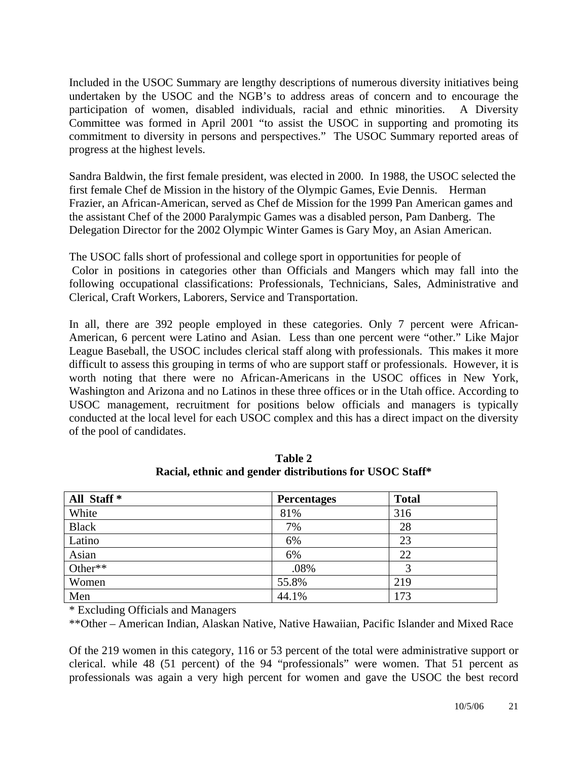Included in the USOC Summary are lengthy descriptions of numerous diversity initiatives being undertaken by the USOC and the NGB's to address areas of concern and to encourage the participation of women, disabled individuals, racial and ethnic minorities. A Diversity Committee was formed in April 2001 "to assist the USOC in supporting and promoting its commitment to diversity in persons and perspectives." The USOC Summary reported areas of progress at the highest levels.

Sandra Baldwin, the first female president, was elected in 2000. In 1988, the USOC selected the first female Chef de Mission in the history of the Olympic Games, Evie Dennis. Herman Frazier, an African-American, served as Chef de Mission for the 1999 Pan American games and the assistant Chef of the 2000 Paralympic Games was a disabled person, Pam Danberg. The Delegation Director for the 2002 Olympic Winter Games is Gary Moy, an Asian American.

The USOC falls short of professional and college sport in opportunities for people of Color in positions in categories other than Officials and Mangers which may fall into the following occupational classifications: Professionals, Technicians, Sales, Administrative and Clerical, Craft Workers, Laborers, Service and Transportation.

In all, there are 392 people employed in these categories. Only 7 percent were African-American, 6 percent were Latino and Asian. Less than one percent were "other." Like Major League Baseball, the USOC includes clerical staff along with professionals. This makes it more difficult to assess this grouping in terms of who are support staff or professionals. However, it is worth noting that there were no African-Americans in the USOC offices in New York, Washington and Arizona and no Latinos in these three offices or in the Utah office. According to USOC management, recruitment for positions below officials and managers is typically conducted at the local level for each USOC complex and this has a direct impact on the diversity of the pool of candidates.

**Table 2**
**Racial, ethnic and gender distributions for USOC Staff***

| All Staff * | Percentages | Total |
|---|---|---|
| White | 81% | 316 |
| Black | 7% | 28 |
| Latino | 6% | 23 |
| Asian | 6% | 22 |
| Other** | .08% | 3 |
| Women | 55.8% | 219 |
| Men | 44.1% | 173 |

* Excluding Officials and Managers

**Other – American Indian, Alaskan Native, Native Hawaiian, Pacific Islander and Mixed Race

Of the 219 women in this category, 116 or 53 percent of the total were administrative support or clerical. while 48 (51 percent) of the 94 "professionals" were women. That 51 percent as professionals was again a very high percent for women and gave the USOC the best record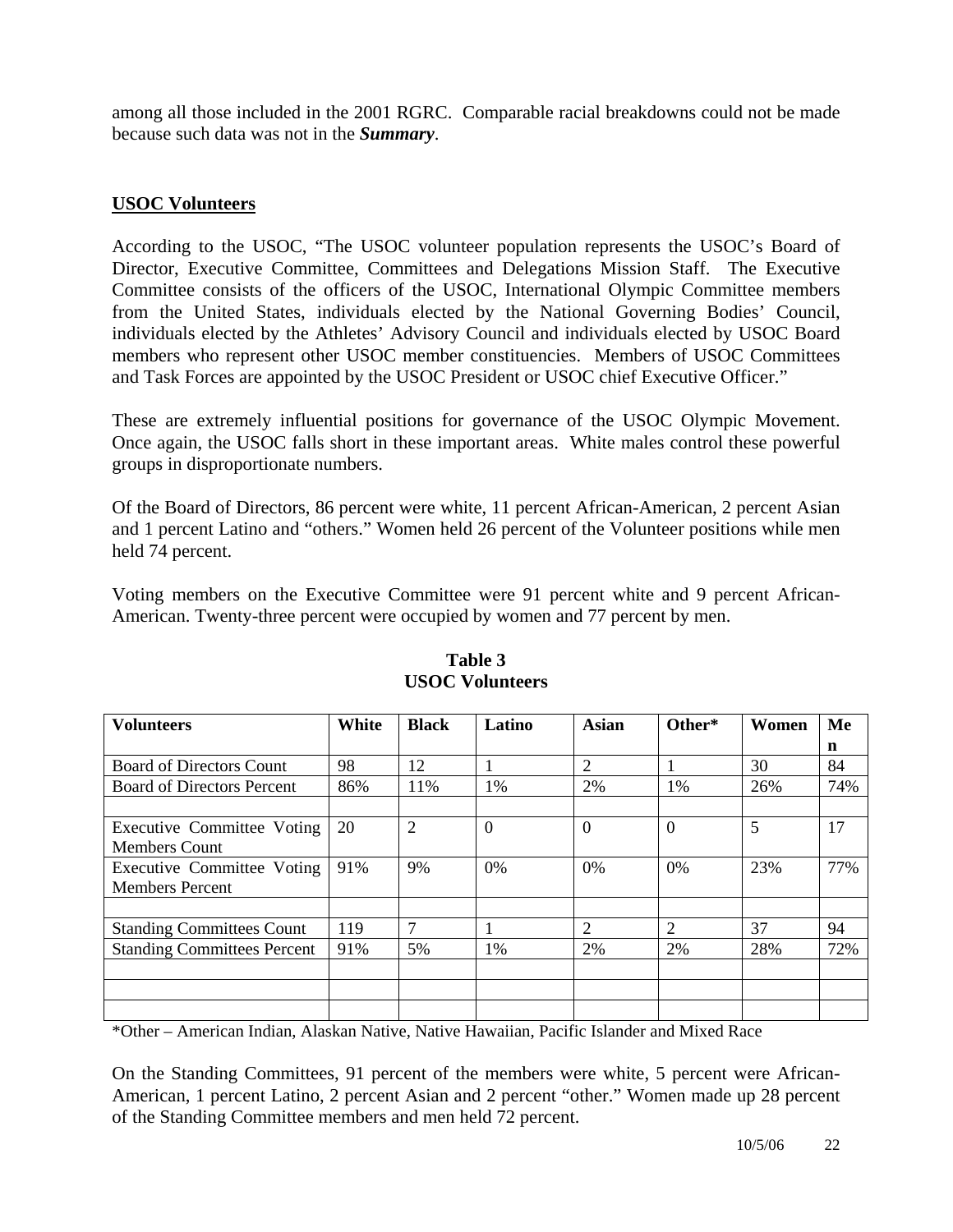among all those included in the 2001 RGRC. Comparable racial breakdowns could not be made because such data was not in the ***Summary***.

## USOC Volunteers

According to the USOC, "The USOC volunteer population represents the USOC's Board of Director, Executive Committee, Committees and Delegations Mission Staff. The Executive Committee consists of the officers of the USOC, International Olympic Committee members from the United States, individuals elected by the National Governing Bodies' Council, individuals elected by the Athletes' Advisory Council and individuals elected by USOC Board members who represent other USOC member constituencies. Members of USOC Committees and Task Forces are appointed by the USOC President or USOC chief Executive Officer."

These are extremely influential positions for governance of the USOC Olympic Movement. Once again, the USOC falls short in these important areas. White males control these powerful groups in disproportionate numbers.

Of the Board of Directors, 86 percent were white, 11 percent African-American, 2 percent Asian and 1 percent Latino and "others." Women held 26 percent of the Volunteer positions while men held 74 percent.

Voting members on the Executive Committee were 91 percent white and 9 percent African-American. Twenty-three percent were occupied by women and 77 percent by men.

**Table 3**
**USOC Volunteers**

| Volunteers | White | Black | Latino | Asian | Other* | Women | Men |
|---|---|---|---|---|---|---|---|
| Board of Directors Count | 98 | 12 | 1 | 2 | 1 | 30 | 84 |
| Board of Directors Percent | 86% | 11% | 1% | 2% | 1% | 26% | 74% |
| | | | | | | | |
| Executive Committee Voting Members Count | 20 | 2 | 0 | 0 | 0 | 5 | 17 |
| Executive Committee Voting Members Percent | 91% | 9% | 0% | 0% | 0% | 23% | 77% |
| | | | | | | | |
| Standing Committees Count | 119 | 7 | 1 | 2 | 2 | 37 | 94 |
| Standing Committees Percent | 91% | 5% | 1% | 2% | 2% | 28% | 72% |
| | | | | | | | |
| | | | | | | | |
| | | | | | | | |

*Other – American Indian, Alaskan Native, Native Hawaiian, Pacific Islander and Mixed Race

On the Standing Committees, 91 percent of the members were white, 5 percent were African-American, 1 percent Latino, 2 percent Asian and 2 percent "other." Women made up 28 percent of the Standing Committee members and men held 72 percent.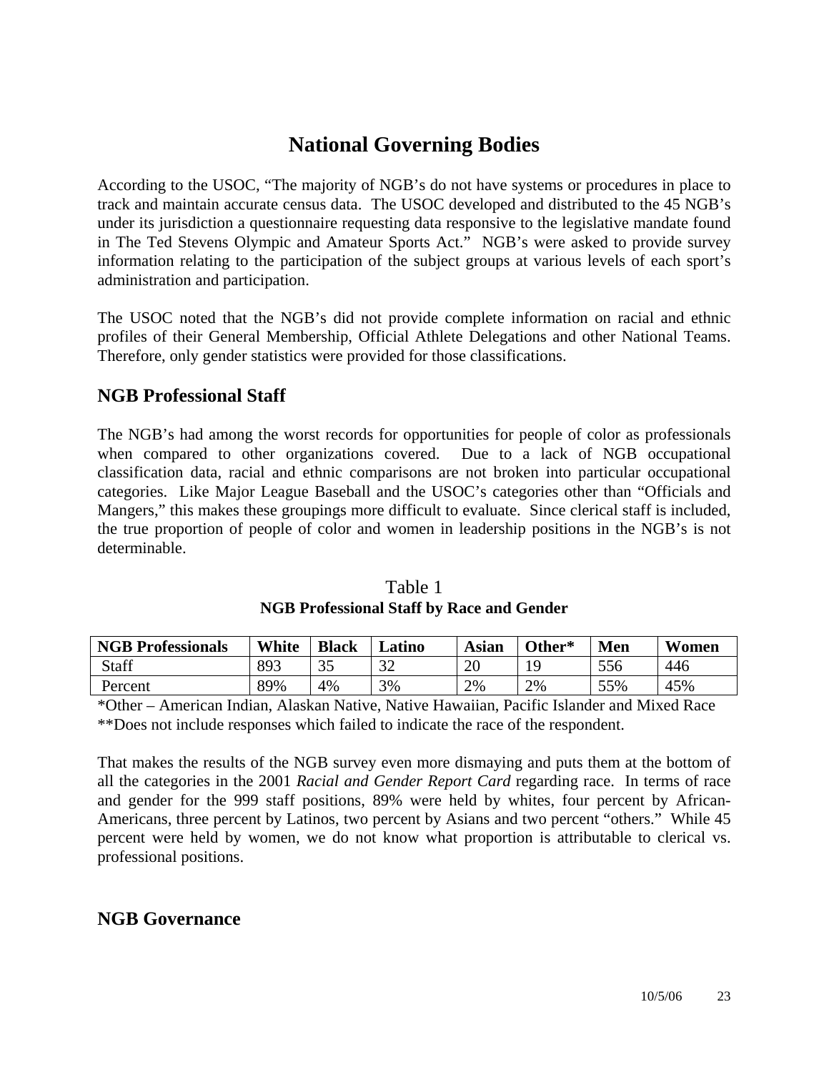# National Governing Bodies

According to the USOC, "The majority of NGB's do not have systems or procedures in place to track and maintain accurate census data. The USOC developed and distributed to the 45 NGB's under its jurisdiction a questionnaire requesting data responsive to the legislative mandate found in The Ted Stevens Olympic and Amateur Sports Act." NGB's were asked to provide survey information relating to the participation of the subject groups at various levels of each sport's administration and participation.

The USOC noted that the NGB's did not provide complete information on racial and ethnic profiles of their General Membership, Official Athlete Delegations and other National Teams. Therefore, only gender statistics were provided for those classifications.

## NGB Professional Staff

The NGB's had among the worst records for opportunities for people of color as professionals when compared to other organizations covered. Due to a lack of NGB occupational classification data, racial and ethnic comparisons are not broken into particular occupational categories. Like Major League Baseball and the USOC's categories other than "Officials and Mangers," this makes these groupings more difficult to evaluate. Since clerical staff is included, the true proportion of people of color and women in leadership positions in the NGB's is not determinable.

Table 1
**NGB Professional Staff by Race and Gender**

| NGB Professionals | White | Black | Latino | Asian | Other* | Men | Women |
|---|---|---|---|---|---|---|---|
| Staff | 893 | 35 | 32 | 20 | 19 | 556 | 446 |
| Percent | 89% | 4% | 3% | 2% | 2% | 55% | 45% |

*Other – American Indian, Alaskan Native, Native Hawaiian, Pacific Islander and Mixed Race
**Does not include responses which failed to indicate the race of the respondent.

That makes the results of the NGB survey even more dismaying and puts them at the bottom of all the categories in the 2001 *Racial and Gender Report Card* regarding race. In terms of race and gender for the 999 staff positions, 89% were held by whites, four percent by African-Americans, three percent by Latinos, two percent by Asians and two percent "others." While 45 percent were held by women, we do not know what proportion is attributable to clerical vs. professional positions.

## NGB Governance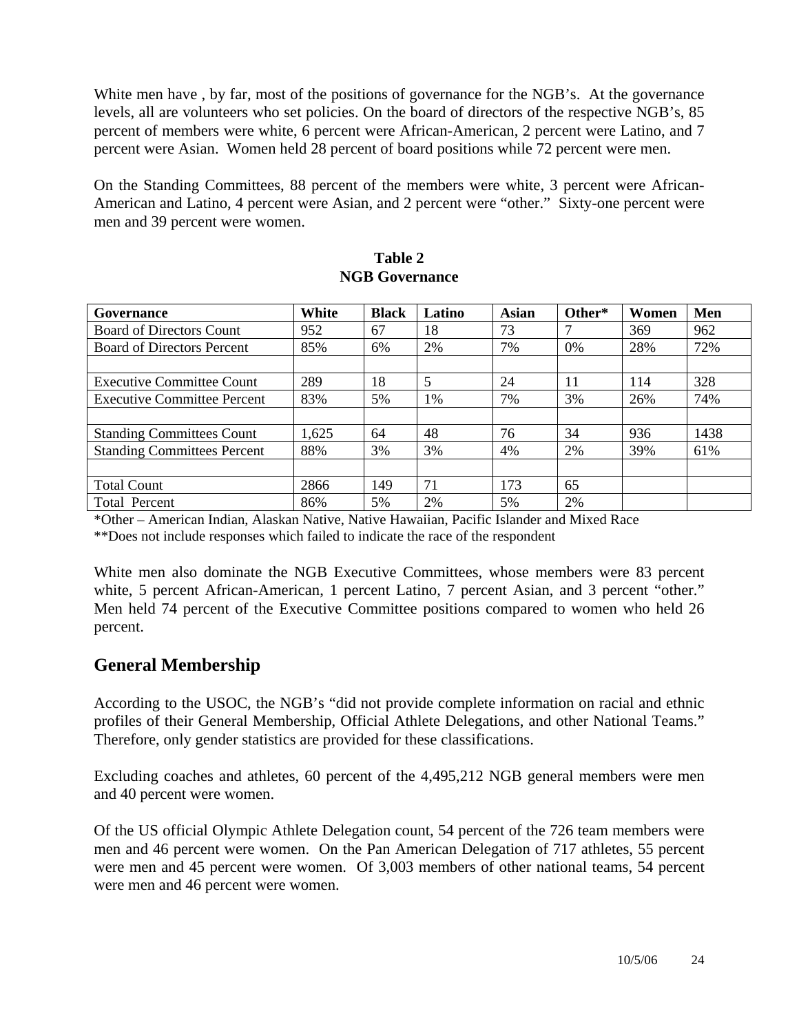White men have , by far, most of the positions of governance for the NGB's. At the governance levels, all are volunteers who set policies. On the board of directors of the respective NGB's, 85 percent of members were white, 6 percent were African-American, 2 percent were Latino, and 7 percent were Asian. Women held 28 percent of board positions while 72 percent were men.

On the Standing Committees, 88 percent of the members were white, 3 percent were African-American and Latino, 4 percent were Asian, and 2 percent were "other." Sixty-one percent were men and 39 percent were women.

**Table 2**
**NGB Governance**

| Governance | White | Black | Latino | Asian | Other* | Women | Men |
|---|---|---|---|---|---|---|---|
| Board of Directors Count | 952 | 67 | 18 | 73 | 7 | 369 | 962 |
| Board of Directors Percent | 85% | 6% | 2% | 7% | 0% | 28% | 72% |
| | | | | | | | |
| Executive Committee Count | 289 | 18 | 5 | 24 | 11 | 114 | 328 |
| Executive Committee Percent | 83% | 5% | 1% | 7% | 3% | 26% | 74% |
| | | | | | | | |
| Standing Committees Count | 1,625 | 64 | 48 | 76 | 34 | 936 | 1438 |
| Standing Committees Percent | 88% | 3% | 3% | 4% | 2% | 39% | 61% |
| | | | | | | | |
| Total Count | 2866 | 149 | 71 | 173 | 65 | | |
| Total Percent | 86% | 5% | 2% | 5% | 2% | | |

*Other – American Indian, Alaskan Native, Native Hawaiian, Pacific Islander and Mixed Race

**Does not include responses which failed to indicate the race of the respondent

White men also dominate the NGB Executive Committees, whose members were 83 percent white, 5 percent African-American, 1 percent Latino, 7 percent Asian, and 3 percent "other." Men held 74 percent of the Executive Committee positions compared to women who held 26 percent.

## General Membership

According to the USOC, the NGB's "did not provide complete information on racial and ethnic profiles of their General Membership, Official Athlete Delegations, and other National Teams." Therefore, only gender statistics are provided for these classifications.

Excluding coaches and athletes, 60 percent of the 4,495,212 NGB general members were men and 40 percent were women.

Of the US official Olympic Athlete Delegation count, 54 percent of the 726 team members were men and 46 percent were women. On the Pan American Delegation of 717 athletes, 55 percent were men and 45 percent were women. Of 3,003 members of other national teams, 54 percent were men and 46 percent were women.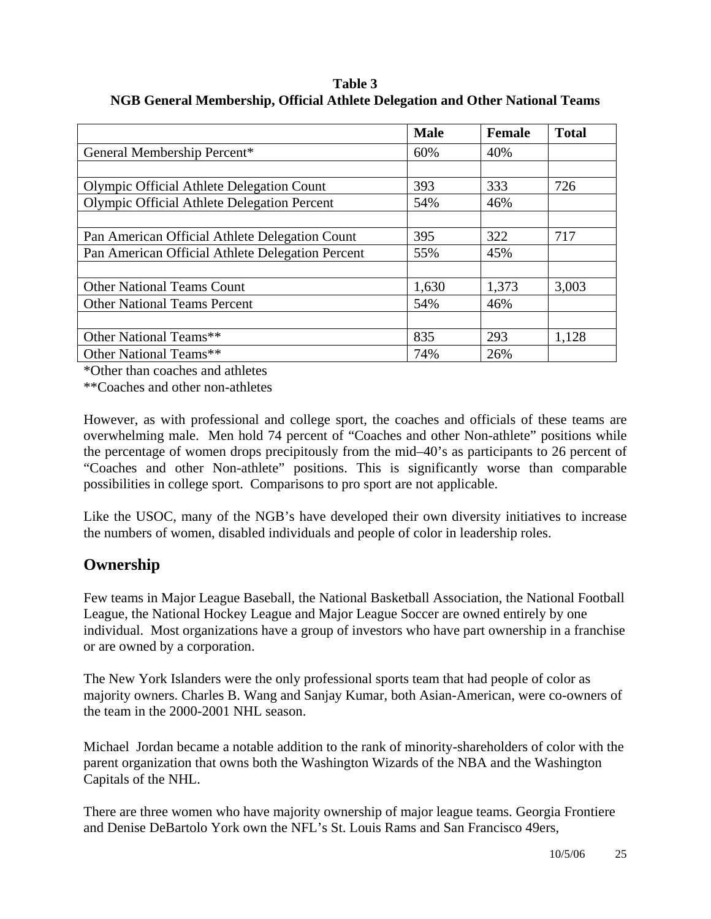**Table 3**
**NGB General Membership, Official Athlete Delegation and Other National Teams**

| | Male | Female | Total |
|---|---|---|---|
| General Membership Percent* | 60% | 40% | |
| | | | |
| Olympic Official Athlete Delegation Count | 393 | 333 | 726 |
| Olympic Official Athlete Delegation Percent | 54% | 46% | |
| | | | |
| Pan American Official Athlete Delegation Count | 395 | 322 | 717 |
| Pan American Official Athlete Delegation Percent | 55% | 45% | |
| | | | |
| Other National Teams Count | 1,630 | 1,373 | 3,003 |
| Other National Teams Percent | 54% | 46% | |
| | | | |
| Other National Teams** | 835 | 293 | 1,128 |
| Other National Teams** | 74% | 26% | |

*Other than coaches and athletes

**Coaches and other non-athletes

However, as with professional and college sport, the coaches and officials of these teams are overwhelming male. Men hold 74 percent of "Coaches and other Non-athlete" positions while the percentage of women drops precipitously from the mid–40's as participants to 26 percent of "Coaches and other Non-athlete" positions. This is significantly worse than comparable possibilities in college sport. Comparisons to pro sport are not applicable.

Like the USOC, many of the NGB's have developed their own diversity initiatives to increase the numbers of women, disabled individuals and people of color in leadership roles.

## Ownership

Few teams in Major League Baseball, the National Basketball Association, the National Football League, the National Hockey League and Major League Soccer are owned entirely by one individual. Most organizations have a group of investors who have part ownership in a franchise or are owned by a corporation.

The New York Islanders were the only professional sports team that had people of color as majority owners. Charles B. Wang and Sanjay Kumar, both Asian-American, were co-owners of the team in the 2000-2001 NHL season.

Michael Jordan became a notable addition to the rank of minority-shareholders of color with the parent organization that owns both the Washington Wizards of the NBA and the Washington Capitals of the NHL.

There are three women who have majority ownership of major league teams. Georgia Frontiere and Denise DeBartolo York own the NFL's St. Louis Rams and San Francisco 49ers,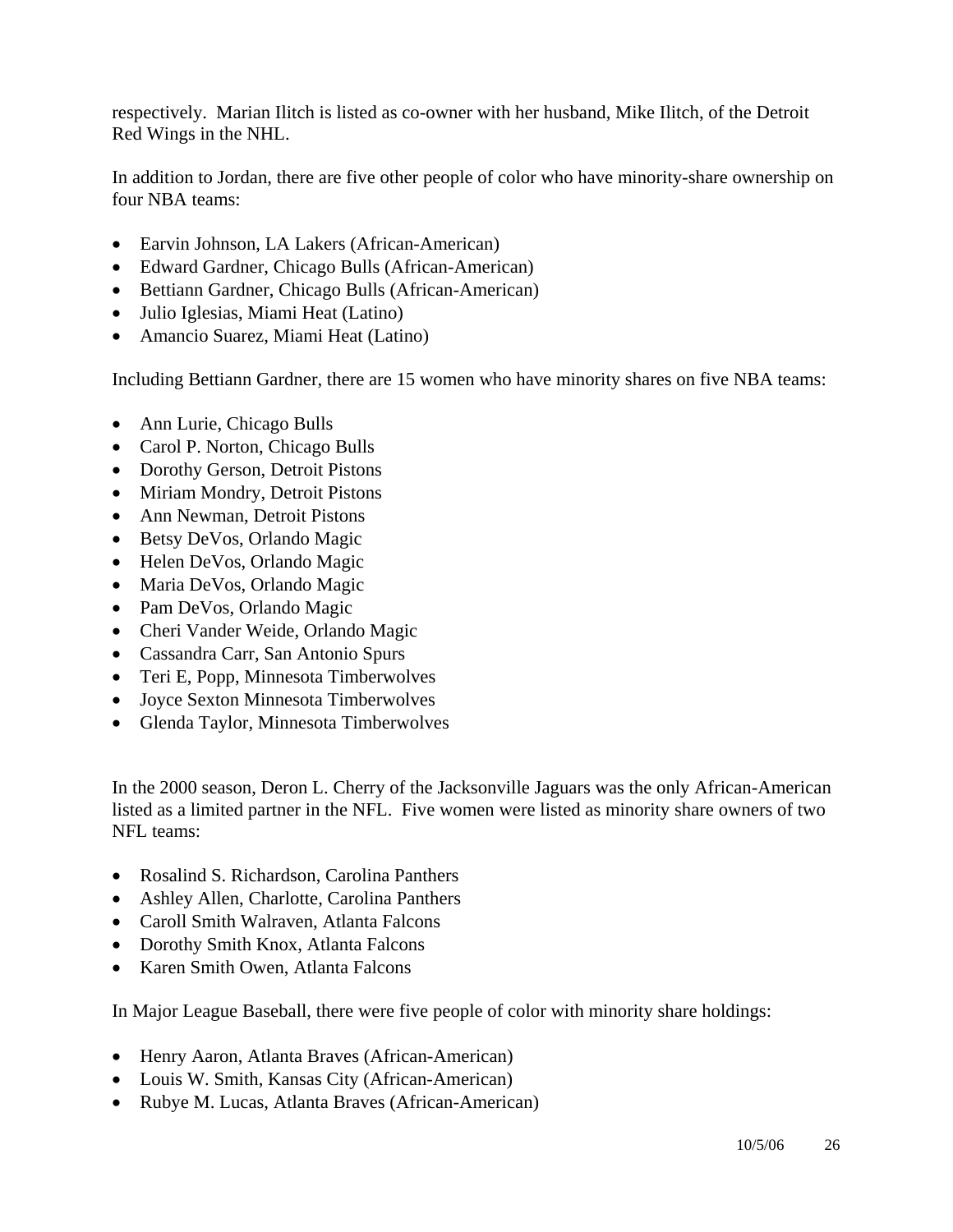respectively. Marian Ilitch is listed as co-owner with her husband, Mike Ilitch, of the Detroit Red Wings in the NHL.

In addition to Jordan, there are five other people of color who have minority-share ownership on four NBA teams:

- Earvin Johnson, LA Lakers (African-American)
- Edward Gardner, Chicago Bulls (African-American)
- Bettiann Gardner, Chicago Bulls (African-American)
- Julio Iglesias, Miami Heat (Latino)
- Amancio Suarez, Miami Heat (Latino)

Including Bettiann Gardner, there are 15 women who have minority shares on five NBA teams:

- Ann Lurie, Chicago Bulls
- Carol P. Norton, Chicago Bulls
- Dorothy Gerson, Detroit Pistons
- Miriam Mondry, Detroit Pistons
- Ann Newman, Detroit Pistons
- Betsy DeVos, Orlando Magic
- Helen DeVos, Orlando Magic
- Maria DeVos, Orlando Magic
- Pam DeVos, Orlando Magic
- Cheri Vander Weide, Orlando Magic
- Cassandra Carr, San Antonio Spurs
- Teri E, Popp, Minnesota Timberwolves
- Joyce Sexton Minnesota Timberwolves
- Glenda Taylor, Minnesota Timberwolves

In the 2000 season, Deron L. Cherry of the Jacksonville Jaguars was the only African-American listed as a limited partner in the NFL. Five women were listed as minority share owners of two NFL teams:

- Rosalind S. Richardson, Carolina Panthers
- Ashley Allen, Charlotte, Carolina Panthers
- Caroll Smith Walraven, Atlanta Falcons
- Dorothy Smith Knox, Atlanta Falcons
- Karen Smith Owen, Atlanta Falcons

In Major League Baseball, there were five people of color with minority share holdings:

- Henry Aaron, Atlanta Braves (African-American)
- Louis W. Smith, Kansas City (African-American)
- Rubye M. Lucas, Atlanta Braves (African-American)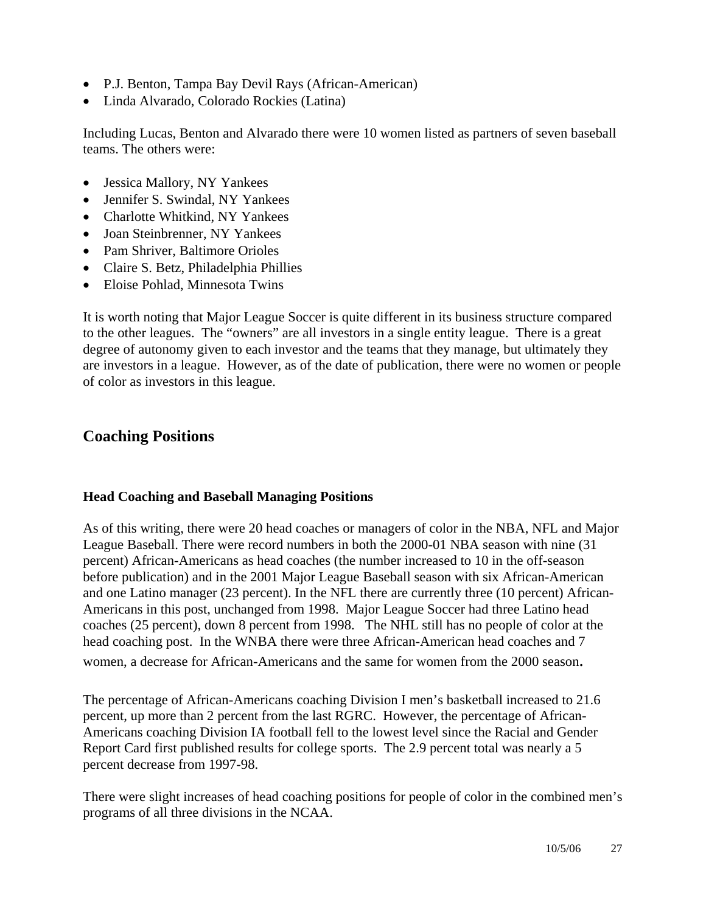- P.J. Benton, Tampa Bay Devil Rays (African-American)
- Linda Alvarado, Colorado Rockies (Latina)

Including Lucas, Benton and Alvarado there were 10 women listed as partners of seven baseball teams. The others were:

- Jessica Mallory, NY Yankees
- Jennifer S. Swindal, NY Yankees
- Charlotte Whitkind, NY Yankees
- Joan Steinbrenner, NY Yankees
- Pam Shriver, Baltimore Orioles
- Claire S. Betz, Philadelphia Phillies
- Eloise Pohlad, Minnesota Twins

It is worth noting that Major League Soccer is quite different in its business structure compared to the other leagues. The "owners" are all investors in a single entity league. There is a great degree of autonomy given to each investor and the teams that they manage, but ultimately they are investors in a league. However, as of the date of publication, there were no women or people of color as investors in this league.

## Coaching Positions

### Head Coaching and Baseball Managing Positions

As of this writing, there were 20 head coaches or managers of color in the NBA, NFL and Major League Baseball. There were record numbers in both the 2000-01 NBA season with nine (31 percent) African-Americans as head coaches (the number increased to 10 in the off-season before publication) and in the 2001 Major League Baseball season with six African-American and one Latino manager (23 percent). In the NFL there are currently three (10 percent) African-Americans in this post, unchanged from 1998. Major League Soccer had three Latino head coaches (25 percent), down 8 percent from 1998. The NHL still has no people of color at the head coaching post. In the WNBA there were three African-American head coaches and 7 women, a decrease for African-Americans and the same for women from the 2000 season.

The percentage of African-Americans coaching Division I men's basketball increased to 21.6 percent, up more than 2 percent from the last RGRC. However, the percentage of African-Americans coaching Division IA football fell to the lowest level since the Racial and Gender Report Card first published results for college sports. The 2.9 percent total was nearly a 5 percent decrease from 1997-98.

There were slight increases of head coaching positions for people of color in the combined men's programs of all three divisions in the NCAA.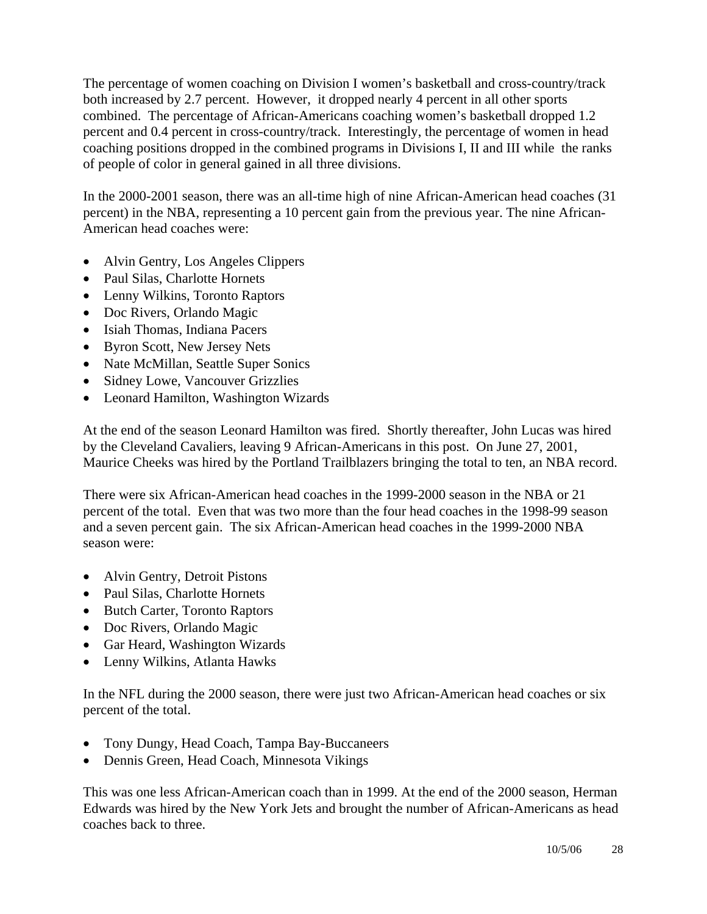The percentage of women coaching on Division I women's basketball and cross-country/track both increased by 2.7 percent. However, it dropped nearly 4 percent in all other sports combined. The percentage of African-Americans coaching women's basketball dropped 1.2 percent and 0.4 percent in cross-country/track. Interestingly, the percentage of women in head coaching positions dropped in the combined programs in Divisions I, II and III while the ranks of people of color in general gained in all three divisions.

In the 2000-2001 season, there was an all-time high of nine African-American head coaches (31 percent) in the NBA, representing a 10 percent gain from the previous year. The nine African-American head coaches were:

- Alvin Gentry, Los Angeles Clippers
- Paul Silas, Charlotte Hornets
- Lenny Wilkins, Toronto Raptors
- Doc Rivers, Orlando Magic
- Isiah Thomas, Indiana Pacers
- Byron Scott, New Jersey Nets
- Nate McMillan, Seattle Super Sonics
- Sidney Lowe, Vancouver Grizzlies
- Leonard Hamilton, Washington Wizards

At the end of the season Leonard Hamilton was fired. Shortly thereafter, John Lucas was hired by the Cleveland Cavaliers, leaving 9 African-Americans in this post. On June 27, 2001, Maurice Cheeks was hired by the Portland Trailblazers bringing the total to ten, an NBA record.

There were six African-American head coaches in the 1999-2000 season in the NBA or 21 percent of the total. Even that was two more than the four head coaches in the 1998-99 season and a seven percent gain. The six African-American head coaches in the 1999-2000 NBA season were:

- Alvin Gentry, Detroit Pistons
- Paul Silas, Charlotte Hornets
- Butch Carter, Toronto Raptors
- Doc Rivers, Orlando Magic
- Gar Heard, Washington Wizards
- Lenny Wilkins, Atlanta Hawks

In the NFL during the 2000 season, there were just two African-American head coaches or six percent of the total.

- Tony Dungy, Head Coach, Tampa Bay-Buccaneers
- Dennis Green, Head Coach, Minnesota Vikings

This was one less African-American coach than in 1999. At the end of the 2000 season, Herman Edwards was hired by the New York Jets and brought the number of African-Americans as head coaches back to three.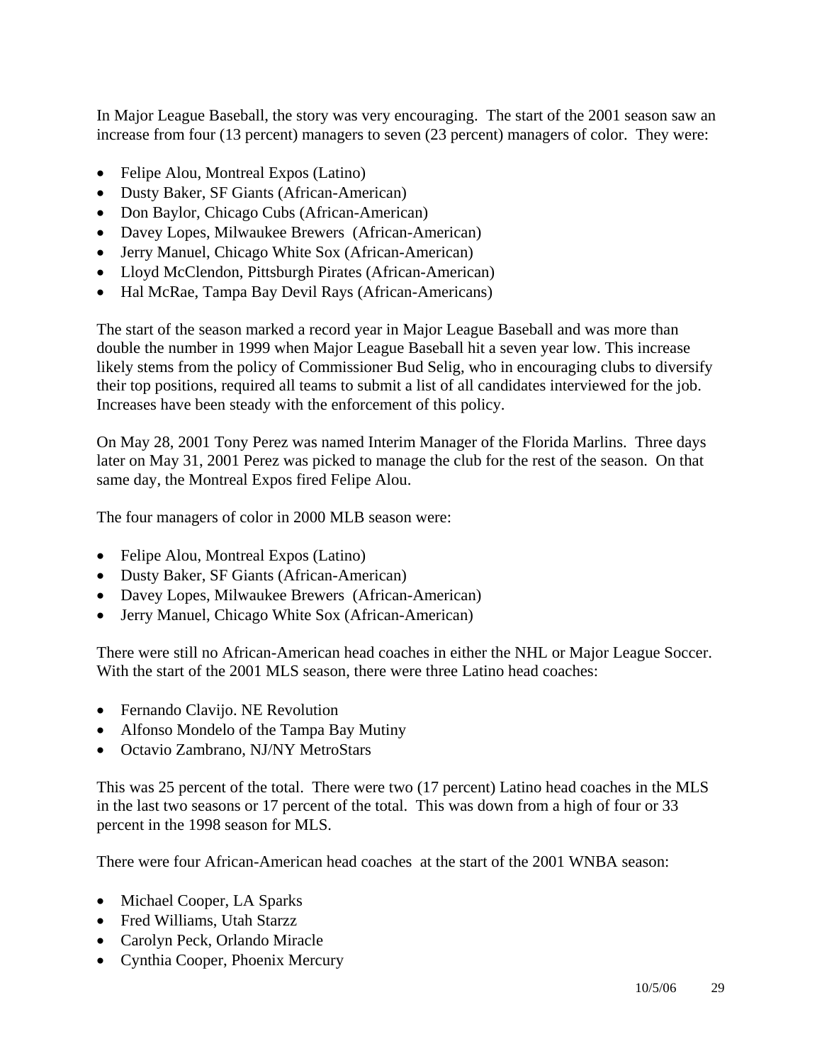In Major League Baseball, the story was very encouraging. The start of the 2001 season saw an increase from four (13 percent) managers to seven (23 percent) managers of color. They were:

- Felipe Alou, Montreal Expos (Latino)
- Dusty Baker, SF Giants (African-American)
- Don Baylor, Chicago Cubs (African-American)
- Davey Lopes, Milwaukee Brewers (African-American)
- Jerry Manuel, Chicago White Sox (African-American)
- Lloyd McClendon, Pittsburgh Pirates (African-American)
- Hal McRae, Tampa Bay Devil Rays (African-Americans)

The start of the season marked a record year in Major League Baseball and was more than double the number in 1999 when Major League Baseball hit a seven year low. This increase likely stems from the policy of Commissioner Bud Selig, who in encouraging clubs to diversify their top positions, required all teams to submit a list of all candidates interviewed for the job. Increases have been steady with the enforcement of this policy.

On May 28, 2001 Tony Perez was named Interim Manager of the Florida Marlins. Three days later on May 31, 2001 Perez was picked to manage the club for the rest of the season. On that same day, the Montreal Expos fired Felipe Alou.

The four managers of color in 2000 MLB season were:

- Felipe Alou, Montreal Expos (Latino)
- Dusty Baker, SF Giants (African-American)
- Davey Lopes, Milwaukee Brewers (African-American)
- Jerry Manuel, Chicago White Sox (African-American)

There were still no African-American head coaches in either the NHL or Major League Soccer. With the start of the 2001 MLS season, there were three Latino head coaches:

- Fernando Clavijo. NE Revolution
- Alfonso Mondelo of the Tampa Bay Mutiny
- Octavio Zambrano, NJ/NY MetroStars

This was 25 percent of the total. There were two (17 percent) Latino head coaches in the MLS in the last two seasons or 17 percent of the total. This was down from a high of four or 33 percent in the 1998 season for MLS.

There were four African-American head coaches at the start of the 2001 WNBA season:

- Michael Cooper, LA Sparks
- Fred Williams, Utah Starzz
- Carolyn Peck, Orlando Miracle
- Cynthia Cooper, Phoenix Mercury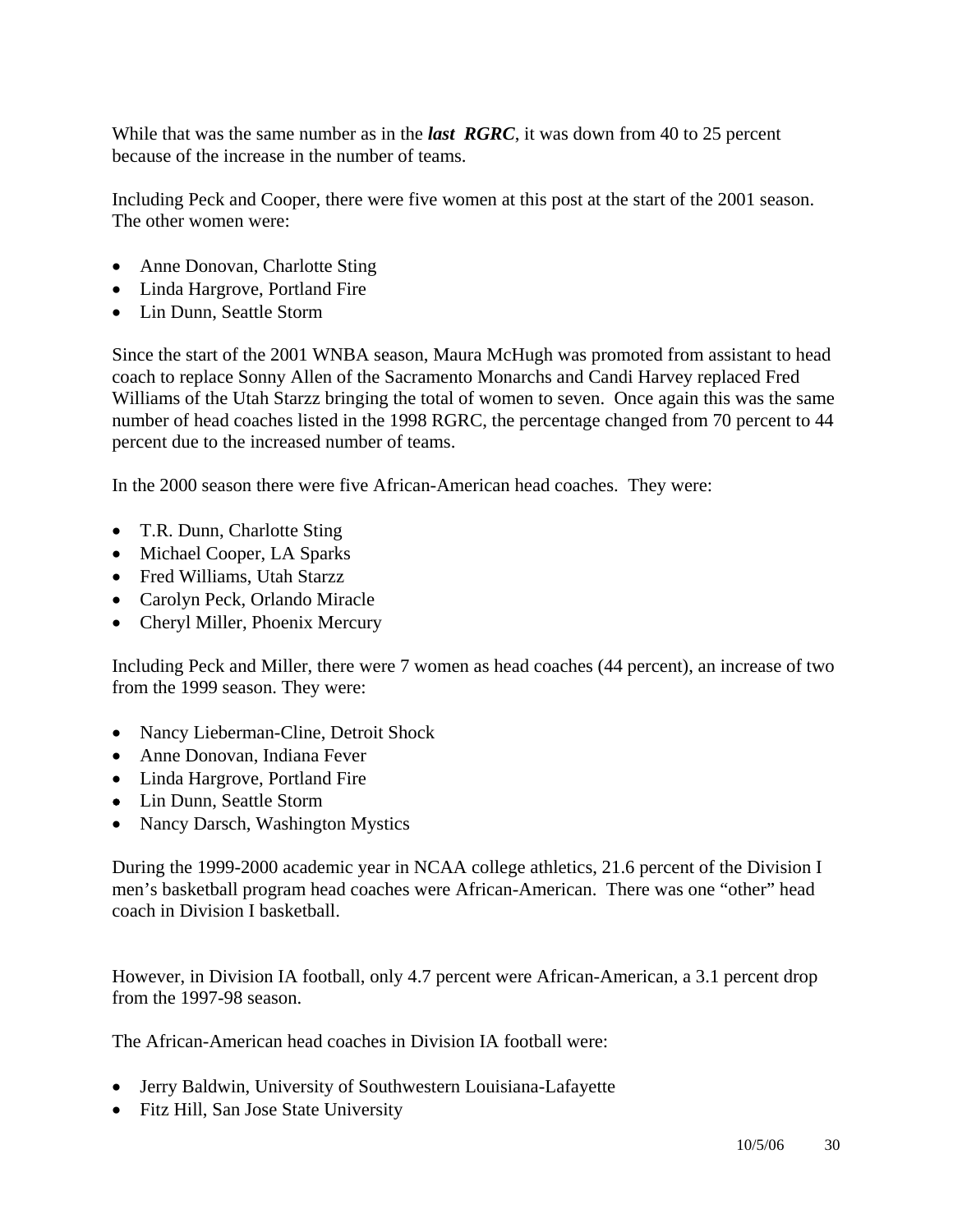While that was the same number as in the ***last RGRC***, it was down from 40 to 25 percent because of the increase in the number of teams.

Including Peck and Cooper, there were five women at this post at the start of the 2001 season. The other women were:

- Anne Donovan, Charlotte Sting
- Linda Hargrove, Portland Fire
- Lin Dunn, Seattle Storm

Since the start of the 2001 WNBA season, Maura McHugh was promoted from assistant to head coach to replace Sonny Allen of the Sacramento Monarchs and Candi Harvey replaced Fred Williams of the Utah Starzz bringing the total of women to seven. Once again this was the same number of head coaches listed in the 1998 RGRC, the percentage changed from 70 percent to 44 percent due to the increased number of teams.

In the 2000 season there were five African-American head coaches. They were:

- T.R. Dunn, Charlotte Sting
- Michael Cooper, LA Sparks
- Fred Williams, Utah Starzz
- Carolyn Peck, Orlando Miracle
- Cheryl Miller, Phoenix Mercury

Including Peck and Miller, there were 7 women as head coaches (44 percent), an increase of two from the 1999 season. They were:

- Nancy Lieberman-Cline, Detroit Shock
- Anne Donovan, Indiana Fever
- Linda Hargrove, Portland Fire
- Lin Dunn, Seattle Storm
- Nancy Darsch, Washington Mystics

During the 1999-2000 academic year in NCAA college athletics, 21.6 percent of the Division I men's basketball program head coaches were African-American. There was one "other" head coach in Division I basketball.

However, in Division IA football, only 4.7 percent were African-American, a 3.1 percent drop from the 1997-98 season.

The African-American head coaches in Division IA football were:

- Jerry Baldwin, University of Southwestern Louisiana-Lafayette
- Fitz Hill, San Jose State University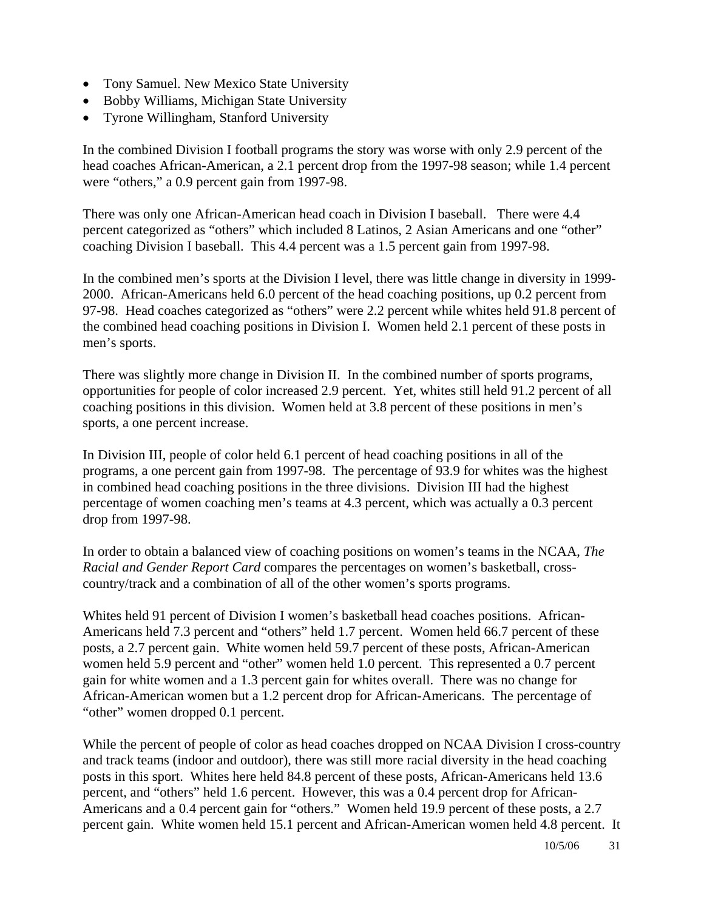- Tony Samuel. New Mexico State University
- Bobby Williams, Michigan State University
- Tyrone Willingham, Stanford University

In the combined Division I football programs the story was worse with only 2.9 percent of the head coaches African-American, a 2.1 percent drop from the 1997-98 season; while 1.4 percent were "others," a 0.9 percent gain from 1997-98.

There was only one African-American head coach in Division I baseball. There were 4.4 percent categorized as "others" which included 8 Latinos, 2 Asian Americans and one "other" coaching Division I baseball. This 4.4 percent was a 1.5 percent gain from 1997-98.

In the combined men's sports at the Division I level, there was little change in diversity in 1999-2000. African-Americans held 6.0 percent of the head coaching positions, up 0.2 percent from 97-98. Head coaches categorized as "others" were 2.2 percent while whites held 91.8 percent of the combined head coaching positions in Division I. Women held 2.1 percent of these posts in men's sports.

There was slightly more change in Division II. In the combined number of sports programs, opportunities for people of color increased 2.9 percent. Yet, whites still held 91.2 percent of all coaching positions in this division. Women held at 3.8 percent of these positions in men's sports, a one percent increase.

In Division III, people of color held 6.1 percent of head coaching positions in all of the programs, a one percent gain from 1997-98. The percentage of 93.9 for whites was the highest in combined head coaching positions in the three divisions. Division III had the highest percentage of women coaching men's teams at 4.3 percent, which was actually a 0.3 percent drop from 1997-98.

In order to obtain a balanced view of coaching positions on women's teams in the NCAA, *The Racial and Gender Report Card* compares the percentages on women's basketball, cross-country/track and a combination of all of the other women's sports programs.

Whites held 91 percent of Division I women's basketball head coaches positions. African-Americans held 7.3 percent and "others" held 1.7 percent. Women held 66.7 percent of these posts, a 2.7 percent gain. White women held 59.7 percent of these posts, African-American women held 5.9 percent and "other" women held 1.0 percent. This represented a 0.7 percent gain for white women and a 1.3 percent gain for whites overall. There was no change for African-American women but a 1.2 percent drop for African-Americans. The percentage of "other" women dropped 0.1 percent.

While the percent of people of color as head coaches dropped on NCAA Division I cross-country and track teams (indoor and outdoor), there was still more racial diversity in the head coaching posts in this sport. Whites here held 84.8 percent of these posts, African-Americans held 13.6 percent, and "others" held 1.6 percent. However, this was a 0.4 percent drop for African-Americans and a 0.4 percent gain for "others." Women held 19.9 percent of these posts, a 2.7 percent gain. White women held 15.1 percent and African-American women held 4.8 percent. It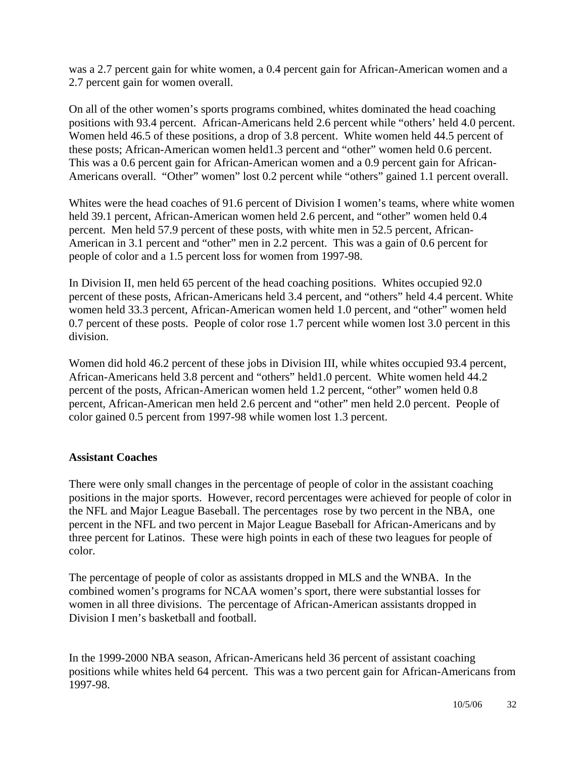was a 2.7 percent gain for white women, a 0.4 percent gain for African-American women and a 2.7 percent gain for women overall.

On all of the other women's sports programs combined, whites dominated the head coaching positions with 93.4 percent. African-Americans held 2.6 percent while "others' held 4.0 percent. Women held 46.5 of these positions, a drop of 3.8 percent. White women held 44.5 percent of these posts; African-American women held1.3 percent and "other" women held 0.6 percent. This was a 0.6 percent gain for African-American women and a 0.9 percent gain for African-Americans overall. "Other" women" lost 0.2 percent while "others" gained 1.1 percent overall.

Whites were the head coaches of 91.6 percent of Division I women's teams, where white women held 39.1 percent, African-American women held 2.6 percent, and "other" women held 0.4 percent. Men held 57.9 percent of these posts, with white men in 52.5 percent, African-American in 3.1 percent and "other" men in 2.2 percent. This was a gain of 0.6 percent for people of color and a 1.5 percent loss for women from 1997-98.

In Division II, men held 65 percent of the head coaching positions. Whites occupied 92.0 percent of these posts, African-Americans held 3.4 percent, and "others" held 4.4 percent. White women held 33.3 percent, African-American women held 1.0 percent, and "other" women held 0.7 percent of these posts. People of color rose 1.7 percent while women lost 3.0 percent in this division.

Women did hold 46.2 percent of these jobs in Division III, while whites occupied 93.4 percent, African-Americans held 3.8 percent and "others" held1.0 percent. White women held 44.2 percent of the posts, African-American women held 1.2 percent, "other" women held 0.8 percent, African-American men held 2.6 percent and "other" men held 2.0 percent. People of color gained 0.5 percent from 1997-98 while women lost 1.3 percent.

**Assistant Coaches**

There were only small changes in the percentage of people of color in the assistant coaching positions in the major sports. However, record percentages were achieved for people of color in the NFL and Major League Baseball. The percentages rose by two percent in the NBA, one percent in the NFL and two percent in Major League Baseball for African-Americans and by three percent for Latinos. These were high points in each of these two leagues for people of color.

The percentage of people of color as assistants dropped in MLS and the WNBA. In the combined women's programs for NCAA women's sport, there were substantial losses for women in all three divisions. The percentage of African-American assistants dropped in Division I men's basketball and football.

In the 1999-2000 NBA season, African-Americans held 36 percent of assistant coaching positions while whites held 64 percent. This was a two percent gain for African-Americans from 1997-98.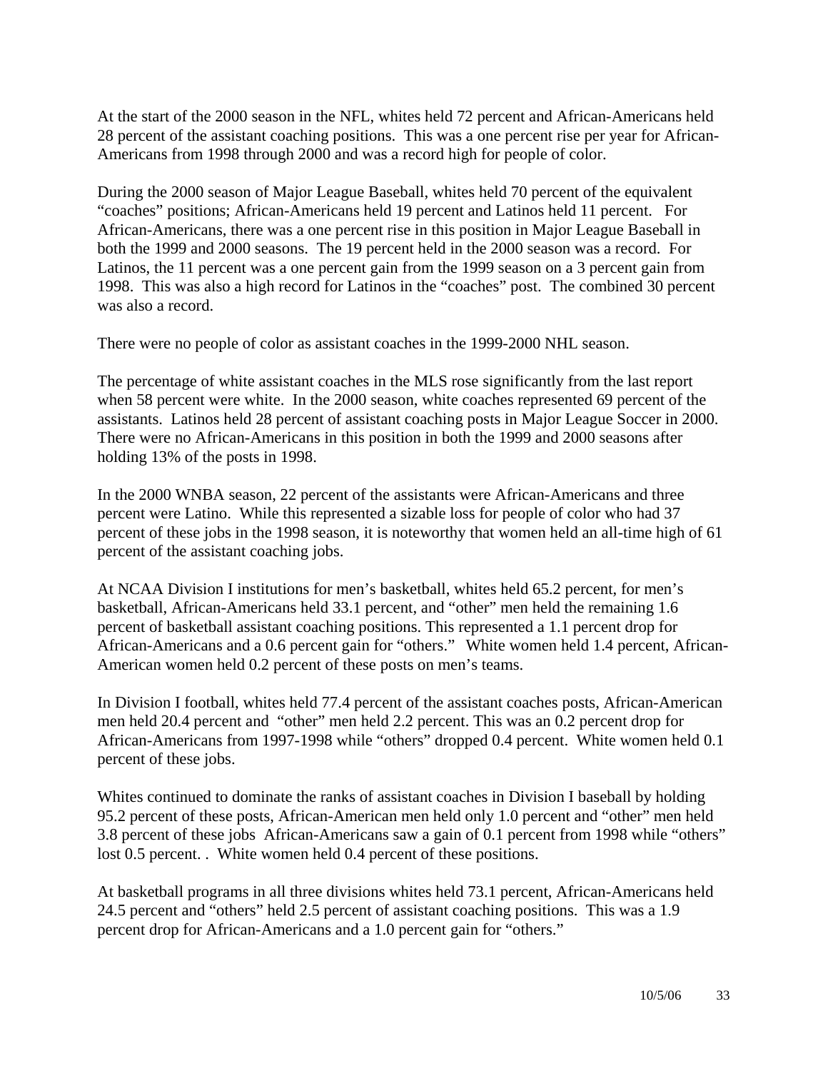At the start of the 2000 season in the NFL, whites held 72 percent and African-Americans held 28 percent of the assistant coaching positions. This was a one percent rise per year for African-Americans from 1998 through 2000 and was a record high for people of color.

During the 2000 season of Major League Baseball, whites held 70 percent of the equivalent "coaches" positions; African-Americans held 19 percent and Latinos held 11 percent. For African-Americans, there was a one percent rise in this position in Major League Baseball in both the 1999 and 2000 seasons. The 19 percent held in the 2000 season was a record. For Latinos, the 11 percent was a one percent gain from the 1999 season on a 3 percent gain from 1998. This was also a high record for Latinos in the "coaches" post. The combined 30 percent was also a record.

There were no people of color as assistant coaches in the 1999-2000 NHL season.

The percentage of white assistant coaches in the MLS rose significantly from the last report when 58 percent were white. In the 2000 season, white coaches represented 69 percent of the assistants. Latinos held 28 percent of assistant coaching posts in Major League Soccer in 2000. There were no African-Americans in this position in both the 1999 and 2000 seasons after holding 13% of the posts in 1998.

In the 2000 WNBA season, 22 percent of the assistants were African-Americans and three percent were Latino. While this represented a sizable loss for people of color who had 37 percent of these jobs in the 1998 season, it is noteworthy that women held an all-time high of 61 percent of the assistant coaching jobs.

At NCAA Division I institutions for men's basketball, whites held 65.2 percent, for men's basketball, African-Americans held 33.1 percent, and "other" men held the remaining 1.6 percent of basketball assistant coaching positions. This represented a 1.1 percent drop for African-Americans and a 0.6 percent gain for "others." White women held 1.4 percent, African-American women held 0.2 percent of these posts on men's teams.

In Division I football, whites held 77.4 percent of the assistant coaches posts, African-American men held 20.4 percent and "other" men held 2.2 percent. This was an 0.2 percent drop for African-Americans from 1997-1998 while "others" dropped 0.4 percent. White women held 0.1 percent of these jobs.

Whites continued to dominate the ranks of assistant coaches in Division I baseball by holding 95.2 percent of these posts, African-American men held only 1.0 percent and "other" men held 3.8 percent of these jobs African-Americans saw a gain of 0.1 percent from 1998 while "others" lost 0.5 percent. . White women held 0.4 percent of these positions.

At basketball programs in all three divisions whites held 73.1 percent, African-Americans held 24.5 percent and "others" held 2.5 percent of assistant coaching positions. This was a 1.9 percent drop for African-Americans and a 1.0 percent gain for "others."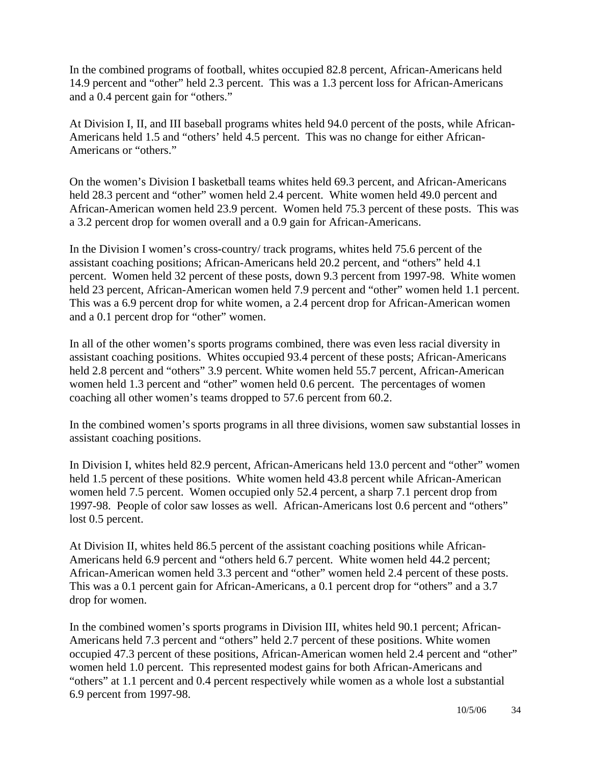In the combined programs of football, whites occupied 82.8 percent, African-Americans held 14.9 percent and "other" held 2.3 percent. This was a 1.3 percent loss for African-Americans and a 0.4 percent gain for "others."

At Division I, II, and III baseball programs whites held 94.0 percent of the posts, while African-Americans held 1.5 and "others' held 4.5 percent. This was no change for either African-Americans or "others."

On the women's Division I basketball teams whites held 69.3 percent, and African-Americans held 28.3 percent and "other" women held 2.4 percent. White women held 49.0 percent and African-American women held 23.9 percent. Women held 75.3 percent of these posts. This was a 3.2 percent drop for women overall and a 0.9 gain for African-Americans.

In the Division I women's cross-country/ track programs, whites held 75.6 percent of the assistant coaching positions; African-Americans held 20.2 percent, and "others" held 4.1 percent. Women held 32 percent of these posts, down 9.3 percent from 1997-98. White women held 23 percent, African-American women held 7.9 percent and "other" women held 1.1 percent. This was a 6.9 percent drop for white women, a 2.4 percent drop for African-American women and a 0.1 percent drop for "other" women.

In all of the other women's sports programs combined, there was even less racial diversity in assistant coaching positions. Whites occupied 93.4 percent of these posts; African-Americans held 2.8 percent and "others" 3.9 percent. White women held 55.7 percent, African-American women held 1.3 percent and "other" women held 0.6 percent. The percentages of women coaching all other women's teams dropped to 57.6 percent from 60.2.

In the combined women's sports programs in all three divisions, women saw substantial losses in assistant coaching positions.

In Division I, whites held 82.9 percent, African-Americans held 13.0 percent and "other" women held 1.5 percent of these positions. White women held 43.8 percent while African-American women held 7.5 percent. Women occupied only 52.4 percent, a sharp 7.1 percent drop from 1997-98. People of color saw losses as well. African-Americans lost 0.6 percent and "others" lost 0.5 percent.

At Division II, whites held 86.5 percent of the assistant coaching positions while African-Americans held 6.9 percent and "others held 6.7 percent. White women held 44.2 percent; African-American women held 3.3 percent and "other" women held 2.4 percent of these posts. This was a 0.1 percent gain for African-Americans, a 0.1 percent drop for "others" and a 3.7 drop for women.

In the combined women's sports programs in Division III, whites held 90.1 percent; African-Americans held 7.3 percent and "others" held 2.7 percent of these positions. White women occupied 47.3 percent of these positions, African-American women held 2.4 percent and "other" women held 1.0 percent. This represented modest gains for both African-Americans and "others" at 1.1 percent and 0.4 percent respectively while women as a whole lost a substantial 6.9 percent from 1997-98.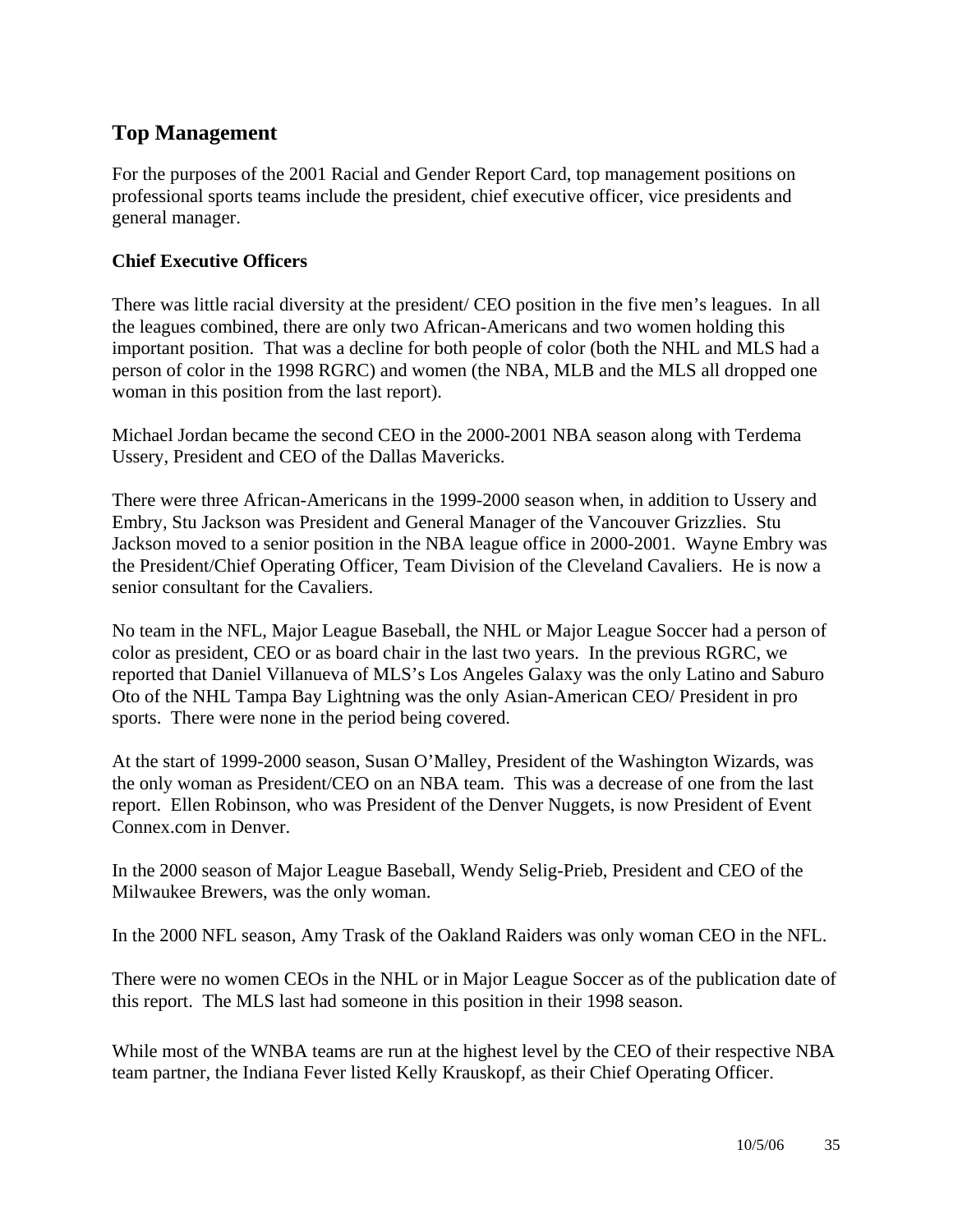## Top Management

For the purposes of the 2001 Racial and Gender Report Card, top management positions on professional sports teams include the president, chief executive officer, vice presidents and general manager.

### Chief Executive Officers

There was little racial diversity at the president/ CEO position in the five men's leagues. In all the leagues combined, there are only two African-Americans and two women holding this important position. That was a decline for both people of color (both the NHL and MLS had a person of color in the 1998 RGRC) and women (the NBA, MLB and the MLS all dropped one woman in this position from the last report).

Michael Jordan became the second CEO in the 2000-2001 NBA season along with Terdema Ussery, President and CEO of the Dallas Mavericks.

There were three African-Americans in the 1999-2000 season when, in addition to Ussery and Embry, Stu Jackson was President and General Manager of the Vancouver Grizzlies. Stu Jackson moved to a senior position in the NBA league office in 2000-2001. Wayne Embry was the President/Chief Operating Officer, Team Division of the Cleveland Cavaliers. He is now a senior consultant for the Cavaliers.

No team in the NFL, Major League Baseball, the NHL or Major League Soccer had a person of color as president, CEO or as board chair in the last two years. In the previous RGRC, we reported that Daniel Villanueva of MLS's Los Angeles Galaxy was the only Latino and Saburo Oto of the NHL Tampa Bay Lightning was the only Asian-American CEO/ President in pro sports. There were none in the period being covered.

At the start of 1999-2000 season, Susan O'Malley, President of the Washington Wizards, was the only woman as President/CEO on an NBA team. This was a decrease of one from the last report. Ellen Robinson, who was President of the Denver Nuggets, is now President of Event Connex.com in Denver.

In the 2000 season of Major League Baseball, Wendy Selig-Prieb, President and CEO of the Milwaukee Brewers, was the only woman.

In the 2000 NFL season, Amy Trask of the Oakland Raiders was only woman CEO in the NFL.

There were no women CEOs in the NHL or in Major League Soccer as of the publication date of this report. The MLS last had someone in this position in their 1998 season.

While most of the WNBA teams are run at the highest level by the CEO of their respective NBA team partner, the Indiana Fever listed Kelly Krauskopf, as their Chief Operating Officer.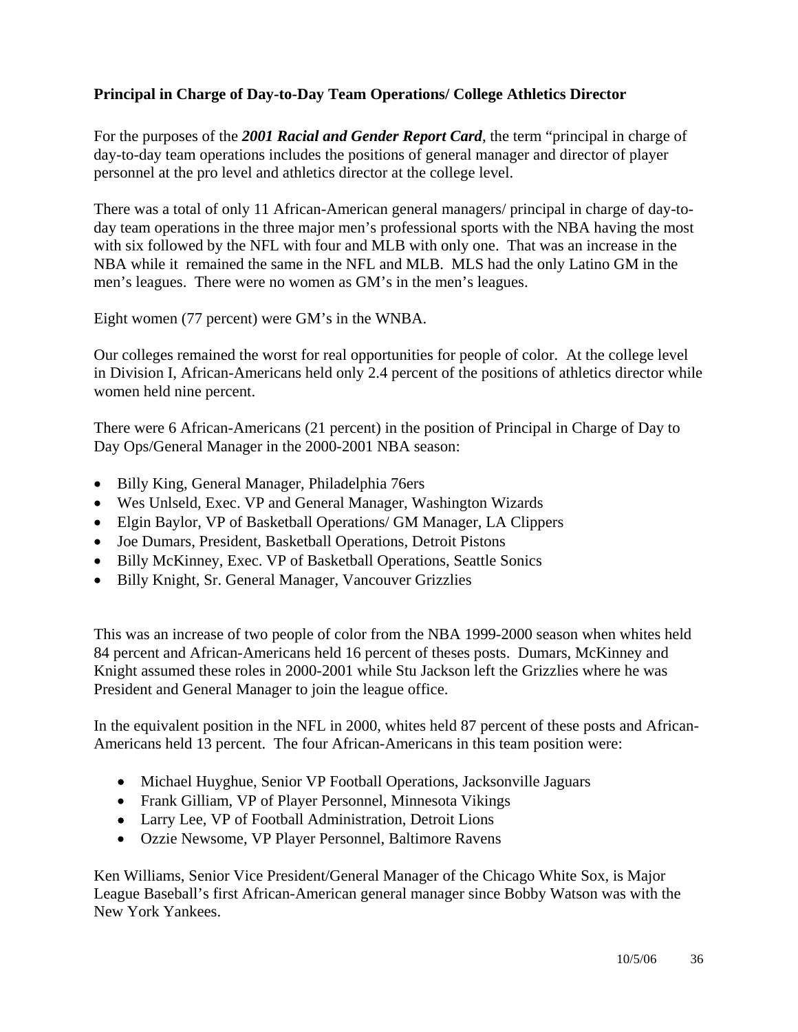**Principal in Charge of Day-to-Day Team Operations/ College Athletics Director**

For the purposes of the ***2001 Racial and Gender Report Card***, the term "principal in charge of day-to-day team operations includes the positions of general manager and director of player personnel at the pro level and athletics director at the college level.

There was a total of only 11 African-American general managers/ principal in charge of day-to-day team operations in the three major men's professional sports with the NBA having the most with six followed by the NFL with four and MLB with only one. That was an increase in the NBA while it remained the same in the NFL and MLB. MLS had the only Latino GM in the men's leagues. There were no women as GM's in the men's leagues.

Eight women (77 percent) were GM's in the WNBA.

Our colleges remained the worst for real opportunities for people of color. At the college level in Division I, African-Americans held only 2.4 percent of the positions of athletics director while women held nine percent.

There were 6 African-Americans (21 percent) in the position of Principal in Charge of Day to Day Ops/General Manager in the 2000-2001 NBA season:

- Billy King, General Manager, Philadelphia 76ers
- Wes Unlseld, Exec. VP and General Manager, Washington Wizards
- Elgin Baylor, VP of Basketball Operations/ GM Manager, LA Clippers
- Joe Dumars, President, Basketball Operations, Detroit Pistons
- Billy McKinney, Exec. VP of Basketball Operations, Seattle Sonics
- Billy Knight, Sr. General Manager, Vancouver Grizzlies

This was an increase of two people of color from the NBA 1999-2000 season when whites held 84 percent and African-Americans held 16 percent of theses posts. Dumars, McKinney and Knight assumed these roles in 2000-2001 while Stu Jackson left the Grizzlies where he was President and General Manager to join the league office.

In the equivalent position in the NFL in 2000, whites held 87 percent of these posts and African-Americans held 13 percent. The four African-Americans in this team position were:

- Michael Huyghue, Senior VP Football Operations, Jacksonville Jaguars
- Frank Gilliam, VP of Player Personnel, Minnesota Vikings
- Larry Lee, VP of Football Administration, Detroit Lions
- Ozzie Newsome, VP Player Personnel, Baltimore Ravens

Ken Williams, Senior Vice President/General Manager of the Chicago White Sox, is Major League Baseball's first African-American general manager since Bobby Watson was with the New York Yankees.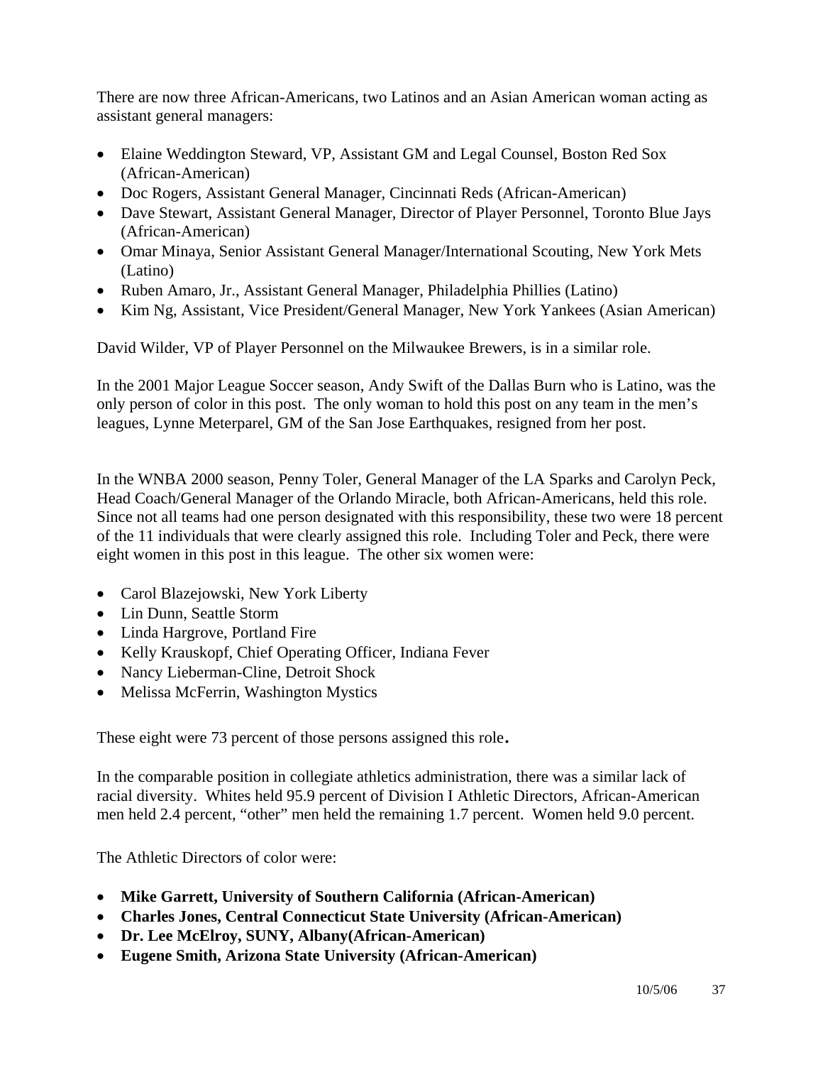There are now three African-Americans, two Latinos and an Asian American woman acting as assistant general managers:

- Elaine Weddington Steward, VP, Assistant GM and Legal Counsel, Boston Red Sox (African-American)
- Doc Rogers, Assistant General Manager, Cincinnati Reds (African-American)
- Dave Stewart, Assistant General Manager, Director of Player Personnel, Toronto Blue Jays (African-American)
- Omar Minaya, Senior Assistant General Manager/International Scouting, New York Mets (Latino)
- Ruben Amaro, Jr., Assistant General Manager, Philadelphia Phillies (Latino)
- Kim Ng, Assistant, Vice President/General Manager, New York Yankees (Asian American)

David Wilder, VP of Player Personnel on the Milwaukee Brewers, is in a similar role.

In the 2001 Major League Soccer season, Andy Swift of the Dallas Burn who is Latino, was the only person of color in this post. The only woman to hold this post on any team in the men's leagues, Lynne Meterparel, GM of the San Jose Earthquakes, resigned from her post.

In the WNBA 2000 season, Penny Toler, General Manager of the LA Sparks and Carolyn Peck, Head Coach/General Manager of the Orlando Miracle, both African-Americans, held this role. Since not all teams had one person designated with this responsibility, these two were 18 percent of the 11 individuals that were clearly assigned this role. Including Toler and Peck, there were eight women in this post in this league. The other six women were:

- Carol Blazejowski, New York Liberty
- Lin Dunn, Seattle Storm
- Linda Hargrove, Portland Fire
- Kelly Krauskopf, Chief Operating Officer, Indiana Fever
- Nancy Lieberman-Cline, Detroit Shock
- Melissa McFerrin, Washington Mystics

These eight were 73 percent of those persons assigned this role.

In the comparable position in collegiate athletics administration, there was a similar lack of racial diversity. Whites held 95.9 percent of Division I Athletic Directors, African-American men held 2.4 percent, "other" men held the remaining 1.7 percent. Women held 9.0 percent.

The Athletic Directors of color were:

- **Mike Garrett, University of Southern California (African-American)**
- **Charles Jones, Central Connecticut State University (African-American)**
- **Dr. Lee McElroy, SUNY, Albany(African-American)**
- **Eugene Smith, Arizona State University (African-American)**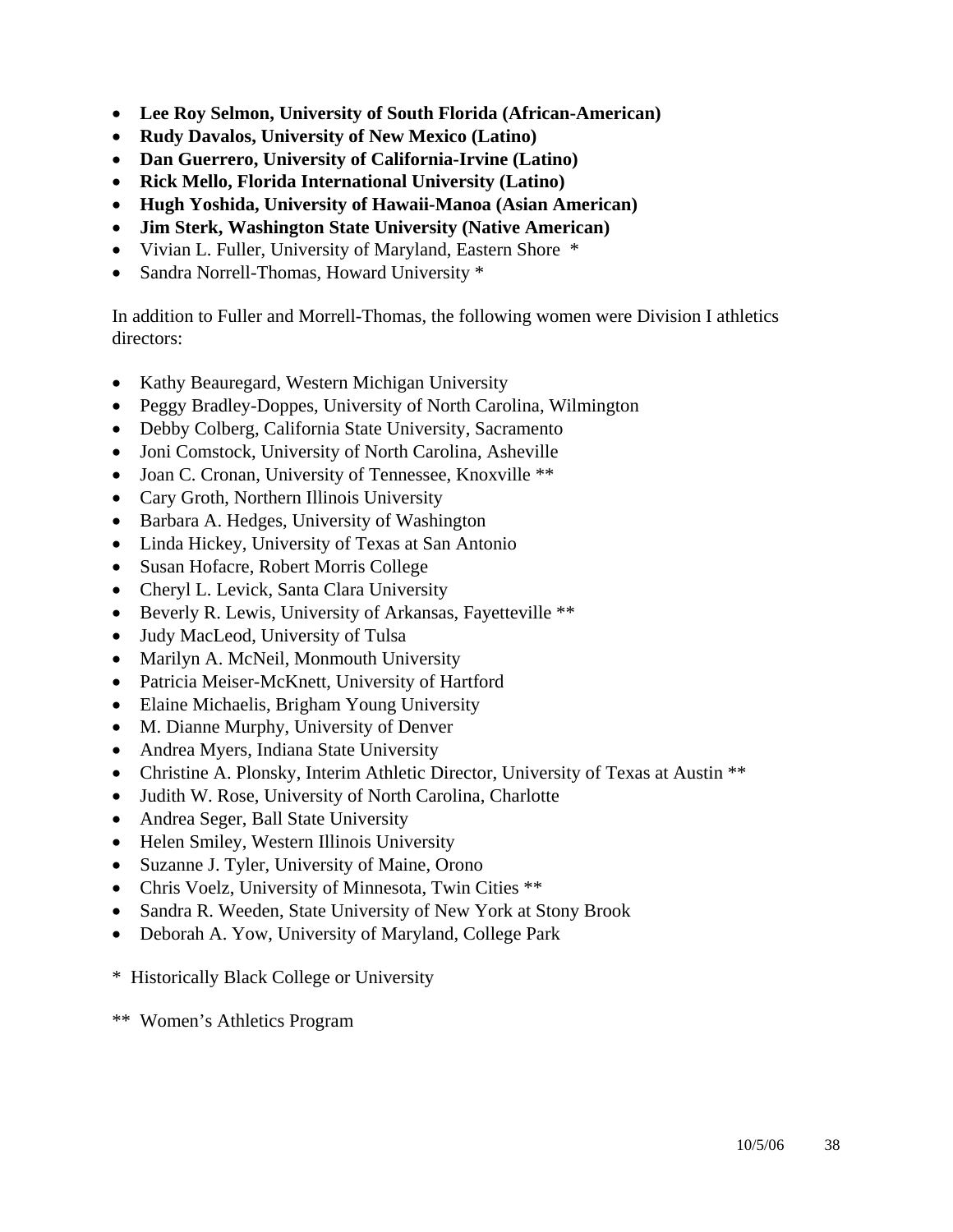- **Lee Roy Selmon, University of South Florida (African-American)**
- **Rudy Davalos, University of New Mexico (Latino)**
- **Dan Guerrero, University of California-Irvine (Latino)**
- **Rick Mello, Florida International University (Latino)**
- **Hugh Yoshida, University of Hawaii-Manoa (Asian American)**
- **Jim Sterk, Washington State University (Native American)**
- Vivian L. Fuller, University of Maryland, Eastern Shore *
- Sandra Norrell-Thomas, Howard University *

In addition to Fuller and Morrell-Thomas, the following women were Division I athletics directors:

- Kathy Beauregard, Western Michigan University
- Peggy Bradley-Doppes, University of North Carolina, Wilmington
- Debby Colberg, California State University, Sacramento
- Joni Comstock, University of North Carolina, Asheville
- Joan C. Cronan, University of Tennessee, Knoxville **
- Cary Groth, Northern Illinois University
- Barbara A. Hedges, University of Washington
- Linda Hickey, University of Texas at San Antonio
- Susan Hofacre, Robert Morris College
- Cheryl L. Levick, Santa Clara University
- Beverly R. Lewis, University of Arkansas, Fayetteville **
- Judy MacLeod, University of Tulsa
- Marilyn A. McNeil, Monmouth University
- Patricia Meiser-McKnett, University of Hartford
- Elaine Michaelis, Brigham Young University
- M. Dianne Murphy, University of Denver
- Andrea Myers, Indiana State University
- Christine A. Plonsky, Interim Athletic Director, University of Texas at Austin **
- Judith W. Rose, University of North Carolina, Charlotte
- Andrea Seger, Ball State University
- Helen Smiley, Western Illinois University
- Suzanne J. Tyler, University of Maine, Orono
- Chris Voelz, University of Minnesota, Twin Cities **
- Sandra R. Weeden, State University of New York at Stony Brook
- Deborah A. Yow, University of Maryland, College Park

\* Historically Black College or University

\** Women's Athletics Program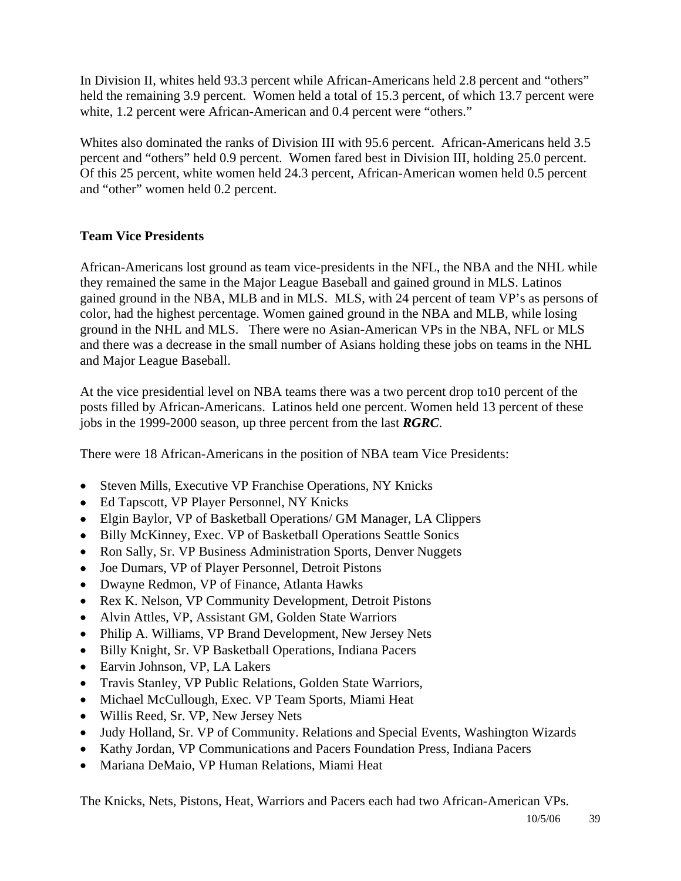In Division II, whites held 93.3 percent while African-Americans held 2.8 percent and "others" held the remaining 3.9 percent. Women held a total of 15.3 percent, of which 13.7 percent were white, 1.2 percent were African-American and 0.4 percent were "others."

Whites also dominated the ranks of Division III with 95.6 percent. African-Americans held 3.5 percent and "others" held 0.9 percent. Women fared best in Division III, holding 25.0 percent. Of this 25 percent, white women held 24.3 percent, African-American women held 0.5 percent and "other" women held 0.2 percent.

**Team Vice Presidents**

African-Americans lost ground as team vice-presidents in the NFL, the NBA and the NHL while they remained the same in the Major League Baseball and gained ground in MLS. Latinos gained ground in the NBA, MLB and in MLS. MLS, with 24 percent of team VP's as persons of color, had the highest percentage. Women gained ground in the NBA and MLB, while losing ground in the NHL and MLS. There were no Asian-American VPs in the NBA, NFL or MLS and there was a decrease in the small number of Asians holding these jobs on teams in the NHL and Major League Baseball.

At the vice presidential level on NBA teams there was a two percent drop to10 percent of the posts filled by African-Americans. Latinos held one percent. Women held 13 percent of these jobs in the 1999-2000 season, up three percent from the last ***RGRC***.

There were 18 African-Americans in the position of NBA team Vice Presidents:

- Steven Mills, Executive VP Franchise Operations, NY Knicks
- Ed Tapscott, VP Player Personnel, NY Knicks
- Elgin Baylor, VP of Basketball Operations/ GM Manager, LA Clippers
- Billy McKinney, Exec. VP of Basketball Operations Seattle Sonics
- Ron Sally, Sr. VP Business Administration Sports, Denver Nuggets
- Joe Dumars, VP of Player Personnel, Detroit Pistons
- Dwayne Redmon, VP of Finance, Atlanta Hawks
- Rex K. Nelson, VP Community Development, Detroit Pistons
- Alvin Attles, VP, Assistant GM, Golden State Warriors
- Philip A. Williams, VP Brand Development, New Jersey Nets
- Billy Knight, Sr. VP Basketball Operations, Indiana Pacers
- Earvin Johnson, VP, LA Lakers
- Travis Stanley, VP Public Relations, Golden State Warriors,
- Michael McCullough, Exec. VP Team Sports, Miami Heat
- Willis Reed, Sr. VP, New Jersey Nets
- Judy Holland, Sr. VP of Community. Relations and Special Events, Washington Wizards
- Kathy Jordan, VP Communications and Pacers Foundation Press, Indiana Pacers
- Mariana DeMaio, VP Human Relations, Miami Heat

The Knicks, Nets, Pistons, Heat, Warriors and Pacers each had two African-American VPs.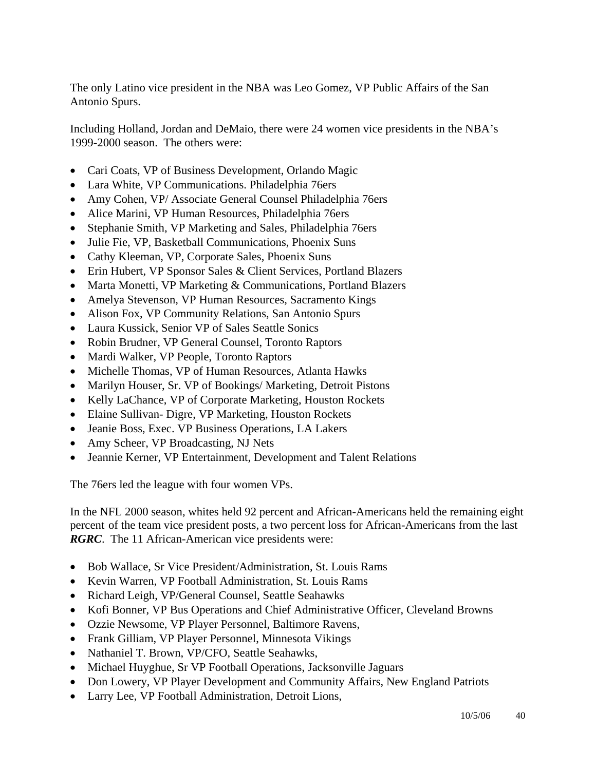The only Latino vice president in the NBA was Leo Gomez, VP Public Affairs of the San Antonio Spurs.

Including Holland, Jordan and DeMaio, there were 24 women vice presidents in the NBA's 1999-2000 season. The others were:

- Cari Coats, VP of Business Development, Orlando Magic
- Lara White, VP Communications. Philadelphia 76ers
- Amy Cohen, VP/ Associate General Counsel Philadelphia 76ers
- Alice Marini, VP Human Resources, Philadelphia 76ers
- Stephanie Smith, VP Marketing and Sales, Philadelphia 76ers
- Julie Fie, VP, Basketball Communications, Phoenix Suns
- Cathy Kleeman, VP, Corporate Sales, Phoenix Suns
- Erin Hubert, VP Sponsor Sales & Client Services, Portland Blazers
- Marta Monetti, VP Marketing & Communications, Portland Blazers
- Amelya Stevenson, VP Human Resources, Sacramento Kings
- Alison Fox, VP Community Relations, San Antonio Spurs
- Laura Kussick, Senior VP of Sales Seattle Sonics
- Robin Brudner, VP General Counsel, Toronto Raptors
- Mardi Walker, VP People, Toronto Raptors
- Michelle Thomas, VP of Human Resources, Atlanta Hawks
- Marilyn Houser, Sr. VP of Bookings/ Marketing, Detroit Pistons
- Kelly LaChance, VP of Corporate Marketing, Houston Rockets
- Elaine Sullivan- Digre, VP Marketing, Houston Rockets
- Jeanie Boss, Exec. VP Business Operations, LA Lakers
- Amy Scheer, VP Broadcasting, NJ Nets
- Jeannie Kerner, VP Entertainment, Development and Talent Relations

The 76ers led the league with four women VPs.

In the NFL 2000 season, whites held 92 percent and African-Americans held the remaining eight percent of the team vice president posts, a two percent loss for African-Americans from the last ***RGRC***. The 11 African-American vice presidents were:

- Bob Wallace, Sr Vice President/Administration, St. Louis Rams
- Kevin Warren, VP Football Administration, St. Louis Rams
- Richard Leigh, VP/General Counsel, Seattle Seahawks
- Kofi Bonner, VP Bus Operations and Chief Administrative Officer, Cleveland Browns
- Ozzie Newsome, VP Player Personnel, Baltimore Ravens,
- Frank Gilliam, VP Player Personnel, Minnesota Vikings
- Nathaniel T. Brown, VP/CFO, Seattle Seahawks,
- Michael Huyghue, Sr VP Football Operations, Jacksonville Jaguars
- Don Lowery, VP Player Development and Community Affairs, New England Patriots
- Larry Lee, VP Football Administration, Detroit Lions,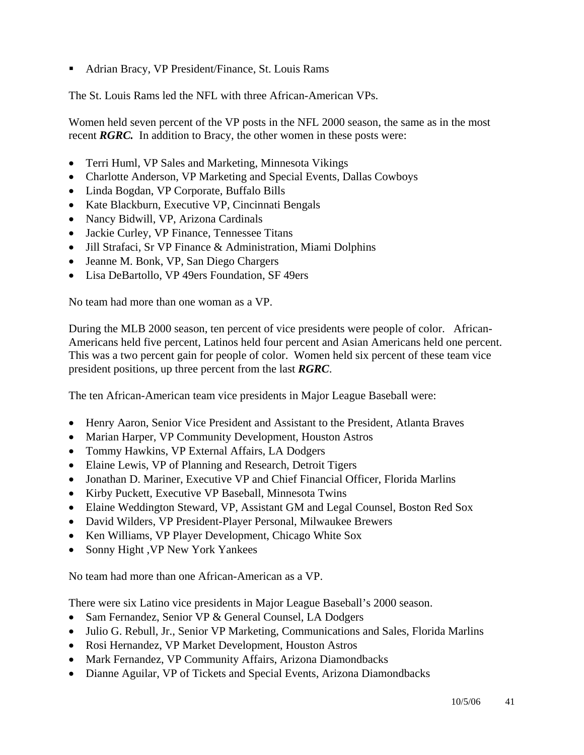- Adrian Bracy, VP President/Finance, St. Louis Rams

The St. Louis Rams led the NFL with three African-American VPs.

Women held seven percent of the VP posts in the NFL 2000 season, the same as in the most recent ***RGRC.*** In addition to Bracy, the other women in these posts were:

- Terri Huml, VP Sales and Marketing, Minnesota Vikings
- Charlotte Anderson, VP Marketing and Special Events, Dallas Cowboys
- Linda Bogdan, VP Corporate, Buffalo Bills
- Kate Blackburn, Executive VP, Cincinnati Bengals
- Nancy Bidwill, VP, Arizona Cardinals
- Jackie Curley, VP Finance, Tennessee Titans
- Jill Strafaci, Sr VP Finance & Administration, Miami Dolphins
- Jeanne M. Bonk, VP, San Diego Chargers
- Lisa DeBartollo, VP 49ers Foundation, SF 49ers

No team had more than one woman as a VP.

During the MLB 2000 season, ten percent of vice presidents were people of color. African-Americans held five percent, Latinos held four percent and Asian Americans held one percent. This was a two percent gain for people of color. Women held six percent of these team vice president positions, up three percent from the last ***RGRC***.

The ten African-American team vice presidents in Major League Baseball were:

- Henry Aaron, Senior Vice President and Assistant to the President, Atlanta Braves
- Marian Harper, VP Community Development, Houston Astros
- Tommy Hawkins, VP External Affairs, LA Dodgers
- Elaine Lewis, VP of Planning and Research, Detroit Tigers
- Jonathan D. Mariner, Executive VP and Chief Financial Officer, Florida Marlins
- Kirby Puckett, Executive VP Baseball, Minnesota Twins
- Elaine Weddington Steward, VP, Assistant GM and Legal Counsel, Boston Red Sox
- David Wilders, VP President-Player Personal, Milwaukee Brewers
- Ken Williams, VP Player Development, Chicago White Sox
- Sonny Hight ,VP New York Yankees

No team had more than one African-American as a VP.

There were six Latino vice presidents in Major League Baseball's 2000 season.

- Sam Fernandez, Senior VP & General Counsel, LA Dodgers
- Julio G. Rebull, Jr., Senior VP Marketing, Communications and Sales, Florida Marlins
- Rosi Hernandez, VP Market Development, Houston Astros
- Mark Fernandez, VP Community Affairs, Arizona Diamondbacks
- Dianne Aguilar, VP of Tickets and Special Events, Arizona Diamondbacks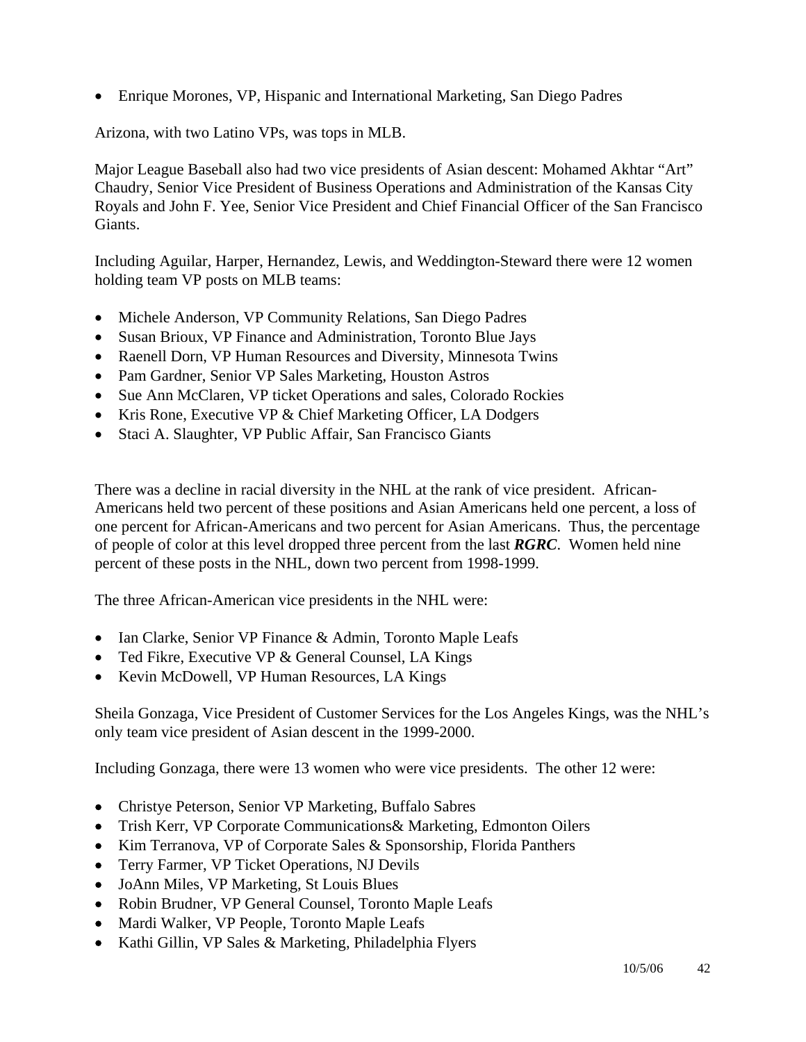- Enrique Morones, VP, Hispanic and International Marketing, San Diego Padres

Arizona, with two Latino VPs, was tops in MLB.

Major League Baseball also had two vice presidents of Asian descent: Mohamed Akhtar "Art" Chaudry, Senior Vice President of Business Operations and Administration of the Kansas City Royals and John F. Yee, Senior Vice President and Chief Financial Officer of the San Francisco Giants.

Including Aguilar, Harper, Hernandez, Lewis, and Weddington-Steward there were 12 women holding team VP posts on MLB teams:

- Michele Anderson, VP Community Relations, San Diego Padres
- Susan Brioux, VP Finance and Administration, Toronto Blue Jays
- Raenell Dorn, VP Human Resources and Diversity, Minnesota Twins
- Pam Gardner, Senior VP Sales Marketing, Houston Astros
- Sue Ann McClaren, VP ticket Operations and sales, Colorado Rockies
- Kris Rone, Executive VP & Chief Marketing Officer, LA Dodgers
- Staci A. Slaughter, VP Public Affair, San Francisco Giants

There was a decline in racial diversity in the NHL at the rank of vice president. African-Americans held two percent of these positions and Asian Americans held one percent, a loss of one percent for African-Americans and two percent for Asian Americans. Thus, the percentage of people of color at this level dropped three percent from the last ***RGRC***. Women held nine percent of these posts in the NHL, down two percent from 1998-1999.

The three African-American vice presidents in the NHL were:

- Ian Clarke, Senior VP Finance & Admin, Toronto Maple Leafs
- Ted Fikre, Executive VP & General Counsel, LA Kings
- Kevin McDowell, VP Human Resources, LA Kings

Sheila Gonzaga, Vice President of Customer Services for the Los Angeles Kings, was the NHL's only team vice president of Asian descent in the 1999-2000.

Including Gonzaga, there were 13 women who were vice presidents. The other 12 were:

- Christye Peterson, Senior VP Marketing, Buffalo Sabres
- Trish Kerr, VP Corporate Communications& Marketing, Edmonton Oilers
- Kim Terranova, VP of Corporate Sales & Sponsorship, Florida Panthers
- Terry Farmer, VP Ticket Operations, NJ Devils
- JoAnn Miles, VP Marketing, St Louis Blues
- Robin Brudner, VP General Counsel, Toronto Maple Leafs
- Mardi Walker, VP People, Toronto Maple Leafs
- Kathi Gillin, VP Sales & Marketing, Philadelphia Flyers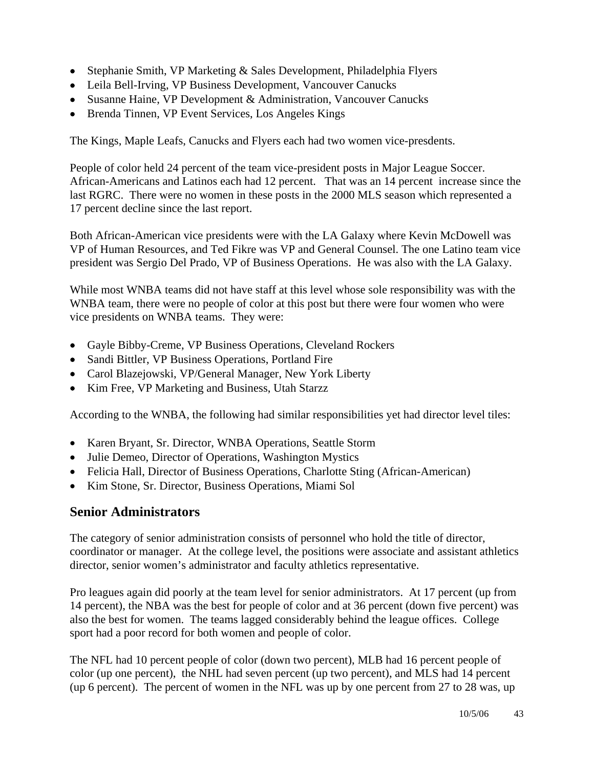- Stephanie Smith, VP Marketing & Sales Development, Philadelphia Flyers
- Leila Bell-Irving, VP Business Development, Vancouver Canucks
- Susanne Haine, VP Development & Administration, Vancouver Canucks
- Brenda Tinnen, VP Event Services, Los Angeles Kings

The Kings, Maple Leafs, Canucks and Flyers each had two women vice-presdents.

People of color held 24 percent of the team vice-president posts in Major League Soccer. African-Americans and Latinos each had 12 percent. That was an 14 percent increase since the last RGRC. There were no women in these posts in the 2000 MLS season which represented a 17 percent decline since the last report.

Both African-American vice presidents were with the LA Galaxy where Kevin McDowell was VP of Human Resources, and Ted Fikre was VP and General Counsel. The one Latino team vice president was Sergio Del Prado, VP of Business Operations. He was also with the LA Galaxy.

While most WNBA teams did not have staff at this level whose sole responsibility was with the WNBA team, there were no people of color at this post but there were four women who were vice presidents on WNBA teams. They were:

- Gayle Bibby-Creme, VP Business Operations, Cleveland Rockers
- Sandi Bittler, VP Business Operations, Portland Fire
- Carol Blazejowski, VP/General Manager, New York Liberty
- Kim Free, VP Marketing and Business, Utah Starzz

According to the WNBA, the following had similar responsibilities yet had director level tiles:

- Karen Bryant, Sr. Director, WNBA Operations, Seattle Storm
- Julie Demeo, Director of Operations, Washington Mystics
- Felicia Hall, Director of Business Operations, Charlotte Sting (African-American)
- Kim Stone, Sr. Director, Business Operations, Miami Sol

## Senior Administrators

The category of senior administration consists of personnel who hold the title of director, coordinator or manager. At the college level, the positions were associate and assistant athletics director, senior women's administrator and faculty athletics representative.

Pro leagues again did poorly at the team level for senior administrators. At 17 percent (up from 14 percent), the NBA was the best for people of color and at 36 percent (down five percent) was also the best for women. The teams lagged considerably behind the league offices. College sport had a poor record for both women and people of color.

The NFL had 10 percent people of color (down two percent), MLB had 16 percent people of color (up one percent), the NHL had seven percent (up two percent), and MLS had 14 percent (up 6 percent). The percent of women in the NFL was up by one percent from 27 to 28 was, up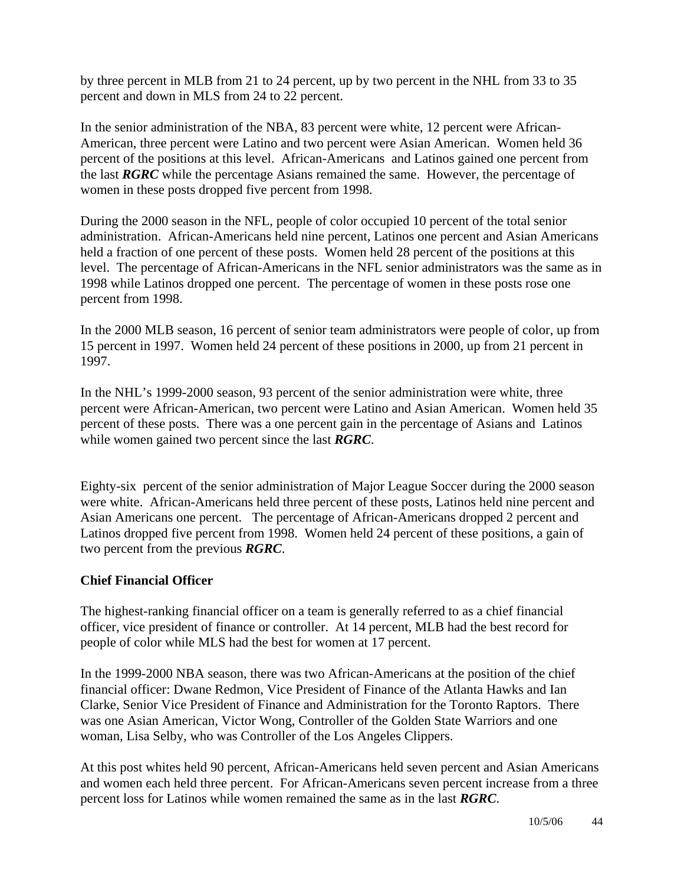by three percent in MLB from 21 to 24 percent, up by two percent in the NHL from 33 to 35 percent and down in MLS from 24 to 22 percent.

In the senior administration of the NBA, 83 percent were white, 12 percent were African-American, three percent were Latino and two percent were Asian American. Women held 36 percent of the positions at this level. African-Americans and Latinos gained one percent from the last ***RGRC*** while the percentage Asians remained the same. However, the percentage of women in these posts dropped five percent from 1998.

During the 2000 season in the NFL, people of color occupied 10 percent of the total senior administration. African-Americans held nine percent, Latinos one percent and Asian Americans held a fraction of one percent of these posts. Women held 28 percent of the positions at this level. The percentage of African-Americans in the NFL senior administrators was the same as in 1998 while Latinos dropped one percent. The percentage of women in these posts rose one percent from 1998.

In the 2000 MLB season, 16 percent of senior team administrators were people of color, up from 15 percent in 1997. Women held 24 percent of these positions in 2000, up from 21 percent in 1997.

In the NHL's 1999-2000 season, 93 percent of the senior administration were white, three percent were African-American, two percent were Latino and Asian American. Women held 35 percent of these posts. There was a one percent gain in the percentage of Asians and Latinos while women gained two percent since the last ***RGRC***.

Eighty-six percent of the senior administration of Major League Soccer during the 2000 season were white. African-Americans held three percent of these posts, Latinos held nine percent and Asian Americans one percent. The percentage of African-Americans dropped 2 percent and Latinos dropped five percent from 1998. Women held 24 percent of these positions, a gain of two percent from the previous ***RGRC***.

**Chief Financial Officer**

The highest-ranking financial officer on a team is generally referred to as a chief financial officer, vice president of finance or controller. At 14 percent, MLB had the best record for people of color while MLS had the best for women at 17 percent.

In the 1999-2000 NBA season, there was two African-Americans at the position of the chief financial officer: Dwane Redmon, Vice President of Finance of the Atlanta Hawks and Ian Clarke, Senior Vice President of Finance and Administration for the Toronto Raptors. There was one Asian American, Victor Wong, Controller of the Golden State Warriors and one woman, Lisa Selby, who was Controller of the Los Angeles Clippers.

At this post whites held 90 percent, African-Americans held seven percent and Asian Americans and women each held three percent. For African-Americans seven percent increase from a three percent loss for Latinos while women remained the same as in the last ***RGRC***.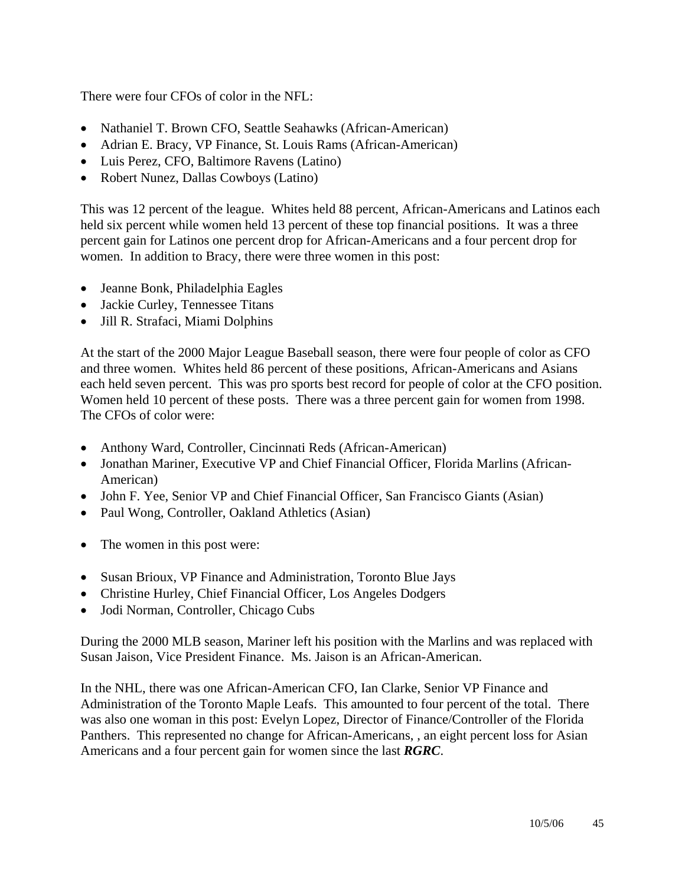There were four CFOs of color in the NFL:

- Nathaniel T. Brown CFO, Seattle Seahawks (African-American)
- Adrian E. Bracy, VP Finance, St. Louis Rams (African-American)
- Luis Perez, CFO, Baltimore Ravens (Latino)
- Robert Nunez, Dallas Cowboys (Latino)

This was 12 percent of the league. Whites held 88 percent, African-Americans and Latinos each held six percent while women held 13 percent of these top financial positions. It was a three percent gain for Latinos one percent drop for African-Americans and a four percent drop for women. In addition to Bracy, there were three women in this post:

- Jeanne Bonk, Philadelphia Eagles
- Jackie Curley, Tennessee Titans
- Jill R. Strafaci, Miami Dolphins

At the start of the 2000 Major League Baseball season, there were four people of color as CFO and three women. Whites held 86 percent of these positions, African-Americans and Asians each held seven percent. This was pro sports best record for people of color at the CFO position. Women held 10 percent of these posts. There was a three percent gain for women from 1998. The CFOs of color were:

- Anthony Ward, Controller, Cincinnati Reds (African-American)
- Jonathan Mariner, Executive VP and Chief Financial Officer, Florida Marlins (African-American)
- John F. Yee, Senior VP and Chief Financial Officer, San Francisco Giants (Asian)
- Paul Wong, Controller, Oakland Athletics (Asian)

- The women in this post were:

- Susan Brioux, VP Finance and Administration, Toronto Blue Jays
- Christine Hurley, Chief Financial Officer, Los Angeles Dodgers
- Jodi Norman, Controller, Chicago Cubs

During the 2000 MLB season, Mariner left his position with the Marlins and was replaced with Susan Jaison, Vice President Finance. Ms. Jaison is an African-American.

In the NHL, there was one African-American CFO, Ian Clarke, Senior VP Finance and Administration of the Toronto Maple Leafs. This amounted to four percent of the total. There was also one woman in this post: Evelyn Lopez, Director of Finance/Controller of the Florida Panthers. This represented no change for African-Americans, , an eight percent loss for Asian Americans and a four percent gain for women since the last ***RGRC***.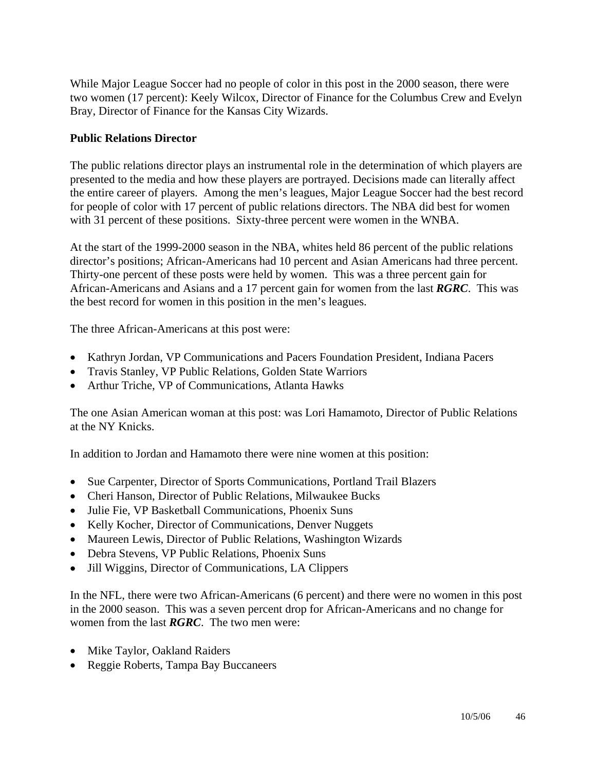While Major League Soccer had no people of color in this post in the 2000 season, there were two women (17 percent): Keely Wilcox, Director of Finance for the Columbus Crew and Evelyn Bray, Director of Finance for the Kansas City Wizards.

**Public Relations Director**

The public relations director plays an instrumental role in the determination of which players are presented to the media and how these players are portrayed. Decisions made can literally affect the entire career of players. Among the men's leagues, Major League Soccer had the best record for people of color with 17 percent of public relations directors. The NBA did best for women with 31 percent of these positions. Sixty-three percent were women in the WNBA.

At the start of the 1999-2000 season in the NBA, whites held 86 percent of the public relations director's positions; African-Americans had 10 percent and Asian Americans had three percent. Thirty-one percent of these posts were held by women. This was a three percent gain for African-Americans and Asians and a 17 percent gain for women from the last ***RGRC***. This was the best record for women in this position in the men's leagues.

The three African-Americans at this post were:

- Kathryn Jordan, VP Communications and Pacers Foundation President, Indiana Pacers
- Travis Stanley, VP Public Relations, Golden State Warriors
- Arthur Triche, VP of Communications, Atlanta Hawks

The one Asian American woman at this post: was Lori Hamamoto, Director of Public Relations at the NY Knicks.

In addition to Jordan and Hamamoto there were nine women at this position:

- Sue Carpenter, Director of Sports Communications, Portland Trail Blazers
- Cheri Hanson, Director of Public Relations, Milwaukee Bucks
- Julie Fie, VP Basketball Communications, Phoenix Suns
- Kelly Kocher, Director of Communications, Denver Nuggets
- Maureen Lewis, Director of Public Relations, Washington Wizards
- Debra Stevens, VP Public Relations, Phoenix Suns
- Jill Wiggins, Director of Communications, LA Clippers

In the NFL, there were two African-Americans (6 percent) and there were no women in this post in the 2000 season. This was a seven percent drop for African-Americans and no change for women from the last ***RGRC***. The two men were:

- Mike Taylor, Oakland Raiders
- Reggie Roberts, Tampa Bay Buccaneers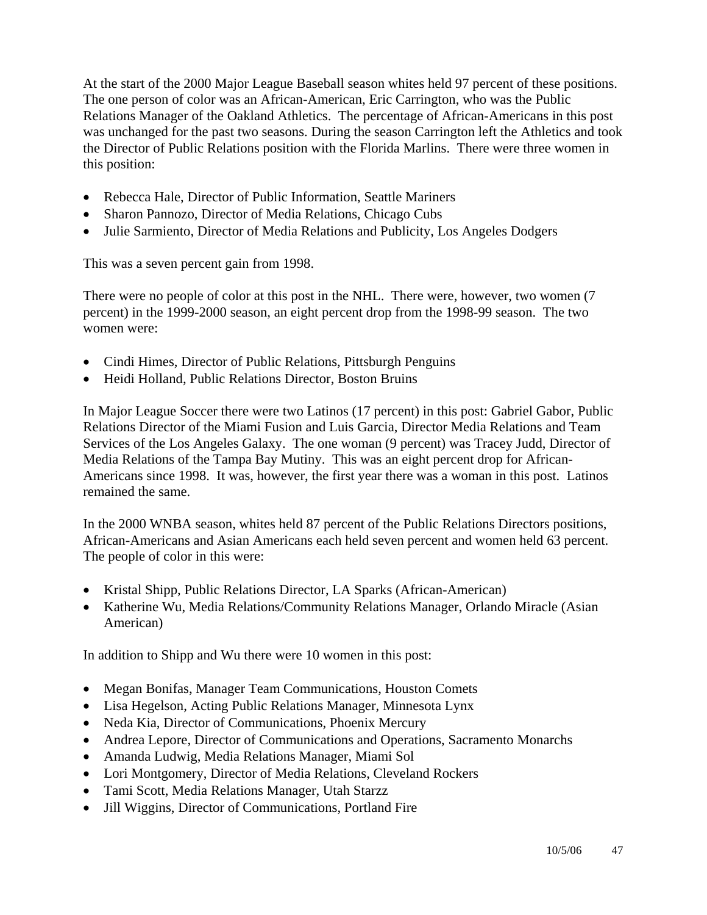At the start of the 2000 Major League Baseball season whites held 97 percent of these positions. The one person of color was an African-American, Eric Carrington, who was the Public Relations Manager of the Oakland Athletics. The percentage of African-Americans in this post was unchanged for the past two seasons. During the season Carrington left the Athletics and took the Director of Public Relations position with the Florida Marlins. There were three women in this position:

- Rebecca Hale, Director of Public Information, Seattle Mariners
- Sharon Pannozo, Director of Media Relations, Chicago Cubs
- Julie Sarmiento, Director of Media Relations and Publicity, Los Angeles Dodgers

This was a seven percent gain from 1998.

There were no people of color at this post in the NHL. There were, however, two women (7 percent) in the 1999-2000 season, an eight percent drop from the 1998-99 season. The two women were:

- Cindi Himes, Director of Public Relations, Pittsburgh Penguins
- Heidi Holland, Public Relations Director, Boston Bruins

In Major League Soccer there were two Latinos (17 percent) in this post: Gabriel Gabor, Public Relations Director of the Miami Fusion and Luis Garcia, Director Media Relations and Team Services of the Los Angeles Galaxy. The one woman (9 percent) was Tracey Judd, Director of Media Relations of the Tampa Bay Mutiny. This was an eight percent drop for African-Americans since 1998. It was, however, the first year there was a woman in this post. Latinos remained the same.

In the 2000 WNBA season, whites held 87 percent of the Public Relations Directors positions, African-Americans and Asian Americans each held seven percent and women held 63 percent. The people of color in this were:

- Kristal Shipp, Public Relations Director, LA Sparks (African-American)
- Katherine Wu, Media Relations/Community Relations Manager, Orlando Miracle (Asian American)

In addition to Shipp and Wu there were 10 women in this post:

- Megan Bonifas, Manager Team Communications, Houston Comets
- Lisa Hegelson, Acting Public Relations Manager, Minnesota Lynx
- Neda Kia, Director of Communications, Phoenix Mercury
- Andrea Lepore, Director of Communications and Operations, Sacramento Monarchs
- Amanda Ludwig, Media Relations Manager, Miami Sol
- Lori Montgomery, Director of Media Relations, Cleveland Rockers
- Tami Scott, Media Relations Manager, Utah Starzz
- Jill Wiggins, Director of Communications, Portland Fire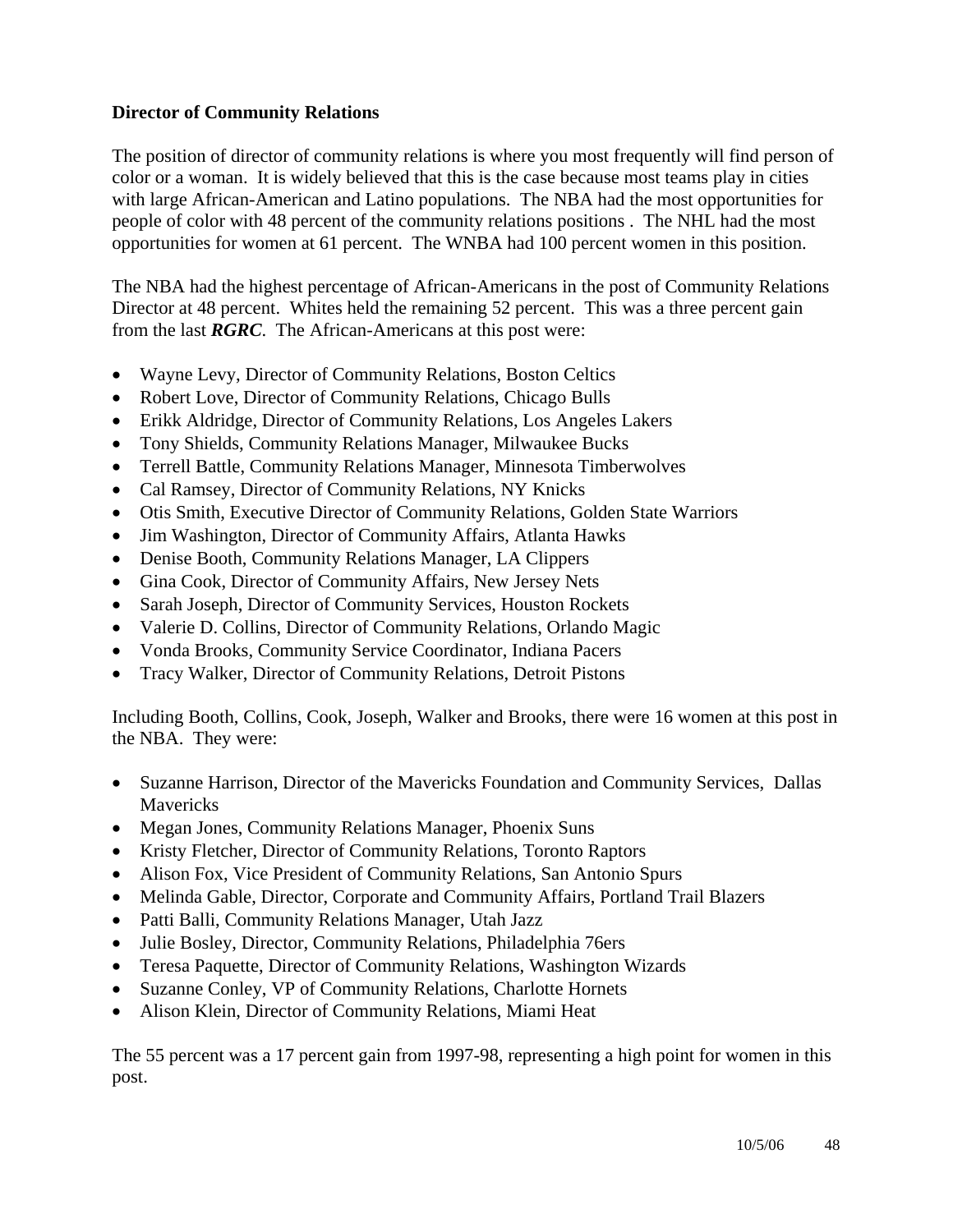**Director of Community Relations**

The position of director of community relations is where you most frequently will find person of color or a woman. It is widely believed that this is the case because most teams play in cities with large African-American and Latino populations. The NBA had the most opportunities for people of color with 48 percent of the community relations positions . The NHL had the most opportunities for women at 61 percent. The WNBA had 100 percent women in this position.

The NBA had the highest percentage of African-Americans in the post of Community Relations Director at 48 percent. Whites held the remaining 52 percent. This was a three percent gain from the last ***RGRC***. The African-Americans at this post were:

- Wayne Levy, Director of Community Relations, Boston Celtics
- Robert Love, Director of Community Relations, Chicago Bulls
- Erikk Aldridge, Director of Community Relations, Los Angeles Lakers
- Tony Shields, Community Relations Manager, Milwaukee Bucks
- Terrell Battle, Community Relations Manager, Minnesota Timberwolves
- Cal Ramsey, Director of Community Relations, NY Knicks
- Otis Smith, Executive Director of Community Relations, Golden State Warriors
- Jim Washington, Director of Community Affairs, Atlanta Hawks
- Denise Booth, Community Relations Manager, LA Clippers
- Gina Cook, Director of Community Affairs, New Jersey Nets
- Sarah Joseph, Director of Community Services, Houston Rockets
- Valerie D. Collins, Director of Community Relations, Orlando Magic
- Vonda Brooks, Community Service Coordinator, Indiana Pacers
- Tracy Walker, Director of Community Relations, Detroit Pistons

Including Booth, Collins, Cook, Joseph, Walker and Brooks, there were 16 women at this post in the NBA. They were:

- Suzanne Harrison, Director of the Mavericks Foundation and Community Services, Dallas Mavericks
- Megan Jones, Community Relations Manager, Phoenix Suns
- Kristy Fletcher, Director of Community Relations, Toronto Raptors
- Alison Fox, Vice President of Community Relations, San Antonio Spurs
- Melinda Gable, Director, Corporate and Community Affairs, Portland Trail Blazers
- Patti Balli, Community Relations Manager, Utah Jazz
- Julie Bosley, Director, Community Relations, Philadelphia 76ers
- Teresa Paquette, Director of Community Relations, Washington Wizards
- Suzanne Conley, VP of Community Relations, Charlotte Hornets
- Alison Klein, Director of Community Relations, Miami Heat

The 55 percent was a 17 percent gain from 1997-98, representing a high point for women in this post.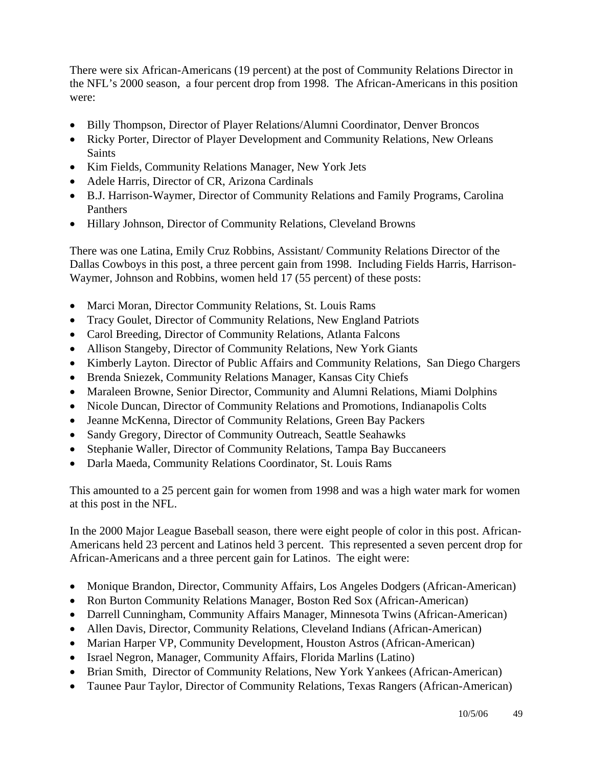There were six African-Americans (19 percent) at the post of Community Relations Director in the NFL's 2000 season, a four percent drop from 1998. The African-Americans in this position were:

- Billy Thompson, Director of Player Relations/Alumni Coordinator, Denver Broncos
- Ricky Porter, Director of Player Development and Community Relations, New Orleans Saints
- Kim Fields, Community Relations Manager, New York Jets
- Adele Harris, Director of CR, Arizona Cardinals
- B.J. Harrison-Waymer, Director of Community Relations and Family Programs, Carolina Panthers
- Hillary Johnson, Director of Community Relations, Cleveland Browns

There was one Latina, Emily Cruz Robbins, Assistant/ Community Relations Director of the Dallas Cowboys in this post, a three percent gain from 1998. Including Fields Harris, Harrison-Waymer, Johnson and Robbins, women held 17 (55 percent) of these posts:

- Marci Moran, Director Community Relations, St. Louis Rams
- Tracy Goulet, Director of Community Relations, New England Patriots
- Carol Breeding, Director of Community Relations, Atlanta Falcons
- Allison Stangeby, Director of Community Relations, New York Giants
- Kimberly Layton. Director of Public Affairs and Community Relations, San Diego Chargers
- Brenda Sniezek, Community Relations Manager, Kansas City Chiefs
- Maraleen Browne, Senior Director, Community and Alumni Relations, Miami Dolphins
- Nicole Duncan, Director of Community Relations and Promotions, Indianapolis Colts
- Jeanne McKenna, Director of Community Relations, Green Bay Packers
- Sandy Gregory, Director of Community Outreach, Seattle Seahawks
- Stephanie Waller, Director of Community Relations, Tampa Bay Buccaneers
- Darla Maeda, Community Relations Coordinator, St. Louis Rams

This amounted to a 25 percent gain for women from 1998 and was a high water mark for women at this post in the NFL.

In the 2000 Major League Baseball season, there were eight people of color in this post. African-Americans held 23 percent and Latinos held 3 percent. This represented a seven percent drop for African-Americans and a three percent gain for Latinos. The eight were:

- Monique Brandon, Director, Community Affairs, Los Angeles Dodgers (African-American)
- Ron Burton Community Relations Manager, Boston Red Sox (African-American)
- Darrell Cunningham, Community Affairs Manager, Minnesota Twins (African-American)
- Allen Davis, Director, Community Relations, Cleveland Indians (African-American)
- Marian Harper VP, Community Development, Houston Astros (African-American)
- Israel Negron, Manager, Community Affairs, Florida Marlins (Latino)
- Brian Smith, Director of Community Relations, New York Yankees (African-American)
- Taunee Paur Taylor, Director of Community Relations, Texas Rangers (African-American)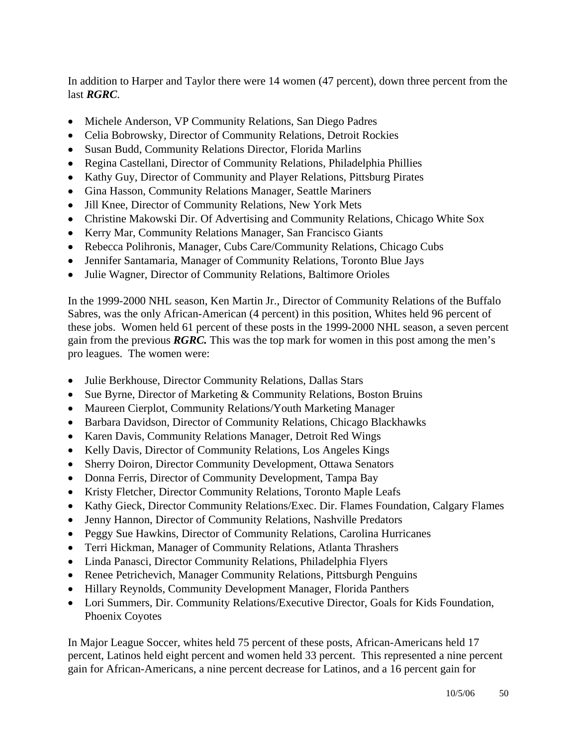In addition to Harper and Taylor there were 14 women (47 percent), down three percent from the last ***RGRC***.

- Michele Anderson, VP Community Relations, San Diego Padres
- Celia Bobrowsky, Director of Community Relations, Detroit Rockies
- Susan Budd, Community Relations Director, Florida Marlins
- Regina Castellani, Director of Community Relations, Philadelphia Phillies
- Kathy Guy, Director of Community and Player Relations, Pittsburg Pirates
- Gina Hasson, Community Relations Manager, Seattle Mariners
- Jill Knee, Director of Community Relations, New York Mets
- Christine Makowski Dir. Of Advertising and Community Relations, Chicago White Sox
- Kerry Mar, Community Relations Manager, San Francisco Giants
- Rebecca Polihronis, Manager, Cubs Care/Community Relations, Chicago Cubs
- Jennifer Santamaria, Manager of Community Relations, Toronto Blue Jays
- Julie Wagner, Director of Community Relations, Baltimore Orioles

In the 1999-2000 NHL season, Ken Martin Jr., Director of Community Relations of the Buffalo Sabres, was the only African-American (4 percent) in this position, Whites held 96 percent of these jobs. Women held 61 percent of these posts in the 1999-2000 NHL season, a seven percent gain from the previous ***RGRC.*** This was the top mark for women in this post among the men's pro leagues. The women were:

- Julie Berkhouse, Director Community Relations, Dallas Stars
- Sue Byrne, Director of Marketing & Community Relations, Boston Bruins
- Maureen Cierplot, Community Relations/Youth Marketing Manager
- Barbara Davidson, Director of Community Relations, Chicago Blackhawks
- Karen Davis, Community Relations Manager, Detroit Red Wings
- Kelly Davis, Director of Community Relations, Los Angeles Kings
- Sherry Doiron, Director Community Development, Ottawa Senators
- Donna Ferris, Director of Community Development, Tampa Bay
- Kristy Fletcher, Director Community Relations, Toronto Maple Leafs
- Kathy Gieck, Director Community Relations/Exec. Dir. Flames Foundation, Calgary Flames
- Jenny Hannon, Director of Community Relations, Nashville Predators
- Peggy Sue Hawkins, Director of Community Relations, Carolina Hurricanes
- Terri Hickman, Manager of Community Relations, Atlanta Thrashers
- Linda Panasci, Director Community Relations, Philadelphia Flyers
- Renee Petrichevich, Manager Community Relations, Pittsburgh Penguins
- Hillary Reynolds, Community Development Manager, Florida Panthers
- Lori Summers, Dir. Community Relations/Executive Director, Goals for Kids Foundation, Phoenix Coyotes

In Major League Soccer, whites held 75 percent of these posts, African-Americans held 17 percent, Latinos held eight percent and women held 33 percent. This represented a nine percent gain for African-Americans, a nine percent decrease for Latinos, and a 16 percent gain for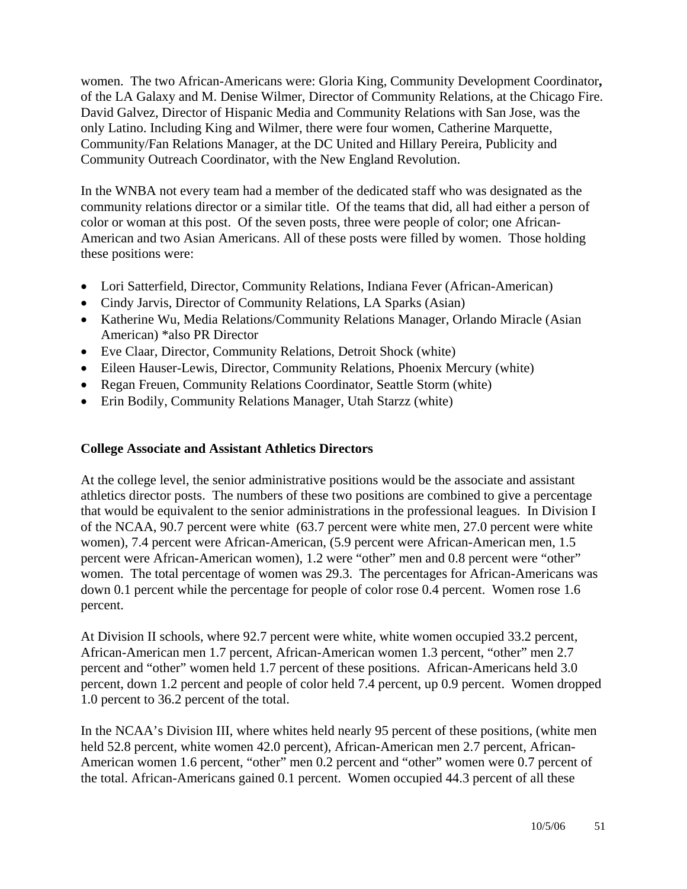women. The two African-Americans were: Gloria King, Community Development Coordinator**,** of the LA Galaxy and M. Denise Wilmer, Director of Community Relations, at the Chicago Fire. David Galvez, Director of Hispanic Media and Community Relations with San Jose, was the only Latino. Including King and Wilmer, there were four women, Catherine Marquette, Community/Fan Relations Manager, at the DC United and Hillary Pereira, Publicity and Community Outreach Coordinator, with the New England Revolution.

In the WNBA not every team had a member of the dedicated staff who was designated as the community relations director or a similar title. Of the teams that did, all had either a person of color or woman at this post. Of the seven posts, three were people of color; one African-American and two Asian Americans. All of these posts were filled by women. Those holding these positions were:

- Lori Satterfield, Director, Community Relations, Indiana Fever (African-American)
- Cindy Jarvis, Director of Community Relations, LA Sparks (Asian)
- Katherine Wu, Media Relations/Community Relations Manager, Orlando Miracle (Asian American) *also PR Director
- Eve Claar, Director, Community Relations, Detroit Shock (white)
- Eileen Hauser-Lewis, Director, Community Relations, Phoenix Mercury (white)
- Regan Freuen, Community Relations Coordinator, Seattle Storm (white)
- Erin Bodily, Community Relations Manager, Utah Starzz (white)

### College Associate and Assistant Athletics Directors

At the college level, the senior administrative positions would be the associate and assistant athletics director posts. The numbers of these two positions are combined to give a percentage that would be equivalent to the senior administrations in the professional leagues. In Division I of the NCAA, 90.7 percent were white (63.7 percent were white men, 27.0 percent were white women), 7.4 percent were African-American, (5.9 percent were African-American men, 1.5 percent were African-American women), 1.2 were "other" men and 0.8 percent were "other" women. The total percentage of women was 29.3. The percentages for African-Americans was down 0.1 percent while the percentage for people of color rose 0.4 percent. Women rose 1.6 percent.

At Division II schools, where 92.7 percent were white, white women occupied 33.2 percent, African-American men 1.7 percent, African-American women 1.3 percent, "other" men 2.7 percent and "other" women held 1.7 percent of these positions. African-Americans held 3.0 percent, down 1.2 percent and people of color held 7.4 percent, up 0.9 percent. Women dropped 1.0 percent to 36.2 percent of the total.

In the NCAA's Division III, where whites held nearly 95 percent of these positions, (white men held 52.8 percent, white women 42.0 percent), African-American men 2.7 percent, African-American women 1.6 percent, "other" men 0.2 percent and "other" women were 0.7 percent of the total. African-Americans gained 0.1 percent. Women occupied 44.3 percent of all these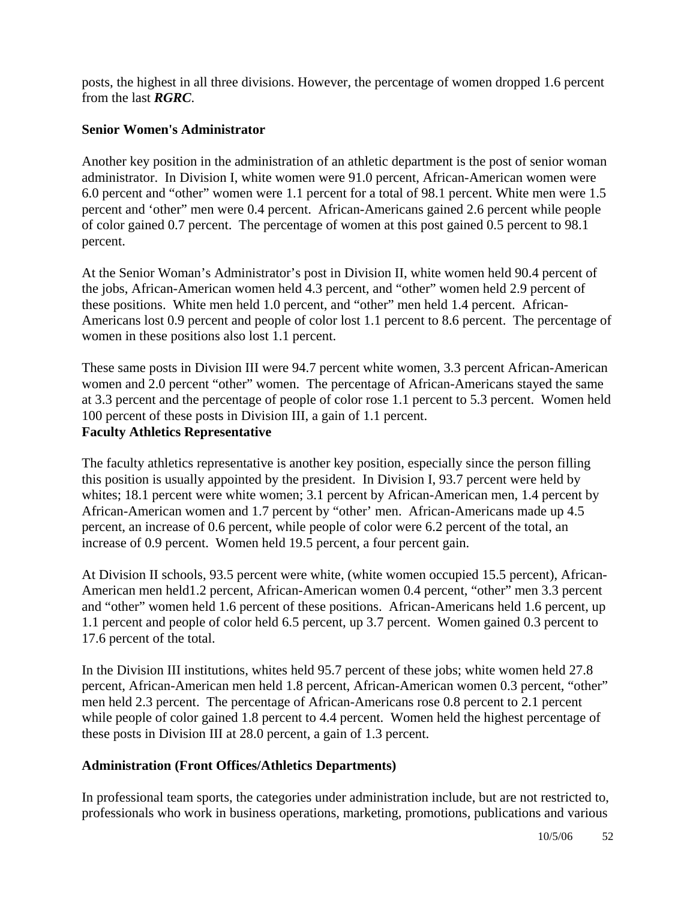posts, the highest in all three divisions. However, the percentage of women dropped 1.6 percent from the last ***RGRC***.

**Senior Women's Administrator**

Another key position in the administration of an athletic department is the post of senior woman administrator. In Division I, white women were 91.0 percent, African-American women were 6.0 percent and "other" women were 1.1 percent for a total of 98.1 percent. White men were 1.5 percent and 'other" men were 0.4 percent. African-Americans gained 2.6 percent while people of color gained 0.7 percent. The percentage of women at this post gained 0.5 percent to 98.1 percent.

At the Senior Woman's Administrator's post in Division II, white women held 90.4 percent of the jobs, African-American women held 4.3 percent, and "other" women held 2.9 percent of these positions. White men held 1.0 percent, and "other" men held 1.4 percent. African-Americans lost 0.9 percent and people of color lost 1.1 percent to 8.6 percent. The percentage of women in these positions also lost 1.1 percent.

These same posts in Division III were 94.7 percent white women, 3.3 percent African-American women and 2.0 percent "other" women. The percentage of African-Americans stayed the same at 3.3 percent and the percentage of people of color rose 1.1 percent to 5.3 percent. Women held 100 percent of these posts in Division III, a gain of 1.1 percent.

**Faculty Athletics Representative**

The faculty athletics representative is another key position, especially since the person filling this position is usually appointed by the president. In Division I, 93.7 percent were held by whites; 18.1 percent were white women; 3.1 percent by African-American men, 1.4 percent by African-American women and 1.7 percent by "other' men. African-Americans made up 4.5 percent, an increase of 0.6 percent, while people of color were 6.2 percent of the total, an increase of 0.9 percent. Women held 19.5 percent, a four percent gain.

At Division II schools, 93.5 percent were white, (white women occupied 15.5 percent), African-American men held1.2 percent, African-American women 0.4 percent, "other" men 3.3 percent and "other" women held 1.6 percent of these positions. African-Americans held 1.6 percent, up 1.1 percent and people of color held 6.5 percent, up 3.7 percent. Women gained 0.3 percent to 17.6 percent of the total.

In the Division III institutions, whites held 95.7 percent of these jobs; white women held 27.8 percent, African-American men held 1.8 percent, African-American women 0.3 percent, "other" men held 2.3 percent. The percentage of African-Americans rose 0.8 percent to 2.1 percent while people of color gained 1.8 percent to 4.4 percent. Women held the highest percentage of these posts in Division III at 28.0 percent, a gain of 1.3 percent.

**Administration (Front Offices/Athletics Departments)**

In professional team sports, the categories under administration include, but are not restricted to, professionals who work in business operations, marketing, promotions, publications and various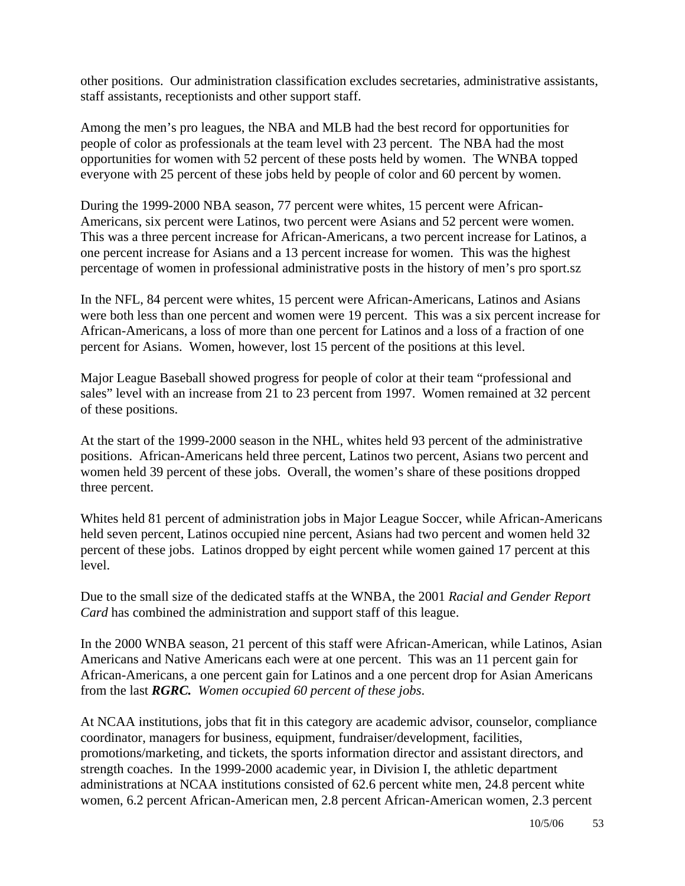other positions. Our administration classification excludes secretaries, administrative assistants, staff assistants, receptionists and other support staff.

Among the men's pro leagues, the NBA and MLB had the best record for opportunities for people of color as professionals at the team level with 23 percent. The NBA had the most opportunities for women with 52 percent of these posts held by women. The WNBA topped everyone with 25 percent of these jobs held by people of color and 60 percent by women.

During the 1999-2000 NBA season, 77 percent were whites, 15 percent were African-Americans, six percent were Latinos, two percent were Asians and 52 percent were women. This was a three percent increase for African-Americans, a two percent increase for Latinos, a one percent increase for Asians and a 13 percent increase for women. This was the highest percentage of women in professional administrative posts in the history of men's pro sport.sz

In the NFL, 84 percent were whites, 15 percent were African-Americans, Latinos and Asians were both less than one percent and women were 19 percent. This was a six percent increase for African-Americans, a loss of more than one percent for Latinos and a loss of a fraction of one percent for Asians. Women, however, lost 15 percent of the positions at this level.

Major League Baseball showed progress for people of color at their team "professional and sales" level with an increase from 21 to 23 percent from 1997. Women remained at 32 percent of these positions.

At the start of the 1999-2000 season in the NHL, whites held 93 percent of the administrative positions. African-Americans held three percent, Latinos two percent, Asians two percent and women held 39 percent of these jobs. Overall, the women's share of these positions dropped three percent.

Whites held 81 percent of administration jobs in Major League Soccer, while African-Americans held seven percent, Latinos occupied nine percent, Asians had two percent and women held 32 percent of these jobs. Latinos dropped by eight percent while women gained 17 percent at this level.

Due to the small size of the dedicated staffs at the WNBA, the 2001 *Racial and Gender Report Card* has combined the administration and support staff of this league.

In the 2000 WNBA season, 21 percent of this staff were African-American, while Latinos, Asian Americans and Native Americans each were at one percent. This was an 11 percent gain for African-Americans, a one percent gain for Latinos and a one percent drop for Asian Americans from the last ***RGRC.*** *Women occupied 60 percent of these jobs.*

At NCAA institutions, jobs that fit in this category are academic advisor, counselor, compliance coordinator, managers for business, equipment, fundraiser/development, facilities, promotions/marketing, and tickets, the sports information director and assistant directors, and strength coaches. In the 1999-2000 academic year, in Division I, the athletic department administrations at NCAA institutions consisted of 62.6 percent white men, 24.8 percent white women, 6.2 percent African-American men, 2.8 percent African-American women, 2.3 percent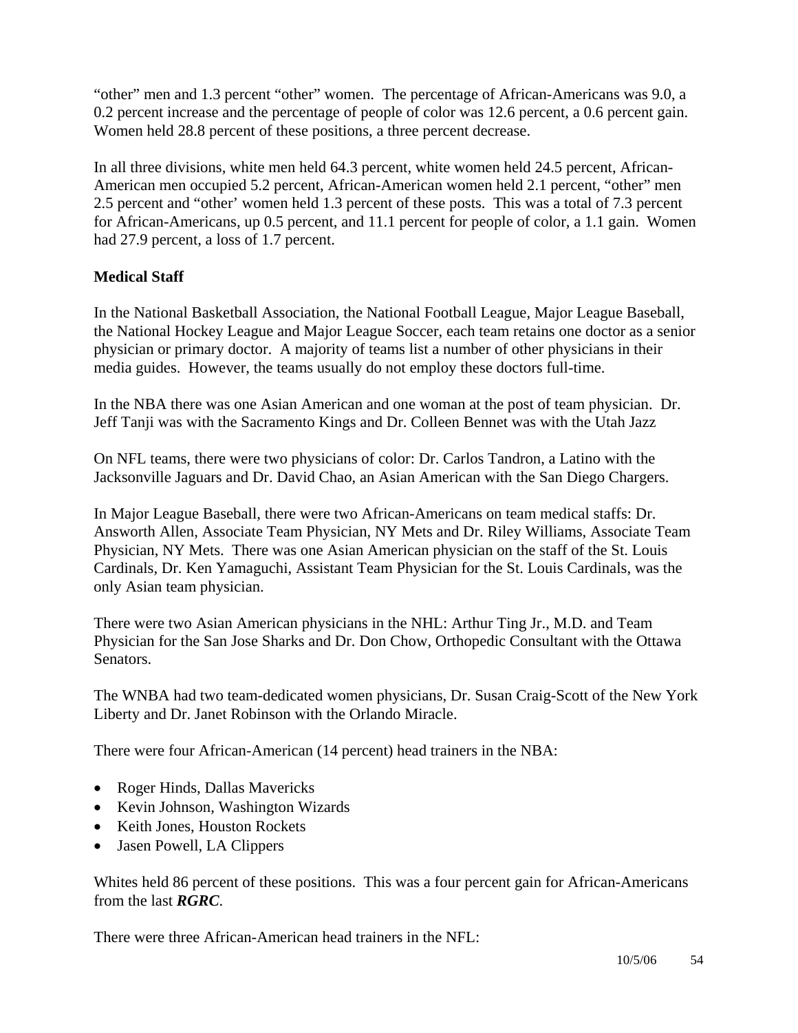"other" men and 1.3 percent "other" women. The percentage of African-Americans was 9.0, a 0.2 percent increase and the percentage of people of color was 12.6 percent, a 0.6 percent gain. Women held 28.8 percent of these positions, a three percent decrease.

In all three divisions, white men held 64.3 percent, white women held 24.5 percent, African-American men occupied 5.2 percent, African-American women held 2.1 percent, "other" men 2.5 percent and "other' women held 1.3 percent of these posts. This was a total of 7.3 percent for African-Americans, up 0.5 percent, and 11.1 percent for people of color, a 1.1 gain. Women had 27.9 percent, a loss of 1.7 percent.

**Medical Staff**

In the National Basketball Association, the National Football League, Major League Baseball, the National Hockey League and Major League Soccer, each team retains one doctor as a senior physician or primary doctor. A majority of teams list a number of other physicians in their media guides. However, the teams usually do not employ these doctors full-time.

In the NBA there was one Asian American and one woman at the post of team physician. Dr. Jeff Tanji was with the Sacramento Kings and Dr. Colleen Bennet was with the Utah Jazz

On NFL teams, there were two physicians of color: Dr. Carlos Tandron, a Latino with the Jacksonville Jaguars and Dr. David Chao, an Asian American with the San Diego Chargers.

In Major League Baseball, there were two African-Americans on team medical staffs: Dr. Answorth Allen, Associate Team Physician, NY Mets and Dr. Riley Williams, Associate Team Physician, NY Mets. There was one Asian American physician on the staff of the St. Louis Cardinals, Dr. Ken Yamaguchi, Assistant Team Physician for the St. Louis Cardinals, was the only Asian team physician.

There were two Asian American physicians in the NHL: Arthur Ting Jr., M.D. and Team Physician for the San Jose Sharks and Dr. Don Chow, Orthopedic Consultant with the Ottawa Senators.

The WNBA had two team-dedicated women physicians, Dr. Susan Craig-Scott of the New York Liberty and Dr. Janet Robinson with the Orlando Miracle.

There were four African-American (14 percent) head trainers in the NBA:

- Roger Hinds, Dallas Mavericks
- Kevin Johnson, Washington Wizards
- Keith Jones, Houston Rockets
- Jasen Powell, LA Clippers

Whites held 86 percent of these positions. This was a four percent gain for African-Americans from the last ***RGRC***.

There were three African-American head trainers in the NFL: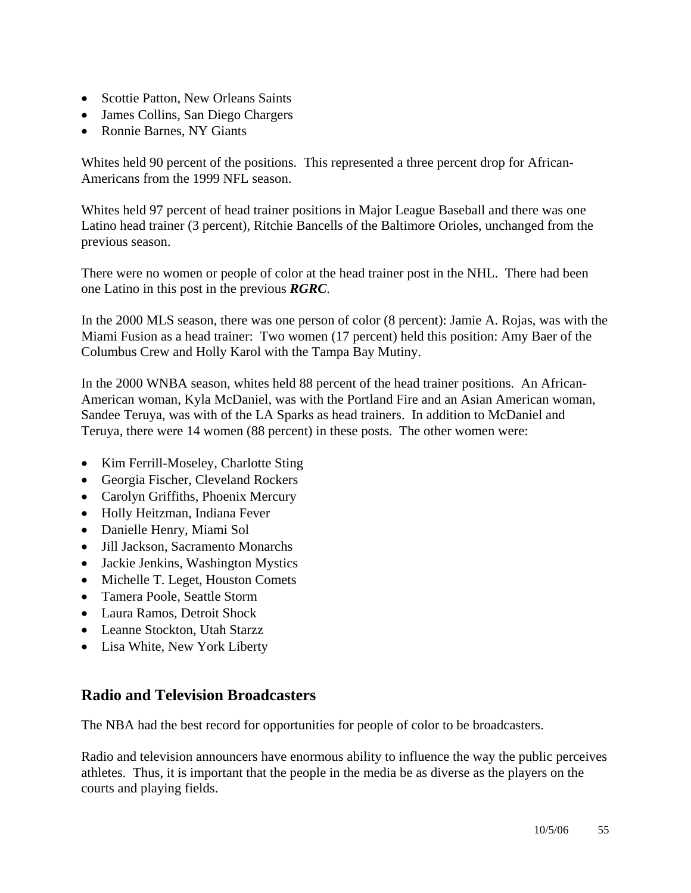- Scottie Patton, New Orleans Saints
- James Collins, San Diego Chargers
- Ronnie Barnes, NY Giants

Whites held 90 percent of the positions. This represented a three percent drop for African-Americans from the 1999 NFL season.

Whites held 97 percent of head trainer positions in Major League Baseball and there was one Latino head trainer (3 percent), Ritchie Bancells of the Baltimore Orioles, unchanged from the previous season.

There were no women or people of color at the head trainer post in the NHL. There had been one Latino in this post in the previous ***RGRC***.

In the 2000 MLS season, there was one person of color (8 percent): Jamie A. Rojas, was with the Miami Fusion as a head trainer: Two women (17 percent) held this position: Amy Baer of the Columbus Crew and Holly Karol with the Tampa Bay Mutiny.

In the 2000 WNBA season, whites held 88 percent of the head trainer positions. An African-American woman, Kyla McDaniel, was with the Portland Fire and an Asian American woman, Sandee Teruya, was with of the LA Sparks as head trainers. In addition to McDaniel and Teruya, there were 14 women (88 percent) in these posts. The other women were:

- Kim Ferrill-Moseley, Charlotte Sting
- Georgia Fischer, Cleveland Rockers
- Carolyn Griffiths, Phoenix Mercury
- Holly Heitzman, Indiana Fever
- Danielle Henry, Miami Sol
- Jill Jackson, Sacramento Monarchs
- Jackie Jenkins, Washington Mystics
- Michelle T. Leget, Houston Comets
- Tamera Poole, Seattle Storm
- Laura Ramos, Detroit Shock
- Leanne Stockton, Utah Starzz
- Lisa White, New York Liberty

## Radio and Television Broadcasters

The NBA had the best record for opportunities for people of color to be broadcasters.

Radio and television announcers have enormous ability to influence the way the public perceives athletes. Thus, it is important that the people in the media be as diverse as the players on the courts and playing fields.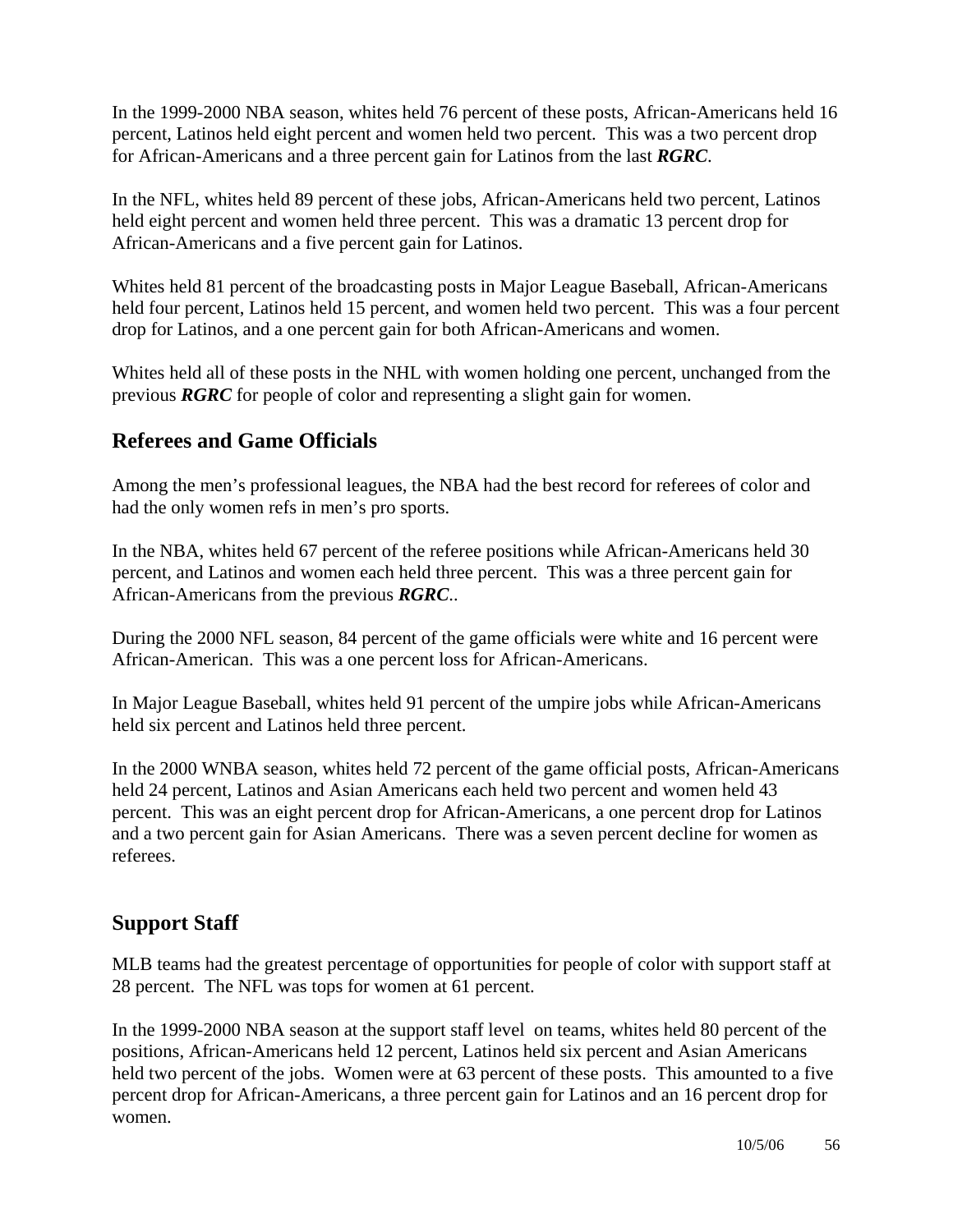In the 1999-2000 NBA season, whites held 76 percent of these posts, African-Americans held 16 percent, Latinos held eight percent and women held two percent. This was a two percent drop for African-Americans and a three percent gain for Latinos from the last ***RGRC***.

In the NFL, whites held 89 percent of these jobs, African-Americans held two percent, Latinos held eight percent and women held three percent. This was a dramatic 13 percent drop for African-Americans and a five percent gain for Latinos.

Whites held 81 percent of the broadcasting posts in Major League Baseball, African-Americans held four percent, Latinos held 15 percent, and women held two percent. This was a four percent drop for Latinos, and a one percent gain for both African-Americans and women.

Whites held all of these posts in the NHL with women holding one percent, unchanged from the previous ***RGRC*** for people of color and representing a slight gain for women.

## Referees and Game Officials

Among the men's professional leagues, the NBA had the best record for referees of color and had the only women refs in men's pro sports.

In the NBA, whites held 67 percent of the referee positions while African-Americans held 30 percent, and Latinos and women each held three percent. This was a three percent gain for African-Americans from the previous ***RGRC***..

During the 2000 NFL season, 84 percent of the game officials were white and 16 percent were African-American. This was a one percent loss for African-Americans.

In Major League Baseball, whites held 91 percent of the umpire jobs while African-Americans held six percent and Latinos held three percent.

In the 2000 WNBA season, whites held 72 percent of the game official posts, African-Americans held 24 percent, Latinos and Asian Americans each held two percent and women held 43 percent. This was an eight percent drop for African-Americans, a one percent drop for Latinos and a two percent gain for Asian Americans. There was a seven percent decline for women as referees.

## Support Staff

MLB teams had the greatest percentage of opportunities for people of color with support staff at 28 percent. The NFL was tops for women at 61 percent.

In the 1999-2000 NBA season at the support staff level on teams, whites held 80 percent of the positions, African-Americans held 12 percent, Latinos held six percent and Asian Americans held two percent of the jobs. Women were at 63 percent of these posts. This amounted to a five percent drop for African-Americans, a three percent gain for Latinos and an 16 percent drop for women.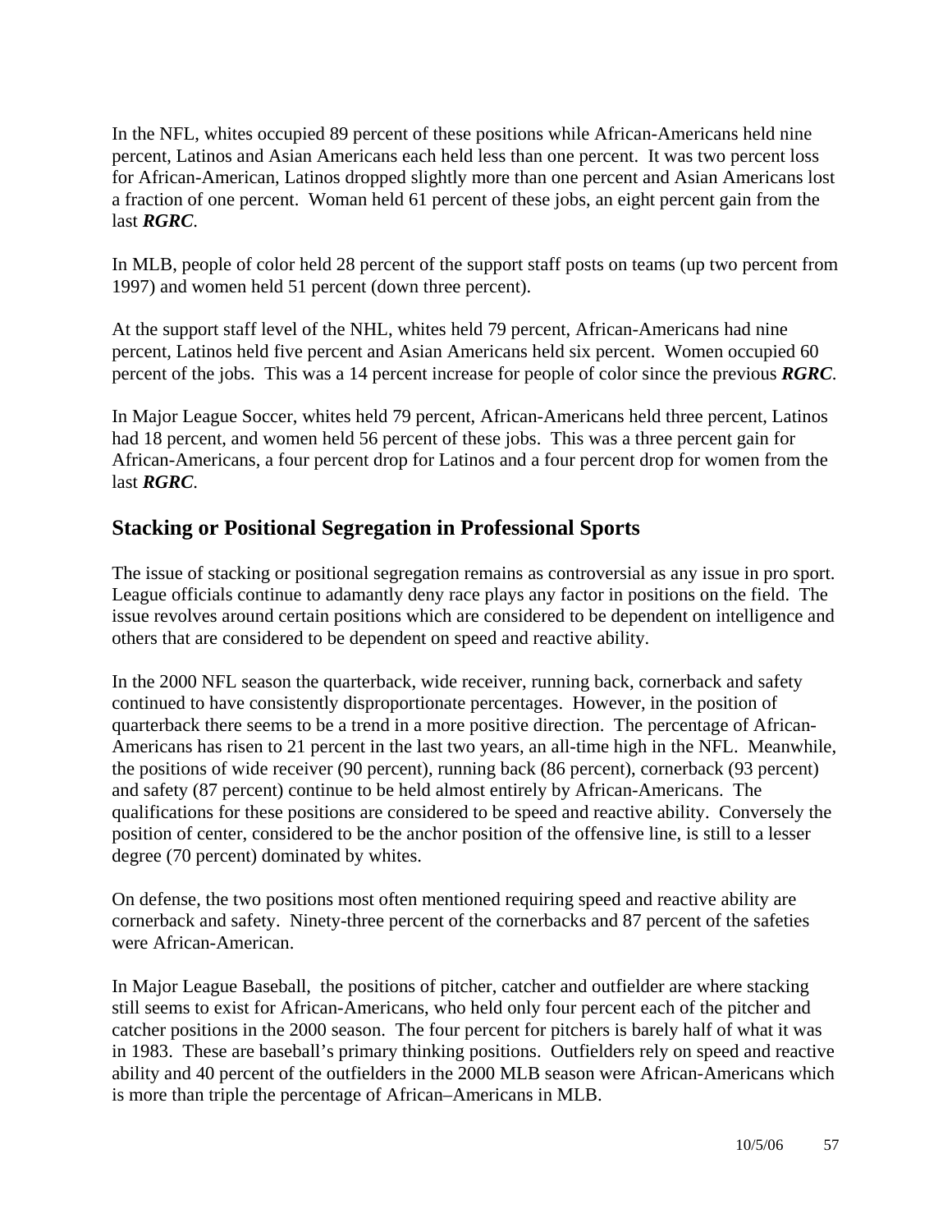In the NFL, whites occupied 89 percent of these positions while African-Americans held nine percent, Latinos and Asian Americans each held less than one percent. It was two percent loss for African-American, Latinos dropped slightly more than one percent and Asian Americans lost a fraction of one percent. Woman held 61 percent of these jobs, an eight percent gain from the last ***RGRC***.

In MLB, people of color held 28 percent of the support staff posts on teams (up two percent from 1997) and women held 51 percent (down three percent).

At the support staff level of the NHL, whites held 79 percent, African-Americans had nine percent, Latinos held five percent and Asian Americans held six percent. Women occupied 60 percent of the jobs. This was a 14 percent increase for people of color since the previous ***RGRC***.

In Major League Soccer, whites held 79 percent, African-Americans held three percent, Latinos had 18 percent, and women held 56 percent of these jobs. This was a three percent gain for African-Americans, a four percent drop for Latinos and a four percent drop for women from the last ***RGRC***.

## Stacking or Positional Segregation in Professional Sports

The issue of stacking or positional segregation remains as controversial as any issue in pro sport. League officials continue to adamantly deny race plays any factor in positions on the field. The issue revolves around certain positions which are considered to be dependent on intelligence and others that are considered to be dependent on speed and reactive ability.

In the 2000 NFL season the quarterback, wide receiver, running back, cornerback and safety continued to have consistently disproportionate percentages. However, in the position of quarterback there seems to be a trend in a more positive direction. The percentage of African-Americans has risen to 21 percent in the last two years, an all-time high in the NFL. Meanwhile, the positions of wide receiver (90 percent), running back (86 percent), cornerback (93 percent) and safety (87 percent) continue to be held almost entirely by African-Americans. The qualifications for these positions are considered to be speed and reactive ability. Conversely the position of center, considered to be the anchor position of the offensive line, is still to a lesser degree (70 percent) dominated by whites.

On defense, the two positions most often mentioned requiring speed and reactive ability are cornerback and safety. Ninety-three percent of the cornerbacks and 87 percent of the safeties were African-American.

In Major League Baseball, the positions of pitcher, catcher and outfielder are where stacking still seems to exist for African-Americans, who held only four percent each of the pitcher and catcher positions in the 2000 season. The four percent for pitchers is barely half of what it was in 1983. These are baseball's primary thinking positions. Outfielders rely on speed and reactive ability and 40 percent of the outfielders in the 2000 MLB season were African-Americans which is more than triple the percentage of African–Americans in MLB.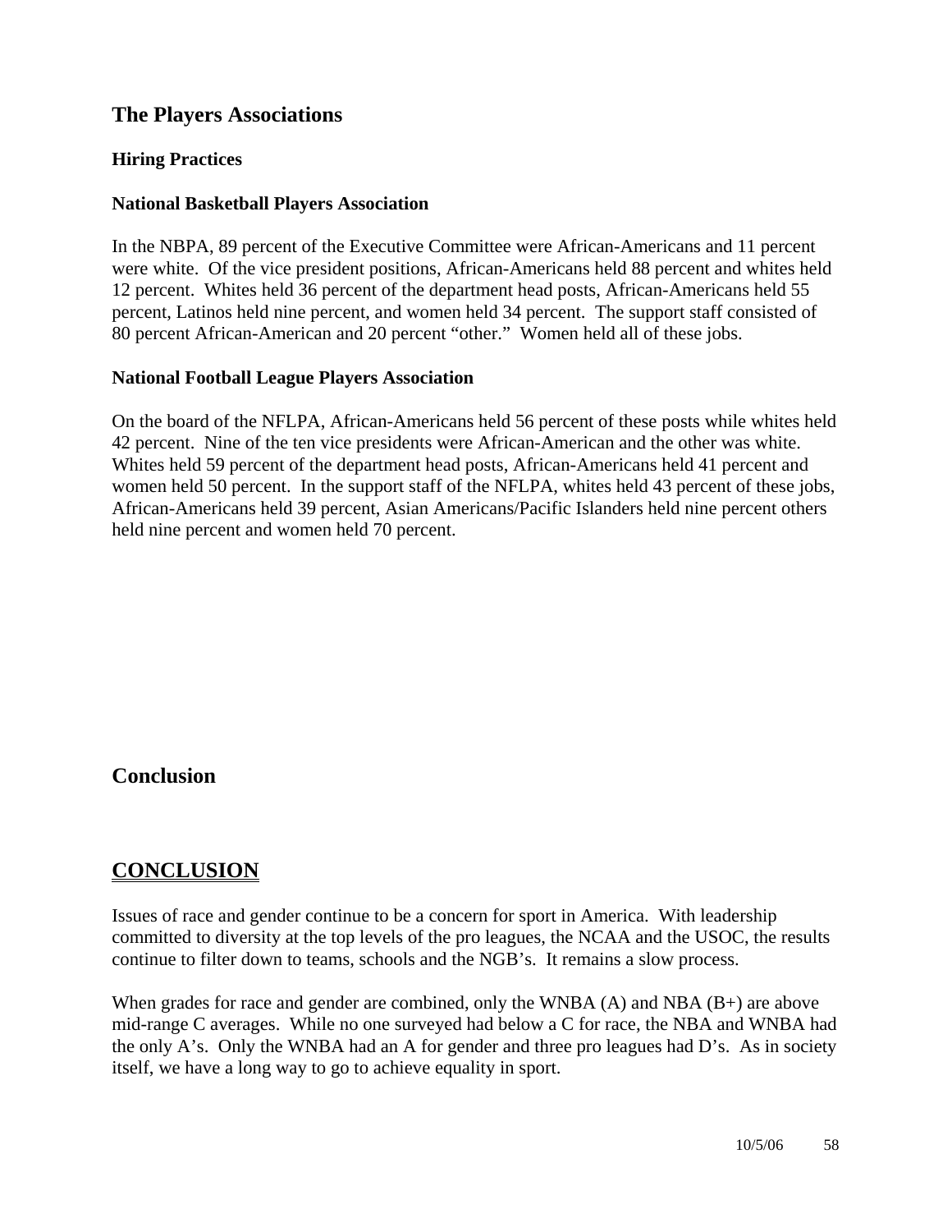## The Players Associations

### Hiring Practices

### National Basketball Players Association

In the NBPA, 89 percent of the Executive Committee were African-Americans and 11 percent were white. Of the vice president positions, African-Americans held 88 percent and whites held 12 percent. Whites held 36 percent of the department head posts, African-Americans held 55 percent, Latinos held nine percent, and women held 34 percent. The support staff consisted of 80 percent African-American and 20 percent "other." Women held all of these jobs.

### National Football League Players Association

On the board of the NFLPA, African-Americans held 56 percent of these posts while whites held 42 percent. Nine of the ten vice presidents were African-American and the other was white. Whites held 59 percent of the department head posts, African-Americans held 41 percent and women held 50 percent. In the support staff of the NFLPA, whites held 43 percent of these jobs, African-Americans held 39 percent, Asian Americans/Pacific Islanders held nine percent others held nine percent and women held 70 percent.

## Conclusion

## CONCLUSION

Issues of race and gender continue to be a concern for sport in America. With leadership committed to diversity at the top levels of the pro leagues, the NCAA and the USOC, the results continue to filter down to teams, schools and the NGB's. It remains a slow process.

When grades for race and gender are combined, only the WNBA (A) and NBA (B+) are above mid-range C averages. While no one surveyed had below a C for race, the NBA and WNBA had the only A's. Only the WNBA had an A for gender and three pro leagues had D's. As in society itself, we have a long way to go to achieve equality in sport.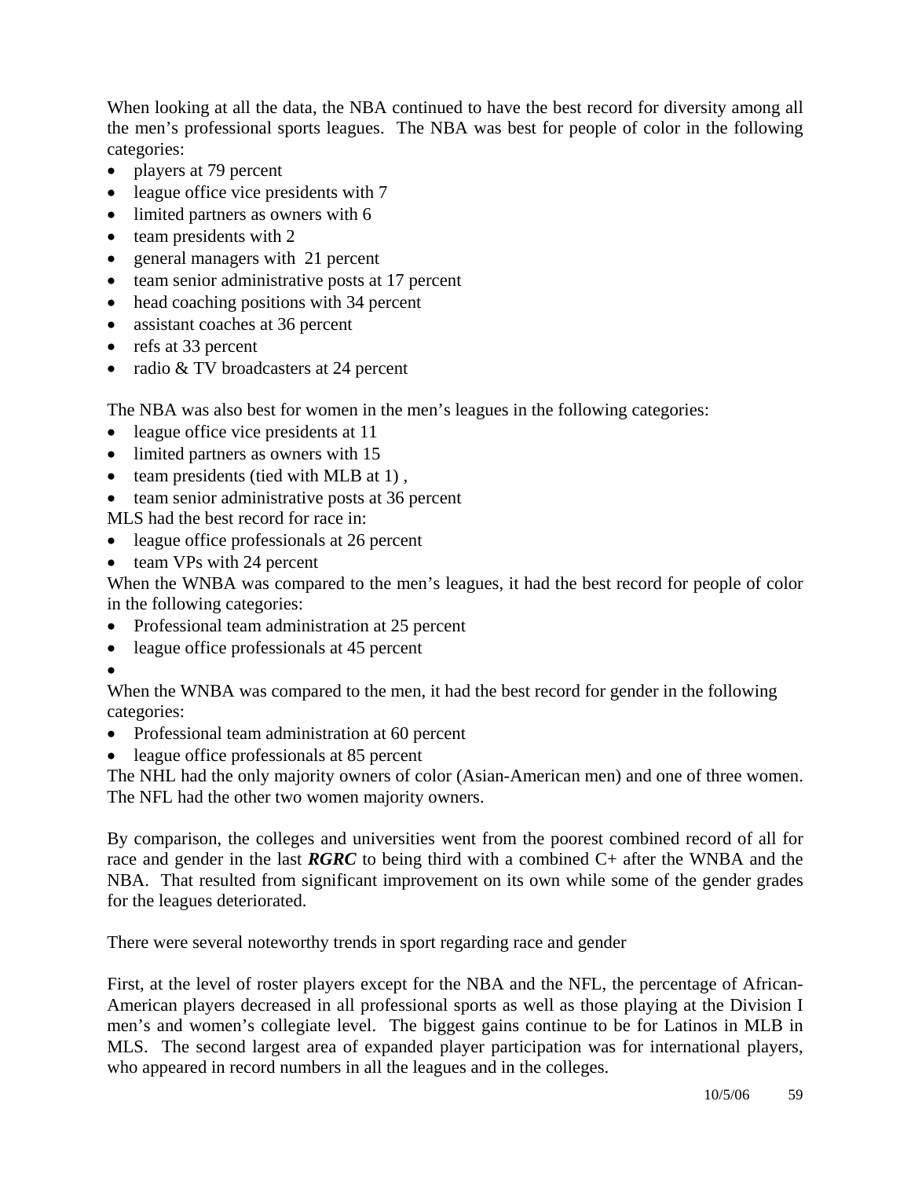When looking at all the data, the NBA continued to have the best record for diversity among all the men's professional sports leagues. The NBA was best for people of color in the following categories:

- players at 79 percent
- league office vice presidents with 7
- limited partners as owners with 6
- team presidents with 2
- general managers with 21 percent
- team senior administrative posts at 17 percent
- head coaching positions with 34 percent
- assistant coaches at 36 percent
- refs at 33 percent
- radio & TV broadcasters at 24 percent

The NBA was also best for women in the men's leagues in the following categories:

- league office vice presidents at 11
- limited partners as owners with 15
- team presidents (tied with MLB at 1) ,
- team senior administrative posts at 36 percent

MLS had the best record for race in:

- league office professionals at 26 percent
- team VPs with 24 percent

When the WNBA was compared to the men's leagues, it had the best record for people of color in the following categories:

- Professional team administration at 25 percent
- league office professionals at 45 percent

When the WNBA was compared to the men, it had the best record for gender in the following categories:

- Professional team administration at 60 percent
- league office professionals at 85 percent

The NHL had the only majority owners of color (Asian-American men) and one of three women. The NFL had the other two women majority owners.

By comparison, the colleges and universities went from the poorest combined record of all for race and gender in the last ***RGRC*** to being third with a combined C+ after the WNBA and the NBA. That resulted from significant improvement on its own while some of the gender grades for the leagues deteriorated.

There were several noteworthy trends in sport regarding race and gender

First, at the level of roster players except for the NBA and the NFL, the percentage of African-American players decreased in all professional sports as well as those playing at the Division I men's and women's collegiate level. The biggest gains continue to be for Latinos in MLB in MLS. The second largest area of expanded player participation was for international players, who appeared in record numbers in all the leagues and in the colleges.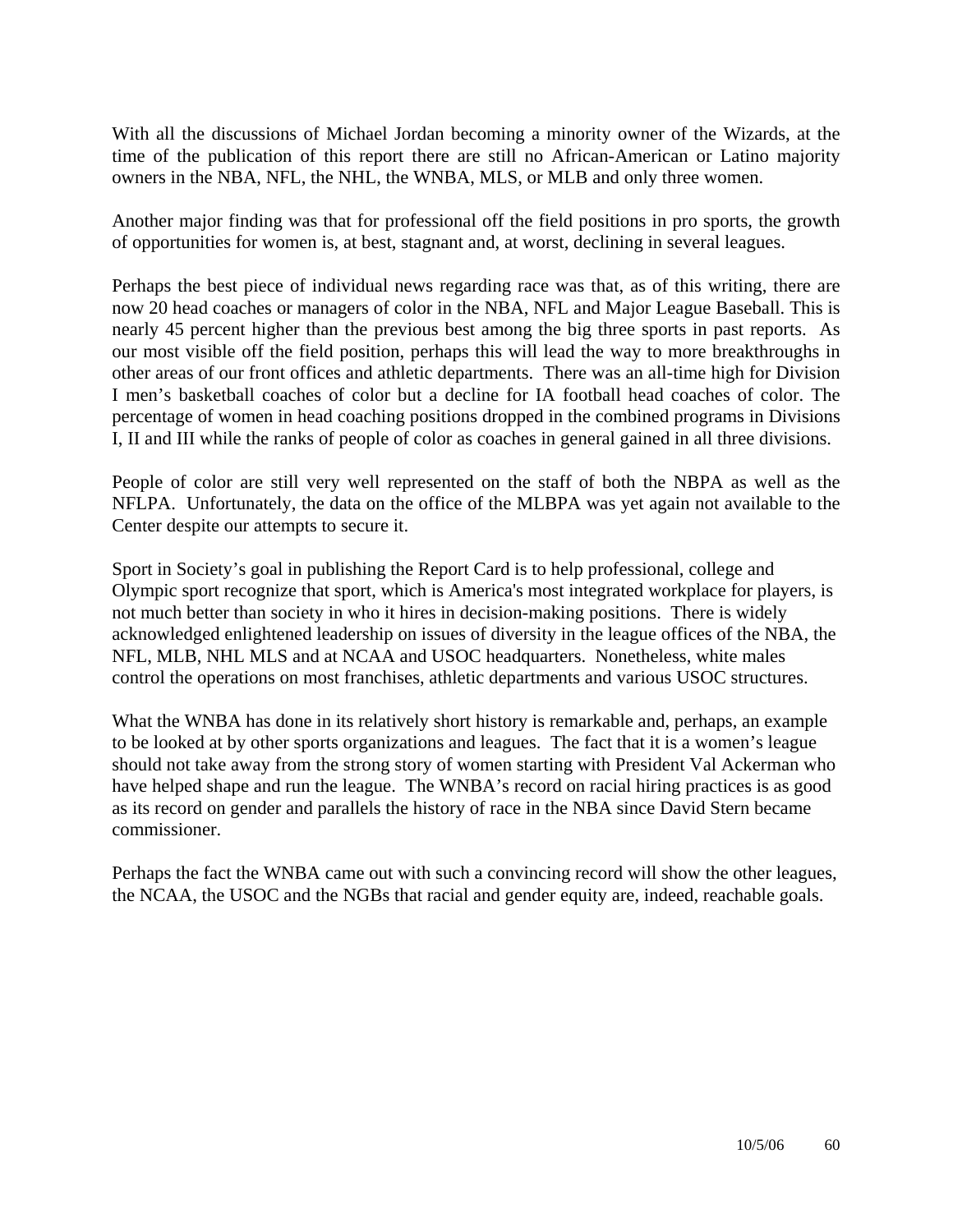With all the discussions of Michael Jordan becoming a minority owner of the Wizards, at the time of the publication of this report there are still no African-American or Latino majority owners in the NBA, NFL, the NHL, the WNBA, MLS, or MLB and only three women.

Another major finding was that for professional off the field positions in pro sports, the growth of opportunities for women is, at best, stagnant and, at worst, declining in several leagues.

Perhaps the best piece of individual news regarding race was that, as of this writing, there are now 20 head coaches or managers of color in the NBA, NFL and Major League Baseball. This is nearly 45 percent higher than the previous best among the big three sports in past reports. As our most visible off the field position, perhaps this will lead the way to more breakthroughs in other areas of our front offices and athletic departments. There was an all-time high for Division I men's basketball coaches of color but a decline for IA football head coaches of color. The percentage of women in head coaching positions dropped in the combined programs in Divisions I, II and III while the ranks of people of color as coaches in general gained in all three divisions.

People of color are still very well represented on the staff of both the NBPA as well as the NFLPA. Unfortunately, the data on the office of the MLBPA was yet again not available to the Center despite our attempts to secure it.

Sport in Society's goal in publishing the Report Card is to help professional, college and Olympic sport recognize that sport, which is America's most integrated workplace for players, is not much better than society in who it hires in decision-making positions. There is widely acknowledged enlightened leadership on issues of diversity in the league offices of the NBA, the NFL, MLB, NHL MLS and at NCAA and USOC headquarters. Nonetheless, white males control the operations on most franchises, athletic departments and various USOC structures.

What the WNBA has done in its relatively short history is remarkable and, perhaps, an example to be looked at by other sports organizations and leagues. The fact that it is a women's league should not take away from the strong story of women starting with President Val Ackerman who have helped shape and run the league. The WNBA's record on racial hiring practices is as good as its record on gender and parallels the history of race in the NBA since David Stern became commissioner.

Perhaps the fact the WNBA came out with such a convincing record will show the other leagues, the NCAA, the USOC and the NGBs that racial and gender equity are, indeed, reachable goals.